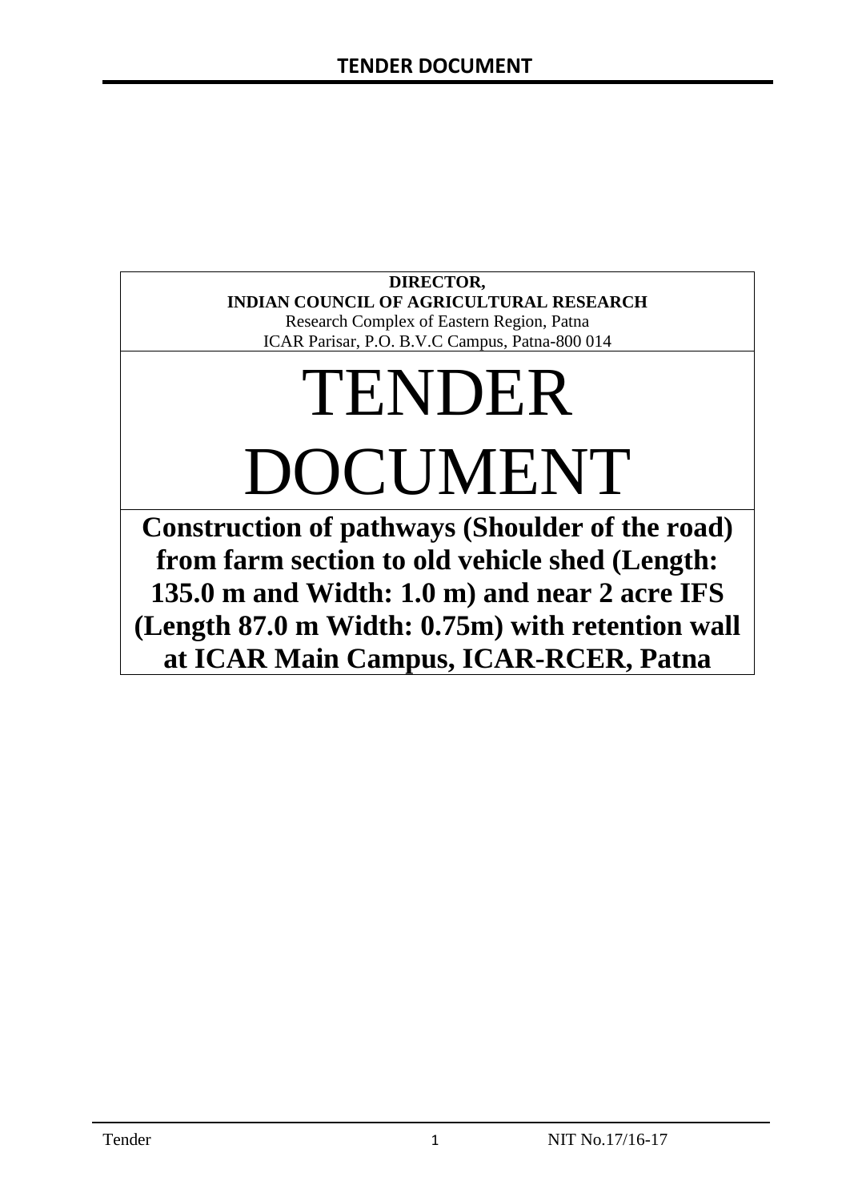**DIRECTOR,**
**INDIAN COUNCIL OF AGRICULTURAL RESEARCH**
Research Complex of Eastern Region, Patna
ICAR Parisar, P.O. B.V.C Campus, Patna-800 014

# TENDER DOCUMENT

## Construction of pathways (Shoulder of the road) from farm section to old vehicle shed (Length: 135.0 m and Width: 1.0 m) and near 2 acre IFS (Length 87.0 m Width: 0.75m) with retention wall at ICAR Main Campus, ICAR-RCER, Patna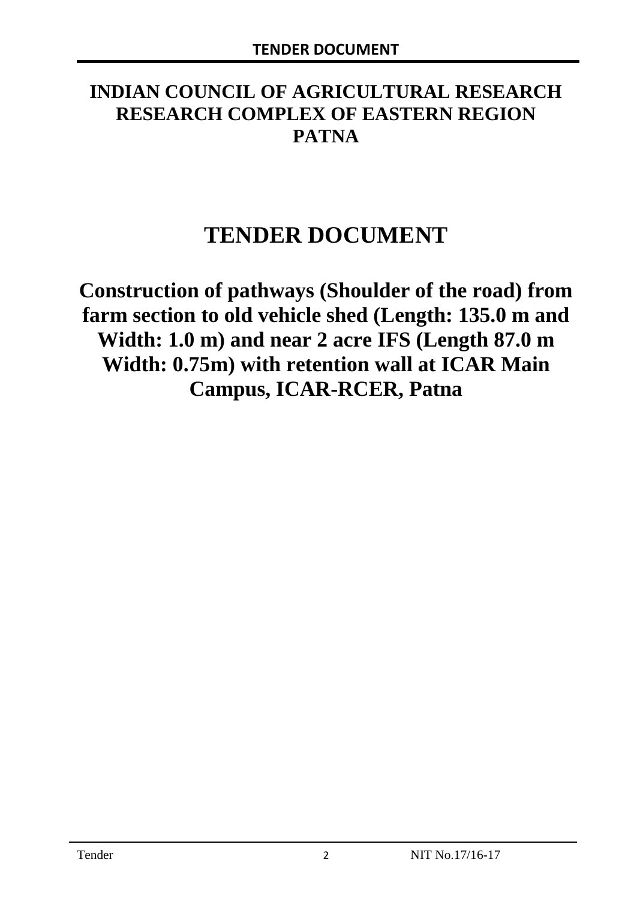# INDIAN COUNCIL OF AGRICULTURAL RESEARCH RESEARCH COMPLEX OF EASTERN REGION PATNA

# TENDER DOCUMENT

## Construction of pathways (Shoulder of the road) from farm section to old vehicle shed (Length: 135.0 m and Width: 1.0 m) and near 2 acre IFS (Length 87.0 m Width: 0.75m) with retention wall at ICAR Main Campus, ICAR-RCER, Patna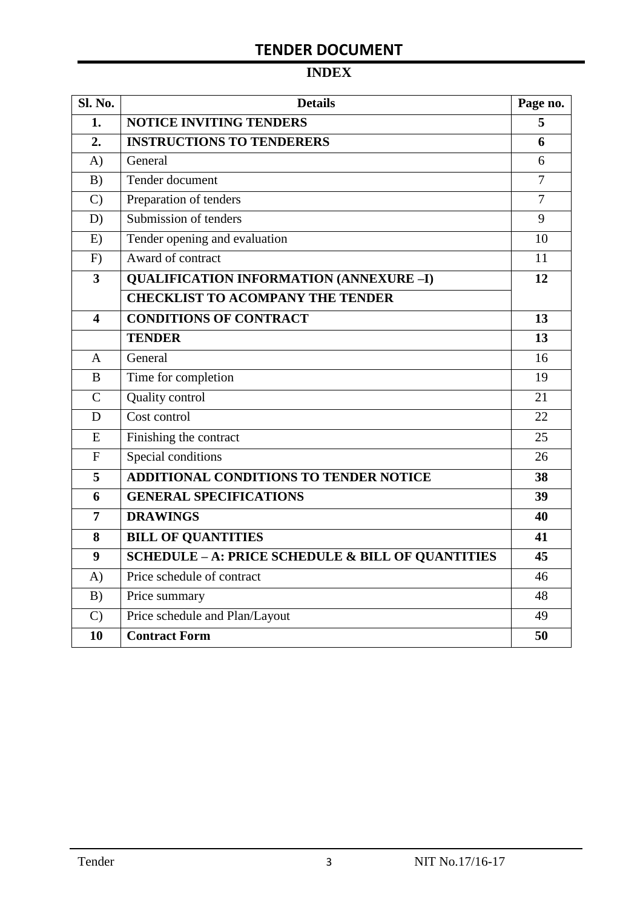## TENDER DOCUMENT

### INDEX

| Sl. No. | Details | Page no. |
|---|---|---|
| **1.** | **NOTICE INVITING TENDERS** | **5** |
| **2.** | **INSTRUCTIONS TO TENDERERS** | **6** |
| A) | General | 6 |
| B) | Tender document | 7 |
| C) | Preparation of tenders | 7 |
| D) | Submission of tenders | 9 |
| E) | Tender opening and evaluation | 10 |
| F) | Award of contract | 11 |
| **3** | **QUALIFICATION INFORMATION (ANNEXURE –I)** | **12** |
| | **CHECKLIST TO ACOMPANY THE TENDER** | |
| **4** | **CONDITIONS OF CONTRACT** | **13** |
| | **TENDER** | **13** |
| A | General | 16 |
| B | Time for completion | 19 |
| C | Quality control | 21 |
| D | Cost control | 22 |
| E | Finishing the contract | 25 |
| F | Special conditions | 26 |
| **5** | **ADDITIONAL CONDITIONS TO TENDER NOTICE** | **38** |
| **6** | **GENERAL SPECIFICATIONS** | **39** |
| **7** | **DRAWINGS** | **40** |
| **8** | **BILL OF QUANTITIES** | **41** |
| **9** | **SCHEDULE – A: PRICE SCHEDULE & BILL OF QUANTITIES** | **45** |
| A) | Price schedule of contract | 46 |
| B) | Price summary | 48 |
| C) | Price schedule and Plan/Layout | 49 |
| **10** | **Contract Form** | **50** |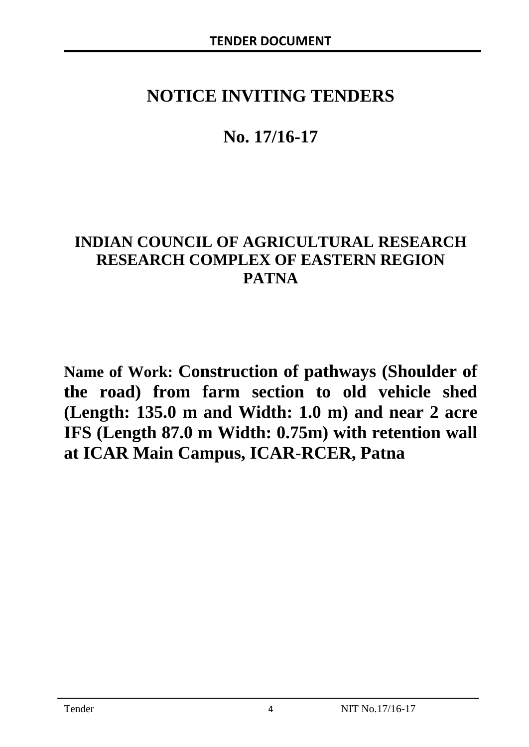# NOTICE INVITING TENDERS

# No. 17/16-17

## INDIAN COUNCIL OF AGRICULTURAL RESEARCH
## RESEARCH COMPLEX OF EASTERN REGION
## PATNA

**Name of Work: Construction of pathways (Shoulder of the road) from farm section to old vehicle shed (Length: 135.0 m and Width: 1.0 m) and near 2 acre IFS (Length 87.0 m Width: 0.75m) with retention wall at ICAR Main Campus, ICAR-RCER, Patna**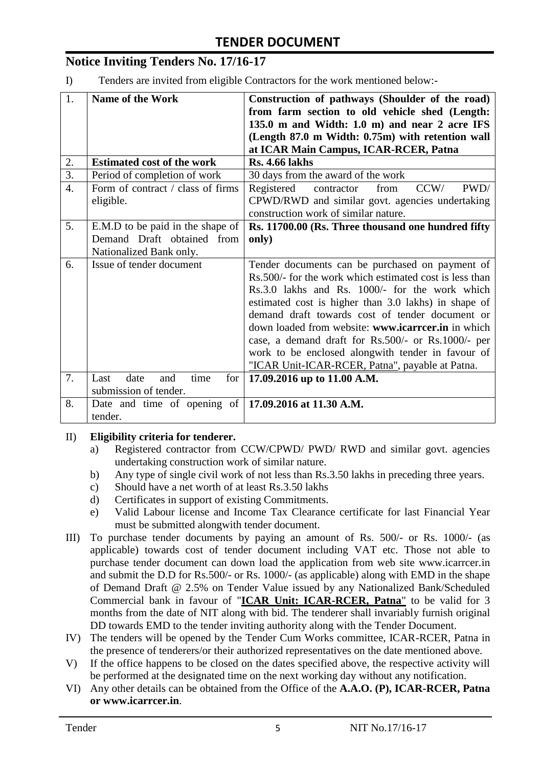# TENDER DOCUMENT

## Notice Inviting Tenders No. 17/16-17

I) Tenders are invited from eligible Contractors for the work mentioned below:-

| | | |
|---|---|---|
| 1. | **Name of the Work** | **Construction of pathways (Shoulder of the road) from farm section to old vehicle shed (Length: 135.0 m and Width: 1.0 m) and near 2 acre IFS (Length 87.0 m Width: 0.75m) with retention wall at ICAR Main Campus, ICAR-RCER, Patna** |
| 2. | **Estimated cost of the work** | **Rs. 4.66 lakhs** |
| 3. | Period of completion of work | 30 days from the award of the work |
| 4. | Form of contract / class of firms eligible. | Registered contractor from CCW/ PWD/ CPWD/RWD and similar govt. agencies undertaking construction work of similar nature. |
| 5. | E.M.D to be paid in the shape of Demand Draft obtained from Nationalized Bank only. | **Rs. 11700.00 (Rs. Three thousand one hundred fifty only)** |
| 6. | Issue of tender document | Tender documents can be purchased on payment of Rs.500/- for the work which estimated cost is less than Rs.3.0 lakhs and Rs. 1000/- for the work which estimated cost is higher than 3.0 lakhs) in shape of demand draft towards cost of tender document or down loaded from website: **www.icarrcer.in** in which case, a demand draft for Rs.500/- or Rs.1000/- per work to be enclosed alongwith tender in favour of "ICAR Unit-ICAR-RCER, Patna", payable at Patna. |
| 7. | Last date and time for submission of tender. | **17.09.2016 up to 11.00 A.M.** |
| 8. | Date and time of opening of tender. | **17.09.2016 at 11.30 A.M.** |

II) **Eligibility criteria for tenderer.**

a) Registered contractor from CCW/CPWD/ PWD/ RWD and similar govt. agencies undertaking construction work of similar nature.

b) Any type of single civil work of not less than Rs.3.50 lakhs in preceding three years.

c) Should have a net worth of at least Rs.3.50 lakhs

d) Certificates in support of existing Commitments.

e) Valid Labour license and Income Tax Clearance certificate for last Financial Year must be submitted alongwith tender document.

III) To purchase tender documents by paying an amount of Rs. 500/- or Rs. 1000/- (as applicable) towards cost of tender document including VAT etc. Those not able to purchase tender document can down load the application from web site www.icarrcer.in and submit the D.D for Rs.500/- or Rs. 1000/- (as applicable) along with EMD in the shape of Demand Draft @ 2.5% on Tender Value issued by any Nationalized Bank/Scheduled Commercial bank in favour of "**ICAR Unit: ICAR-RCER, Patna**" to be valid for 3 months from the date of NIT along with bid. The tenderer shall invariably furnish original DD towards EMD to the tender inviting authority along with the Tender Document.

IV) The tenders will be opened by the Tender Cum Works committee, ICAR-RCER, Patna in the presence of tenderers/or their authorized representatives on the date mentioned above.

V) If the office happens to be closed on the dates specified above, the respective activity will be performed at the designated time on the next working day without any notification.

VI) Any other details can be obtained from the Office of the **A.A.O. (P), ICAR-RCER, Patna or www.icarrcer.in**.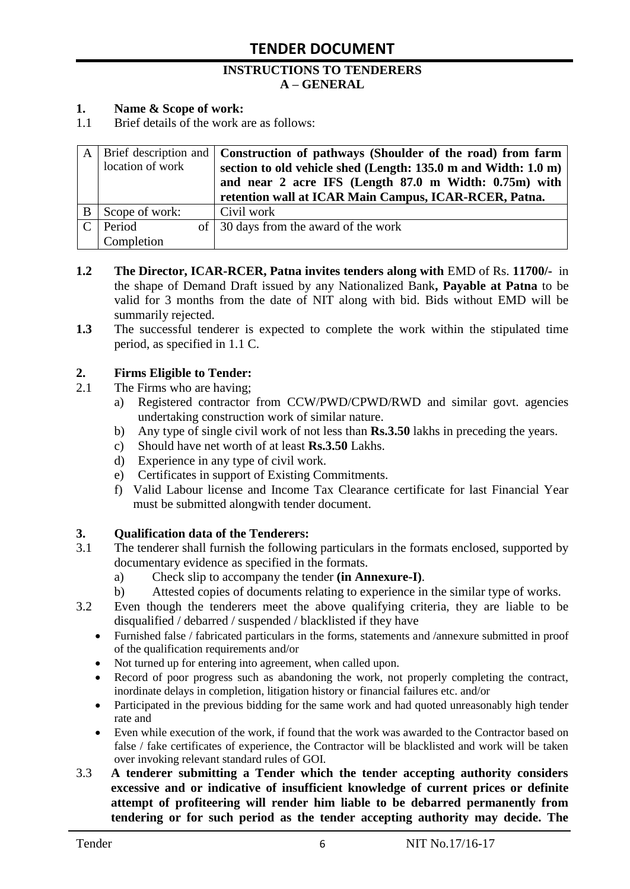# TENDER DOCUMENT

**INSTRUCTIONS TO TENDERERS**
**A – GENERAL**

**1. Name & Scope of work:**

1.1 Brief details of the work are as follows:

| | | |
|---|---|---|
| A | Brief description and location of work | **Construction of pathways (Shoulder of the road) from farm section to old vehicle shed (Length: 135.0 m and Width: 1.0 m) and near 2 acre IFS (Length 87.0 m Width: 0.75m) with retention wall at ICAR Main Campus, ICAR-RCER, Patna.** |
| B | Scope of work: | Civil work |
| C | Period of Completion | 30 days from the award of the work |

**1.2 The Director, ICAR-RCER, Patna invites tenders along with** EMD of Rs. **11700/-** in the shape of Demand Draft issued by any Nationalized Bank**, Payable at Patna** to be valid for 3 months from the date of NIT along with bid. Bids without EMD will be summarily rejected.

**1.3** The successful tenderer is expected to complete the work within the stipulated time period, as specified in 1.1 C.

**2. Firms Eligible to Tender:**

2.1 The Firms who are having;

a) Registered contractor from CCW/PWD/CPWD/RWD and similar govt. agencies undertaking construction work of similar nature.
b) Any type of single civil work of not less than **Rs.3.50** lakhs in preceding the years.
c) Should have net worth of at least **Rs.3.50** Lakhs.
d) Experience in any type of civil work.
e) Certificates in support of Existing Commitments.
f) Valid Labour license and Income Tax Clearance certificate for last Financial Year must be submitted alongwith tender document.

**3. Qualification data of the Tenderers:**

3.1 The tenderer shall furnish the following particulars in the formats enclosed, supported by documentary evidence as specified in the formats.

a) Check slip to accompany the tender **(in Annexure-I)**.
b) Attested copies of documents relating to experience in the similar type of works.

3.2 Even though the tenderers meet the above qualifying criteria, they are liable to be disqualified / debarred / suspended / blacklisted if they have

- Furnished false / fabricated particulars in the forms, statements and /annexure submitted in proof of the qualification requirements and/or
- Not turned up for entering into agreement, when called upon.
- Record of poor progress such as abandoning the work, not properly completing the contract, inordinate delays in completion, litigation history or financial failures etc. and/or
- Participated in the previous bidding for the same work and had quoted unreasonably high tender rate and
- Even while execution of the work, if found that the work was awarded to the Contractor based on false / fake certificates of experience, the Contractor will be blacklisted and work will be taken over invoking relevant standard rules of GOI.

3.3 **A tenderer submitting a Tender which the tender accepting authority considers excessive and or indicative of insufficient knowledge of current prices or definite attempt of profiteering will render him liable to be debarred permanently from tendering or for such period as the tender accepting authority may decide. The**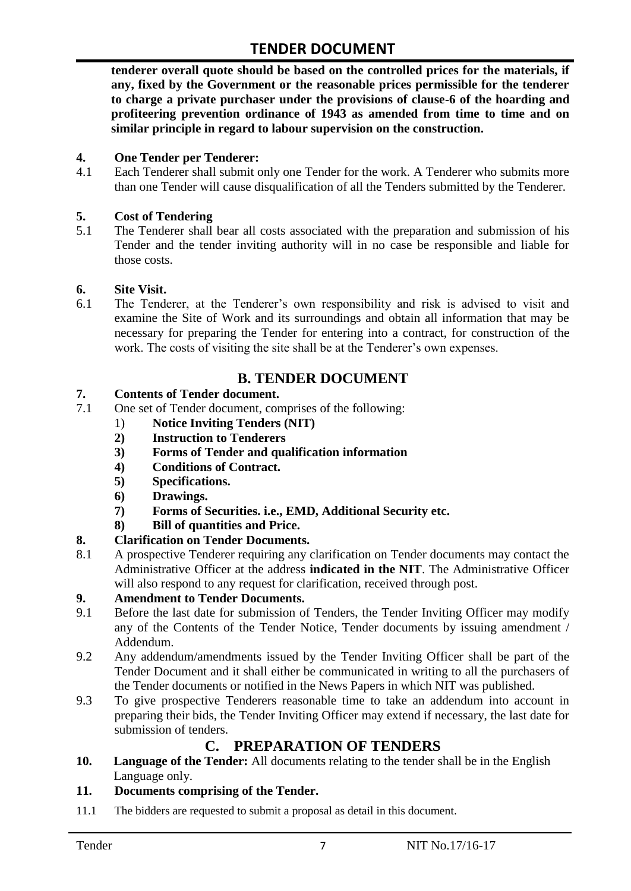**tenderer overall quote should be based on the controlled prices for the materials, if any, fixed by the Government or the reasonable prices permissible for the tenderer to charge a private purchaser under the provisions of clause-6 of the hoarding and profiteering prevention ordinance of 1943 as amended from time to time and on similar principle in regard to labour supervision on the construction.**

**4. One Tender per Tenderer:**

4.1 Each Tenderer shall submit only one Tender for the work. A Tenderer who submits more than one Tender will cause disqualification of all the Tenders submitted by the Tenderer.

**5. Cost of Tendering**

5.1 The Tenderer shall bear all costs associated with the preparation and submission of his Tender and the tender inviting authority will in no case be responsible and liable for those costs.

**6. Site Visit.**

6.1 The Tenderer, at the Tenderer's own responsibility and risk is advised to visit and examine the Site of Work and its surroundings and obtain all information that may be necessary for preparing the Tender for entering into a contract, for construction of the work. The costs of visiting the site shall be at the Tenderer's own expenses.

## B. TENDER DOCUMENT

**7. Contents of Tender document.**

7.1 One set of Tender document, comprises of the following:

1) **Notice Inviting Tenders (NIT)**
2) **Instruction to Tenderers**
3) **Forms of Tender and qualification information**
4) **Conditions of Contract.**
5) **Specifications.**
6) **Drawings.**
7) **Forms of Securities. i.e., EMD, Additional Security etc.**
8) **Bill of quantities and Price.**

**8. Clarification on Tender Documents.**

8.1 A prospective Tenderer requiring any clarification on Tender documents may contact the Administrative Officer at the address **indicated in the NIT**. The Administrative Officer will also respond to any request for clarification, received through post.

**9. Amendment to Tender Documents.**

9.1 Before the last date for submission of Tenders, the Tender Inviting Officer may modify any of the Contents of the Tender Notice, Tender documents by issuing amendment / Addendum.

9.2 Any addendum/amendments issued by the Tender Inviting Officer shall be part of the Tender Document and it shall either be communicated in writing to all the purchasers of the Tender documents or notified in the News Papers in which NIT was published.

9.3 To give prospective Tenderers reasonable time to take an addendum into account in preparing their bids, the Tender Inviting Officer may extend if necessary, the last date for submission of tenders.

## C. PREPARATION OF TENDERS

**10. Language of the Tender:** All documents relating to the tender shall be in the English Language only.

**11. Documents comprising of the Tender.**

11.1 The bidders are requested to submit a proposal as detail in this document.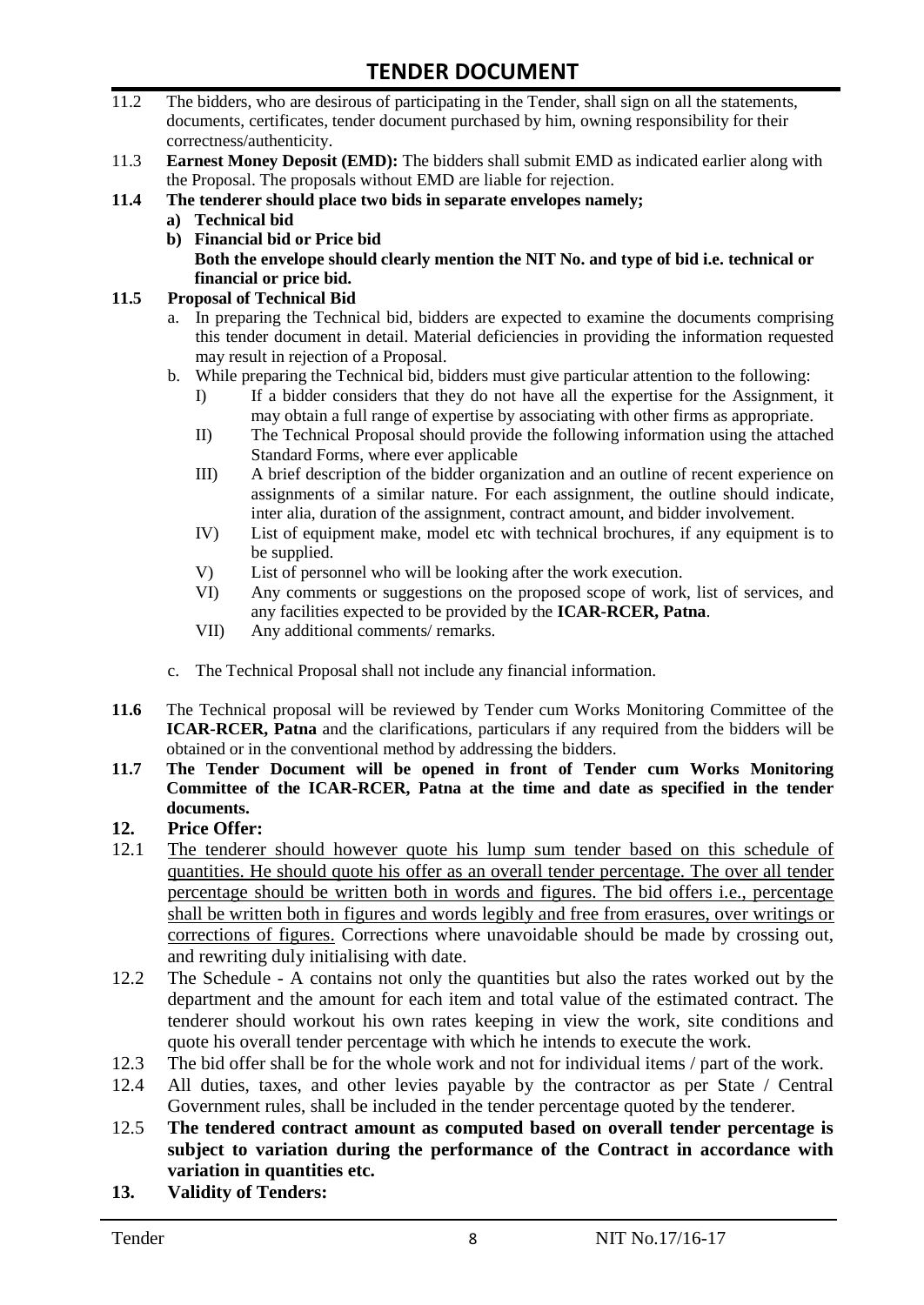11.2 The bidders, who are desirous of participating in the Tender, shall sign on all the statements, documents, certificates, tender document purchased by him, owning responsibility for their correctness/authenticity.

11.3 **Earnest Money Deposit (EMD):** The bidders shall submit EMD as indicated earlier along with the Proposal. The proposals without EMD are liable for rejection.

**11.4 The tenderer should place two bids in separate envelopes namely;**

**a) Technical bid**

**b) Financial bid or Price bid**

**Both the envelope should clearly mention the NIT No. and type of bid i.e. technical or financial or price bid.**

**11.5 Proposal of Technical Bid**

a. In preparing the Technical bid, bidders are expected to examine the documents comprising this tender document in detail. Material deficiencies in providing the information requested may result in rejection of a Proposal.

b. While preparing the Technical bid, bidders must give particular attention to the following:

I) If a bidder considers that they do not have all the expertise for the Assignment, it may obtain a full range of expertise by associating with other firms as appropriate.

II) The Technical Proposal should provide the following information using the attached Standard Forms, where ever applicable

III) A brief description of the bidder organization and an outline of recent experience on assignments of a similar nature. For each assignment, the outline should indicate, inter alia, duration of the assignment, contract amount, and bidder involvement.

IV) List of equipment make, model etc with technical brochures, if any equipment is to be supplied.

V) List of personnel who will be looking after the work execution.

VI) Any comments or suggestions on the proposed scope of work, list of services, and any facilities expected to be provided by the **ICAR-RCER, Patna**.

VII) Any additional comments/ remarks.

c. The Technical Proposal shall not include any financial information.

**11.6** The Technical proposal will be reviewed by Tender cum Works Monitoring Committee of the **ICAR-RCER, Patna** and the clarifications, particulars if any required from the bidders will be obtained or in the conventional method by addressing the bidders.

**11.7 The Tender Document will be opened in front of Tender cum Works Monitoring Committee of the ICAR-RCER, Patna at the time and date as specified in the tender documents.**

## 12. Price Offer:

12.1 <u>The tenderer should however quote his lump sum tender based on this schedule of quantities. He should quote his offer as an overall tender percentage. The over all tender percentage should be written both in words and figures. The bid offers i.e., percentage shall be written both in figures and words legibly and free from erasures, over writings or corrections of figures.</u> Corrections where unavoidable should be made by crossing out, and rewriting duly initialising with date.

12.2 The Schedule - A contains not only the quantities but also the rates worked out by the department and the amount for each item and total value of the estimated contract. The tenderer should workout his own rates keeping in view the work, site conditions and quote his overall tender percentage with which he intends to execute the work.

12.3 The bid offer shall be for the whole work and not for individual items / part of the work.

12.4 All duties, taxes, and other levies payable by the contractor as per State / Central Government rules, shall be included in the tender percentage quoted by the tenderer.

12.5 **The tendered contract amount as computed based on overall tender percentage is subject to variation during the performance of the Contract in accordance with variation in quantities etc.**

## 13. Validity of Tenders: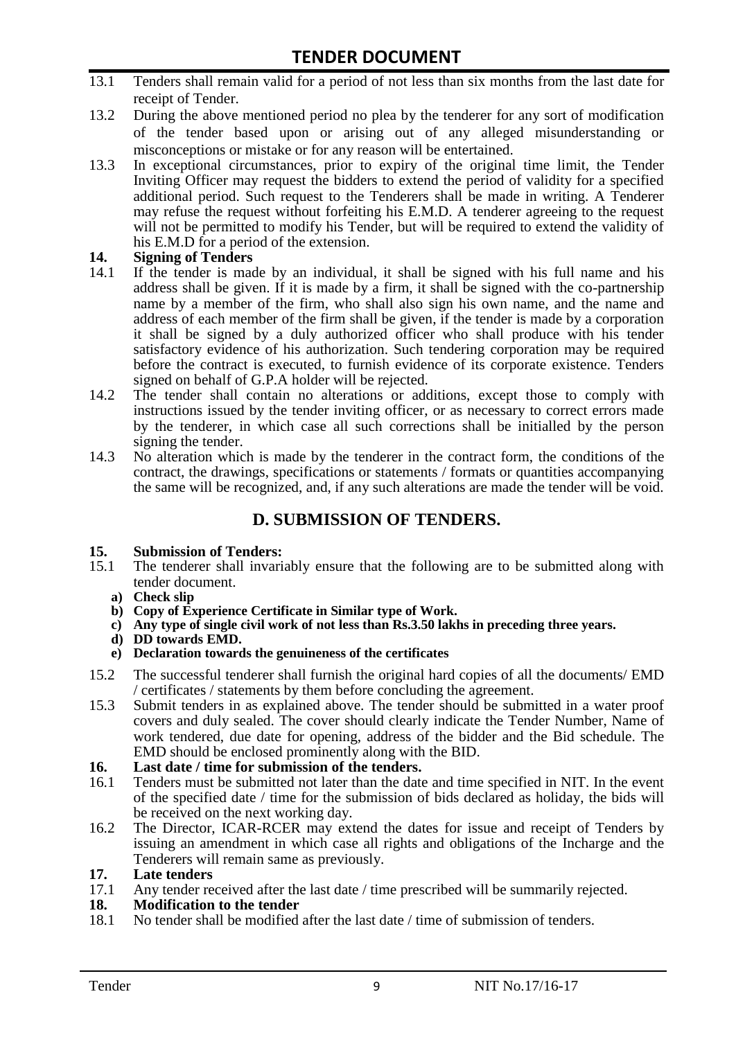13.1 Tenders shall remain valid for a period of not less than six months from the last date for receipt of Tender.

13.2 During the above mentioned period no plea by the tenderer for any sort of modification of the tender based upon or arising out of any alleged misunderstanding or misconceptions or mistake or for any reason will be entertained.

13.3 In exceptional circumstances, prior to expiry of the original time limit, the Tender Inviting Officer may request the bidders to extend the period of validity for a specified additional period. Such request to the Tenderers shall be made in writing. A Tenderer may refuse the request without forfeiting his E.M.D. A tenderer agreeing to the request will not be permitted to modify his Tender, but will be required to extend the validity of his E.M.D for a period of the extension.

**14. Signing of Tenders**

14.1 If the tender is made by an individual, it shall be signed with his full name and his address shall be given. If it is made by a firm, it shall be signed with the co-partnership name by a member of the firm, who shall also sign his own name, and the name and address of each member of the firm shall be given, if the tender is made by a corporation it shall be signed by a duly authorized officer who shall produce with his tender satisfactory evidence of his authorization. Such tendering corporation may be required before the contract is executed, to furnish evidence of its corporate existence. Tenders signed on behalf of G.P.A holder will be rejected.

14.2 The tender shall contain no alterations or additions, except those to comply with instructions issued by the tender inviting officer, or as necessary to correct errors made by the tenderer, in which case all such corrections shall be initialled by the person signing the tender.

14.3 No alteration which is made by the tenderer in the contract form, the conditions of the contract, the drawings, specifications or statements / formats or quantities accompanying the same will be recognized, and, if any such alterations are made the tender will be void.

## D. SUBMISSION OF TENDERS.

**15. Submission of Tenders:**

15.1 The tenderer shall invariably ensure that the following are to be submitted along with tender document.

**a) Check slip**
**b) Copy of Experience Certificate in Similar type of Work.**
**c) Any type of single civil work of not less than Rs.3.50 lakhs in preceding three years.**
**d) DD towards EMD.**
**e) Declaration towards the genuineness of the certificates**

15.2 The successful tenderer shall furnish the original hard copies of all the documents/ EMD / certificates / statements by them before concluding the agreement.

15.3 Submit tenders in as explained above. The tender should be submitted in a water proof covers and duly sealed. The cover should clearly indicate the Tender Number, Name of work tendered, due date for opening, address of the bidder and the Bid schedule. The EMD should be enclosed prominently along with the BID.

**16. Last date / time for submission of the tenders.**

16.1 Tenders must be submitted not later than the date and time specified in NIT. In the event of the specified date / time for the submission of bids declared as holiday, the bids will be received on the next working day.

16.2 The Director, ICAR-RCER may extend the dates for issue and receipt of Tenders by issuing an amendment in which case all rights and obligations of the Incharge and the Tenderers will remain same as previously.

**17. Late tenders**

17.1 Any tender received after the last date / time prescribed will be summarily rejected.

**18. Modification to the tender**

18.1 No tender shall be modified after the last date / time of submission of tenders.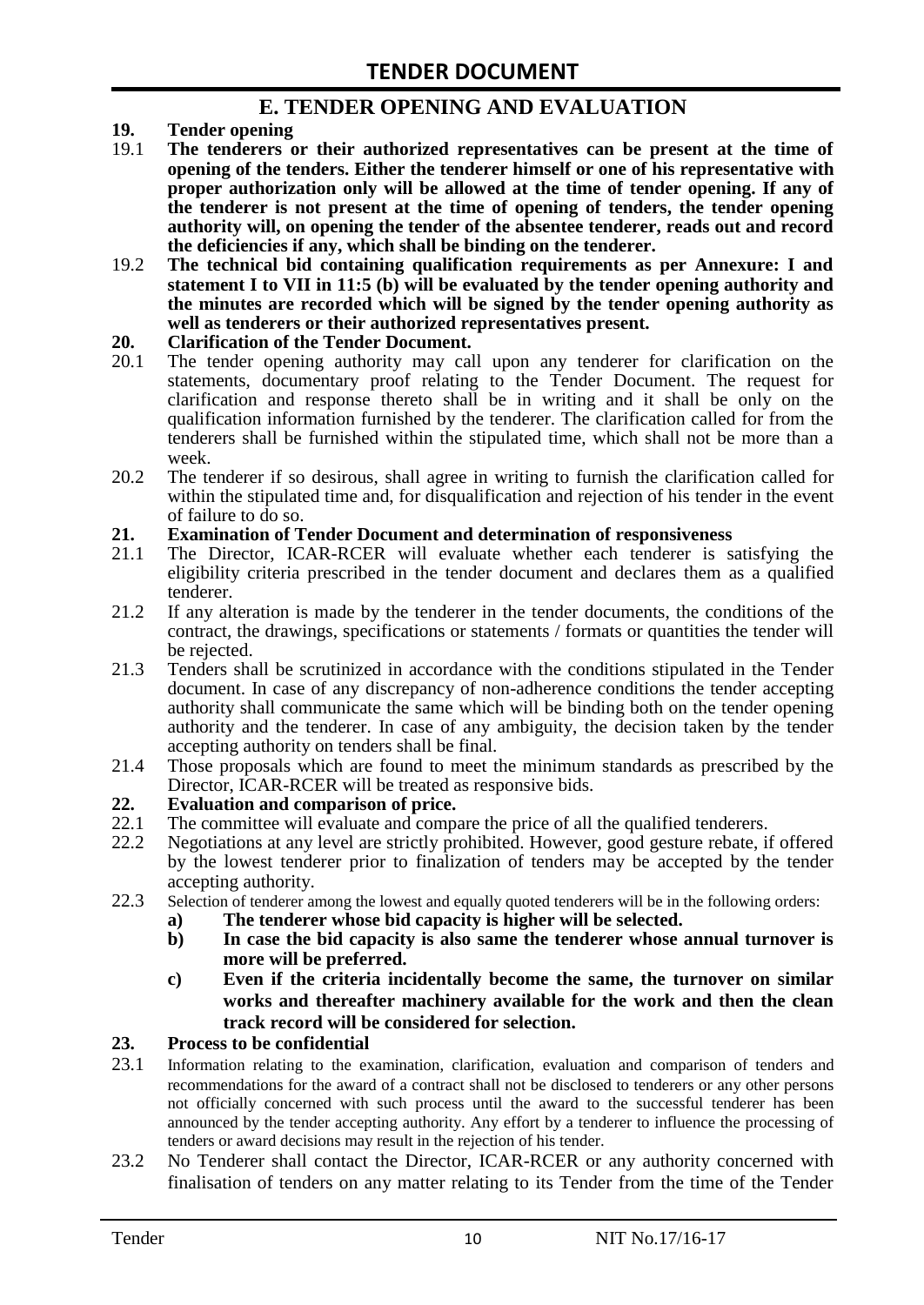## E. TENDER OPENING AND EVALUATION

**19. Tender opening**

19.1 **The tenderers or their authorized representatives can be present at the time of opening of the tenders. Either the tenderer himself or one of his representative with proper authorization only will be allowed at the time of tender opening. If any of the tenderer is not present at the time of opening of tenders, the tender opening authority will, on opening the tender of the absentee tenderer, reads out and record the deficiencies if any, which shall be binding on the tenderer.**

19.2 **The technical bid containing qualification requirements as per Annexure: I and statement I to VII in 11:5 (b) will be evaluated by the tender opening authority and the minutes are recorded which will be signed by the tender opening authority as well as tenderers or their authorized representatives present.**

**20. Clarification of the Tender Document.**

20.1 The tender opening authority may call upon any tenderer for clarification on the statements, documentary proof relating to the Tender Document. The request for clarification and response thereto shall be in writing and it shall be only on the qualification information furnished by the tenderer. The clarification called for from the tenderers shall be furnished within the stipulated time, which shall not be more than a week.

20.2 The tenderer if so desirous, shall agree in writing to furnish the clarification called for within the stipulated time and, for disqualification and rejection of his tender in the event of failure to do so.

**21. Examination of Tender Document and determination of responsiveness**

21.1 The Director, ICAR-RCER will evaluate whether each tenderer is satisfying the eligibility criteria prescribed in the tender document and declares them as a qualified tenderer.

21.2 If any alteration is made by the tenderer in the tender documents, the conditions of the contract, the drawings, specifications or statements / formats or quantities the tender will be rejected.

21.3 Tenders shall be scrutinized in accordance with the conditions stipulated in the Tender document. In case of any discrepancy of non-adherence conditions the tender accepting authority shall communicate the same which will be binding both on the tender opening authority and the tenderer. In case of any ambiguity, the decision taken by the tender accepting authority on tenders shall be final.

21.4 Those proposals which are found to meet the minimum standards as prescribed by the Director, ICAR-RCER will be treated as responsive bids.

**22. Evaluation and comparison of price.**

22.1 The committee will evaluate and compare the price of all the qualified tenderers.

22.2 Negotiations at any level are strictly prohibited. However, good gesture rebate, if offered by the lowest tenderer prior to finalization of tenders may be accepted by the tender accepting authority.

22.3 Selection of tenderer among the lowest and equally quoted tenderers will be in the following orders:

**a) The tenderer whose bid capacity is higher will be selected.**

**b) In case the bid capacity is also same the tenderer whose annual turnover is more will be preferred.**

**c) Even if the criteria incidentally become the same, the turnover on similar works and thereafter machinery available for the work and then the clean track record will be considered for selection.**

**23. Process to be confidential**

23.1 Information relating to the examination, clarification, evaluation and comparison of tenders and recommendations for the award of a contract shall not be disclosed to tenderers or any other persons not officially concerned with such process until the award to the successful tenderer has been announced by the tender accepting authority. Any effort by a tenderer to influence the processing of tenders or award decisions may result in the rejection of his tender.

23.2 No Tenderer shall contact the Director, ICAR-RCER or any authority concerned with finalisation of tenders on any matter relating to its Tender from the time of the Tender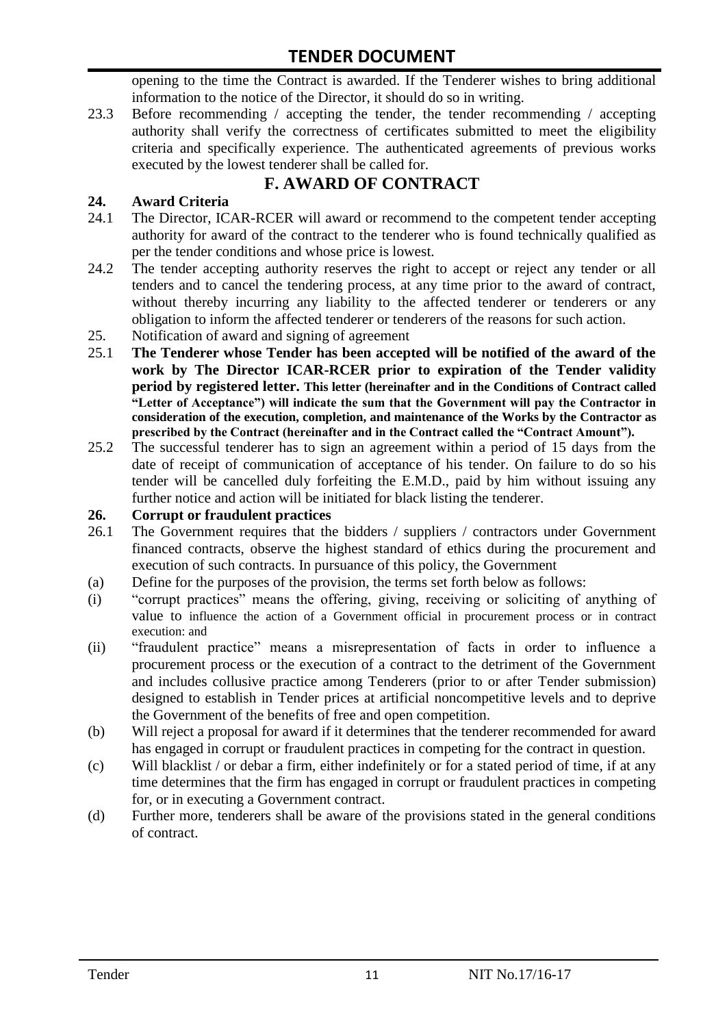opening to the time the Contract is awarded. If the Tenderer wishes to bring additional information to the notice of the Director, it should do so in writing.

23.3 Before recommending / accepting the tender, the tender recommending / accepting authority shall verify the correctness of certificates submitted to meet the eligibility criteria and specifically experience. The authenticated agreements of previous works executed by the lowest tenderer shall be called for.

## F. AWARD OF CONTRACT

**24. Award Criteria**

24.1 The Director, ICAR-RCER will award or recommend to the competent tender accepting authority for award of the contract to the tenderer who is found technically qualified as per the tender conditions and whose price is lowest.

24.2 The tender accepting authority reserves the right to accept or reject any tender or all tenders and to cancel the tendering process, at any time prior to the award of contract, without thereby incurring any liability to the affected tenderer or tenderers or any obligation to inform the affected tenderer or tenderers of the reasons for such action.

25. Notification of award and signing of agreement

25.1 **The Tenderer whose Tender has been accepted will be notified of the award of the work by The Director ICAR-RCER prior to expiration of the Tender validity period by registered letter. This letter (hereinafter and in the Conditions of Contract called "Letter of Acceptance") will indicate the sum that the Government will pay the Contractor in consideration of the execution, completion, and maintenance of the Works by the Contractor as prescribed by the Contract (hereinafter and in the Contract called the "Contract Amount").**

25.2 The successful tenderer has to sign an agreement within a period of 15 days from the date of receipt of communication of acceptance of his tender. On failure to do so his tender will be cancelled duly forfeiting the E.M.D., paid by him without issuing any further notice and action will be initiated for black listing the tenderer.

**26. Corrupt or fraudulent practices**

26.1 The Government requires that the bidders / suppliers / contractors under Government financed contracts, observe the highest standard of ethics during the procurement and execution of such contracts. In pursuance of this policy, the Government

(a) Define for the purposes of the provision, the terms set forth below as follows:

(i) "corrupt practices" means the offering, giving, receiving or soliciting of anything of value to influence the action of a Government official in procurement process or in contract execution: and

(ii) "fraudulent practice" means a misrepresentation of facts in order to influence a procurement process or the execution of a contract to the detriment of the Government and includes collusive practice among Tenderers (prior to or after Tender submission) designed to establish in Tender prices at artificial noncompetitive levels and to deprive the Government of the benefits of free and open competition.

(b) Will reject a proposal for award if it determines that the tenderer recommended for award has engaged in corrupt or fraudulent practices in competing for the contract in question.

(c) Will blacklist / or debar a firm, either indefinitely or for a stated period of time, if at any time determines that the firm has engaged in corrupt or fraudulent practices in competing for, or in executing a Government contract.

(d) Further more, tenderers shall be aware of the provisions stated in the general conditions of contract.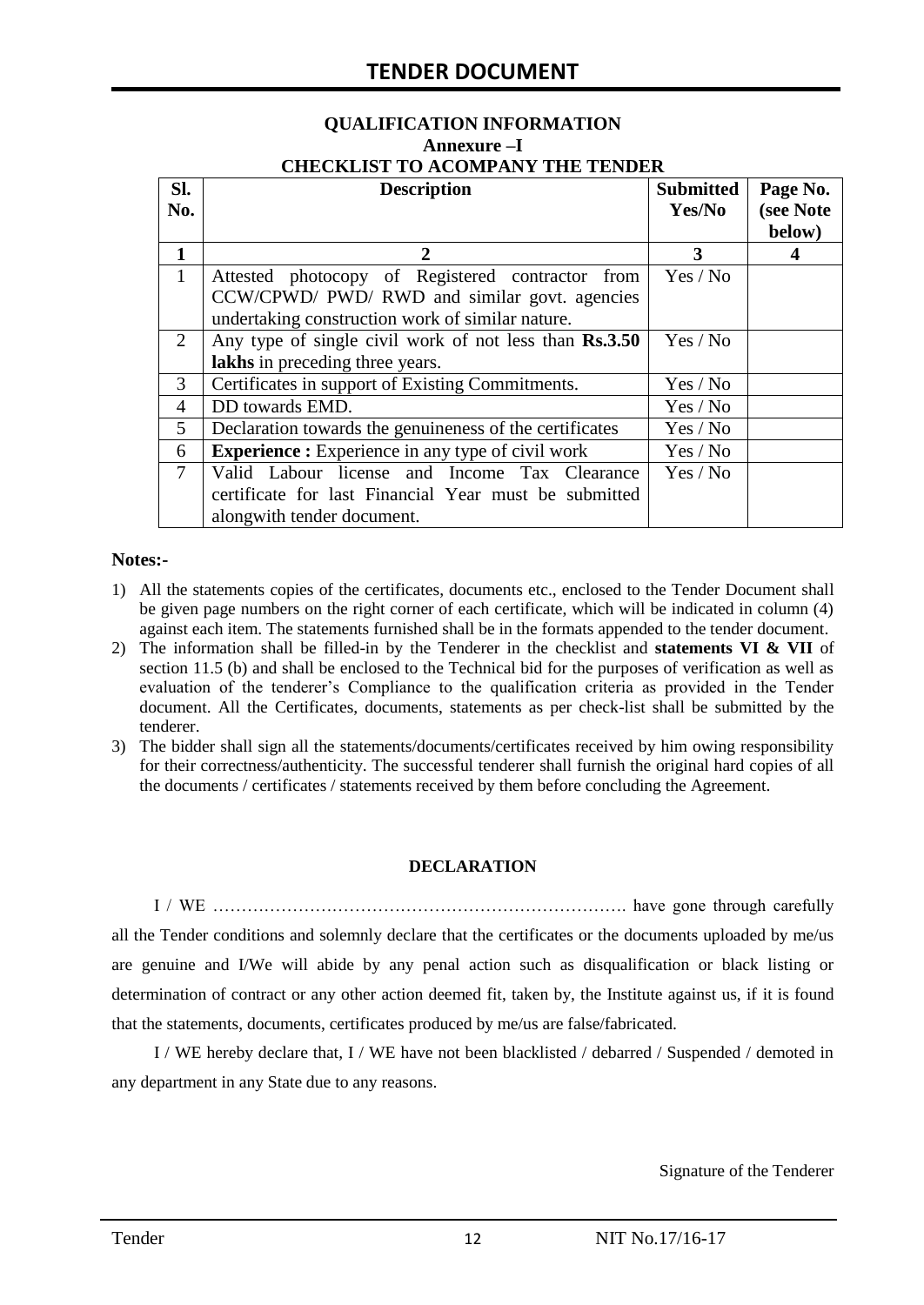# TENDER DOCUMENT

**QUALIFICATION INFORMATION**
**Annexure –I**
**CHECKLIST TO ACOMPANY THE TENDER**

| Sl. No. | Description | Submitted Yes/No | Page No. (see Note below) |
|---|---|---|---|
| **1** | **2** | **3** | **4** |
| 1 | Attested photocopy of Registered contractor from CCW/CPWD/ PWD/ RWD and similar govt. agencies undertaking construction work of similar nature. | Yes / No | |
| 2 | Any type of single civil work of not less than **Rs.3.50 lakhs** in preceding three years. | Yes / No | |
| 3 | Certificates in support of Existing Commitments. | Yes / No | |
| 4 | DD towards EMD. | Yes / No | |
| 5 | Declaration towards the genuineness of the certificates | Yes / No | |
| 6 | **Experience :** Experience in any type of civil work | Yes / No | |
| 7 | Valid Labour license and Income Tax Clearance certificate for last Financial Year must be submitted alongwith tender document. | Yes / No | |

**Notes:-**

1) All the statements copies of the certificates, documents etc., enclosed to the Tender Document shall be given page numbers on the right corner of each certificate, which will be indicated in column (4) against each item. The statements furnished shall be in the formats appended to the tender document.
2) The information shall be filled-in by the Tenderer in the checklist and **statements VI & VII** of section 11.5 (b) and shall be enclosed to the Technical bid for the purposes of verification as well as evaluation of the tenderer's Compliance to the qualification criteria as provided in the Tender document. All the Certificates, documents, statements as per check-list shall be submitted by the tenderer.
3) The bidder shall sign all the statements/documents/certificates received by him owing responsibility for their correctness/authenticity. The successful tenderer shall furnish the original hard copies of all the documents / certificates / statements received by them before concluding the Agreement.

**DECLARATION**

I / WE ………………………………………………………………. have gone through carefully all the Tender conditions and solemnly declare that the certificates or the documents uploaded by me/us are genuine and I/We will abide by any penal action such as disqualification or black listing or determination of contract or any other action deemed fit, taken by, the Institute against us, if it is found that the statements, documents, certificates produced by me/us are false/fabricated.

I / WE hereby declare that, I / WE have not been blacklisted / debarred / Suspended / demoted in any department in any State due to any reasons.

Signature of the Tenderer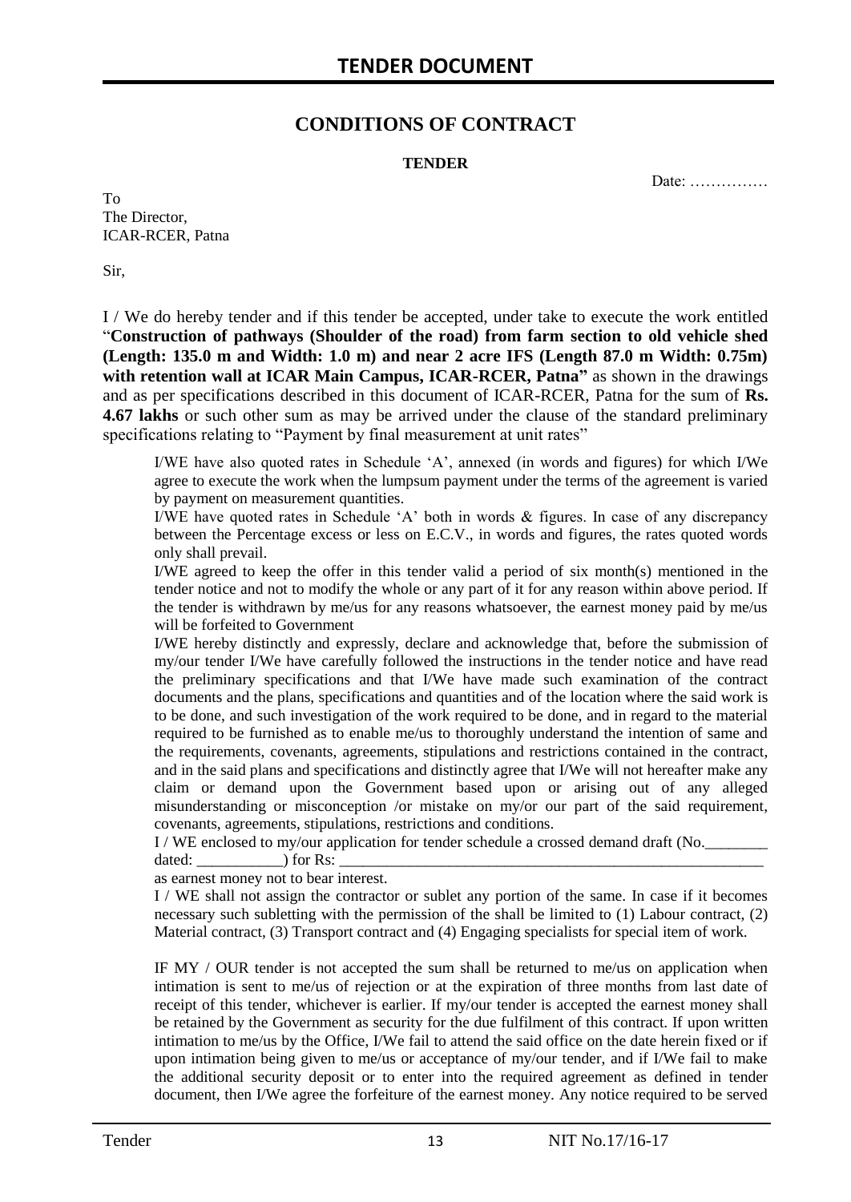## CONDITIONS OF CONTRACT

**TENDER**

Date: ……………

To
The Director,
ICAR-RCER, Patna

Sir,

I / We do hereby tender and if this tender be accepted, under take to execute the work entitled "**Construction of pathways (Shoulder of the road) from farm section to old vehicle shed (Length: 135.0 m and Width: 1.0 m) and near 2 acre IFS (Length 87.0 m Width: 0.75m) with retention wall at ICAR Main Campus, ICAR-RCER, Patna"** as shown in the drawings and as per specifications described in this document of ICAR-RCER, Patna for the sum of **Rs. 4.67 lakhs** or such other sum as may be arrived under the clause of the standard preliminary specifications relating to "Payment by final measurement at unit rates"

I/WE have also quoted rates in Schedule 'A', annexed (in words and figures) for which I/We agree to execute the work when the lumpsum payment under the terms of the agreement is varied by payment on measurement quantities.

I/WE have quoted rates in Schedule 'A' both in words & figures. In case of any discrepancy between the Percentage excess or less on E.C.V., in words and figures, the rates quoted words only shall prevail.

I/WE agreed to keep the offer in this tender valid a period of six month(s) mentioned in the tender notice and not to modify the whole or any part of it for any reason within above period. If the tender is withdrawn by me/us for any reasons whatsoever, the earnest money paid by me/us will be forfeited to Government

I/WE hereby distinctly and expressly, declare and acknowledge that, before the submission of my/our tender I/We have carefully followed the instructions in the tender notice and have read the preliminary specifications and that I/We have made such examination of the contract documents and the plans, specifications and quantities and of the location where the said work is to be done, and such investigation of the work required to be done, and in regard to the material required to be furnished as to enable me/us to thoroughly understand the intention of same and the requirements, covenants, agreements, stipulations and restrictions contained in the contract, and in the said plans and specifications and distinctly agree that I/We will not hereafter make any claim or demand upon the Government based upon or arising out of any alleged misunderstanding or misconception /or mistake on my/or our part of the said requirement, covenants, agreements, stipulations, restrictions and conditions.

I / WE enclosed to my/our application for tender schedule a crossed demand draft (No.________ dated: ___________) for Rs: ________________________________________________________ as earnest money not to bear interest.

I / WE shall not assign the contractor or sublet any portion of the same. In case if it becomes necessary such subletting with the permission of the shall be limited to (1) Labour contract, (2) Material contract, (3) Transport contract and (4) Engaging specialists for special item of work.

IF MY / OUR tender is not accepted the sum shall be returned to me/us on application when intimation is sent to me/us of rejection or at the expiration of three months from last date of receipt of this tender, whichever is earlier. If my/our tender is accepted the earnest money shall be retained by the Government as security for the due fulfilment of this contract. If upon written intimation to me/us by the Office, I/We fail to attend the said office on the date herein fixed or if upon intimation being given to me/us or acceptance of my/our tender, and if I/We fail to make the additional security deposit or to enter into the required agreement as defined in tender document, then I/We agree the forfeiture of the earnest money. Any notice required to be served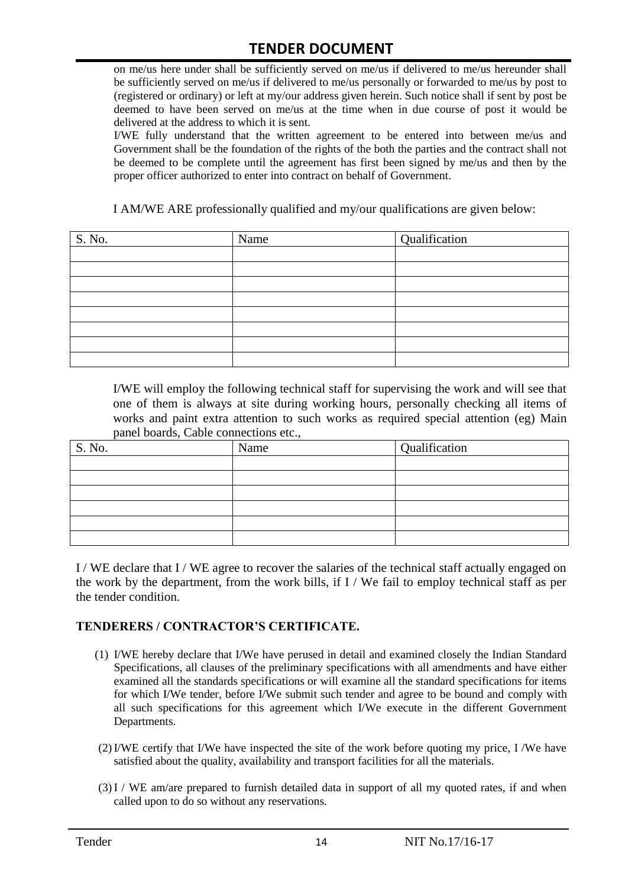on me/us here under shall be sufficiently served on me/us if delivered to me/us hereunder shall be sufficiently served on me/us if delivered to me/us personally or forwarded to me/us by post to (registered or ordinary) or left at my/our address given herein. Such notice shall if sent by post be deemed to have been served on me/us at the time when in due course of post it would be delivered at the address to which it is sent.

I/WE fully understand that the written agreement to be entered into between me/us and Government shall be the foundation of the rights of the both the parties and the contract shall not be deemed to be complete until the agreement has first been signed by me/us and then by the proper officer authorized to enter into contract on behalf of Government.

I AM/WE ARE professionally qualified and my/our qualifications are given below:

| S. No. | Name | Qualification |
|---|---|---|
| | | |
| | | |
| | | |
| | | |
| | | |
| | | |
| | | |
| | | |

I/WE will employ the following technical staff for supervising the work and will see that one of them is always at site during working hours, personally checking all items of works and paint extra attention to such works as required special attention (eg) Main panel boards, Cable connections etc.,

| S. No. | Name | Qualification |
|---|---|---|
| | | |
| | | |
| | | |
| | | |
| | | |
| | | |

I / WE declare that I / WE agree to recover the salaries of the technical staff actually engaged on the work by the department, from the work bills, if I / We fail to employ technical staff as per the tender condition.

**TENDERERS / CONTRACTOR'S CERTIFICATE.**

(1) I/WE hereby declare that I/We have perused in detail and examined closely the Indian Standard Specifications, all clauses of the preliminary specifications with all amendments and have either examined all the standards specifications or will examine all the standard specifications for items for which I/We tender, before I/We submit such tender and agree to be bound and comply with all such specifications for this agreement which I/We execute in the different Government Departments.

(2) I/WE certify that I/We have inspected the site of the work before quoting my price, I /We have satisfied about the quality, availability and transport facilities for all the materials.

(3) I / WE am/are prepared to furnish detailed data in support of all my quoted rates, if and when called upon to do so without any reservations.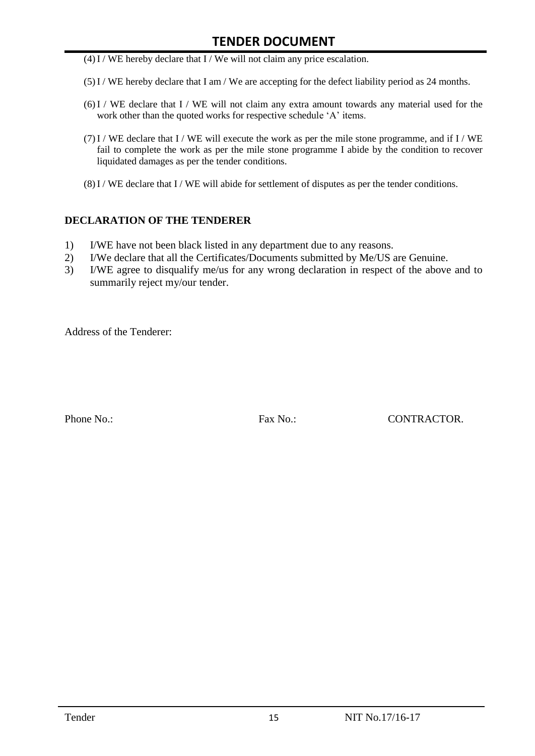(4) I / WE hereby declare that I / We will not claim any price escalation.

(5) I / WE hereby declare that I am / We are accepting for the defect liability period as 24 months.

(6) I / WE declare that I / WE will not claim any extra amount towards any material used for the work other than the quoted works for respective schedule 'A' items.

(7) I / WE declare that I / WE will execute the work as per the mile stone programme, and if I / WE fail to complete the work as per the mile stone programme I abide by the condition to recover liquidated damages as per the tender conditions.

(8) I / WE declare that I / WE will abide for settlement of disputes as per the tender conditions.

## DECLARATION OF THE TENDERER

1) I/WE have not been black listed in any department due to any reasons.
2) I/We declare that all the Certificates/Documents submitted by Me/US are Genuine.
3) I/WE agree to disqualify me/us for any wrong declaration in respect of the above and to summarily reject my/our tender.

Address of the Tenderer:

Phone No.: Fax No.: CONTRACTOR.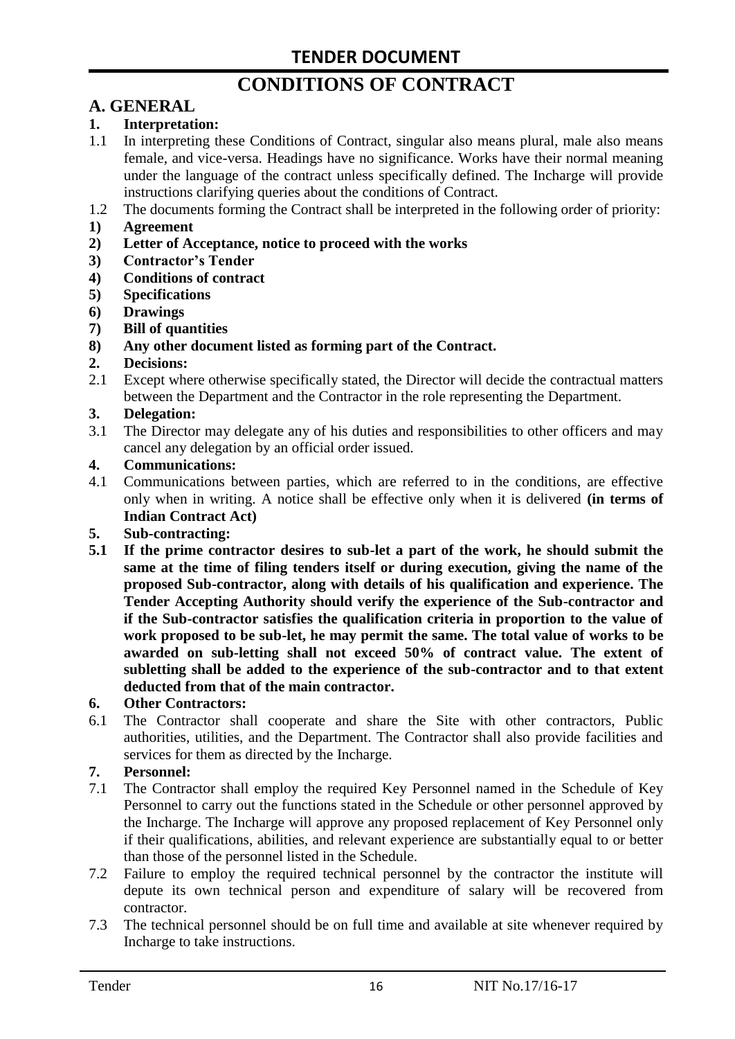# TENDER DOCUMENT

# CONDITIONS OF CONTRACT

## A. GENERAL

**1. Interpretation:**

1.1 In interpreting these Conditions of Contract, singular also means plural, male also means female, and vice-versa. Headings have no significance. Works have their normal meaning under the language of the contract unless specifically defined. The Incharge will provide instructions clarifying queries about the conditions of Contract.

1.2 The documents forming the Contract shall be interpreted in the following order of priority:

**1) Agreement**
**2) Letter of Acceptance, notice to proceed with the works**
**3) Contractor's Tender**
**4) Conditions of contract**
**5) Specifications**
**6) Drawings**
**7) Bill of quantities**
**8) Any other document listed as forming part of the Contract.**

**2. Decisions:**

2.1 Except where otherwise specifically stated, the Director will decide the contractual matters between the Department and the Contractor in the role representing the Department.

**3. Delegation:**

3.1 The Director may delegate any of his duties and responsibilities to other officers and may cancel any delegation by an official order issued.

**4. Communications:**

4.1 Communications between parties, which are referred to in the conditions, are effective only when in writing. A notice shall be effective only when it is delivered **(in terms of Indian Contract Act)**

**5. Sub-contracting:**

**5.1 If the prime contractor desires to sub-let a part of the work, he should submit the same at the time of filing tenders itself or during execution, giving the name of the proposed Sub-contractor, along with details of his qualification and experience. The Tender Accepting Authority should verify the experience of the Sub-contractor and if the Sub-contractor satisfies the qualification criteria in proportion to the value of work proposed to be sub-let, he may permit the same. The total value of works to be awarded on sub-letting shall not exceed 50% of contract value. The extent of subletting shall be added to the experience of the sub-contractor and to that extent deducted from that of the main contractor.**

**6. Other Contractors:**

6.1 The Contractor shall cooperate and share the Site with other contractors, Public authorities, utilities, and the Department. The Contractor shall also provide facilities and services for them as directed by the Incharge.

**7. Personnel:**

7.1 The Contractor shall employ the required Key Personnel named in the Schedule of Key Personnel to carry out the functions stated in the Schedule or other personnel approved by the Incharge. The Incharge will approve any proposed replacement of Key Personnel only if their qualifications, abilities, and relevant experience are substantially equal to or better than those of the personnel listed in the Schedule.

7.2 Failure to employ the required technical personnel by the contractor the institute will depute its own technical person and expenditure of salary will be recovered from contractor.

7.3 The technical personnel should be on full time and available at site whenever required by Incharge to take instructions.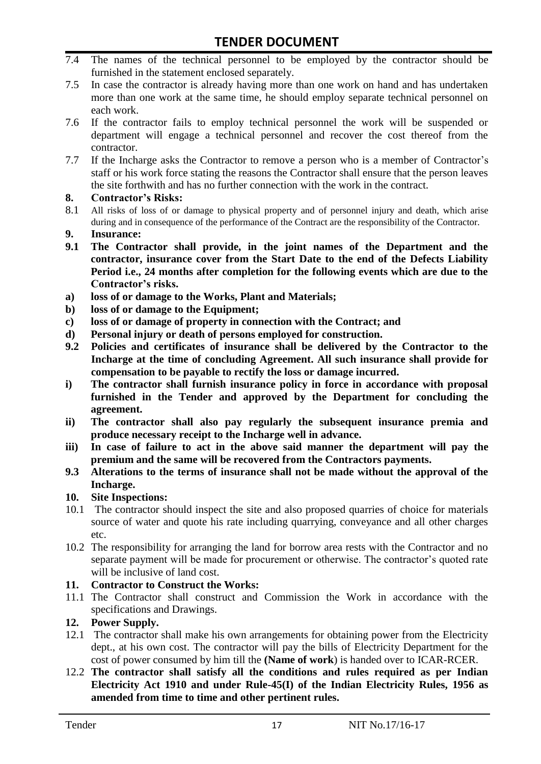7.4 The names of the technical personnel to be employed by the contractor should be furnished in the statement enclosed separately.

7.5 In case the contractor is already having more than one work on hand and has undertaken more than one work at the same time, he should employ separate technical personnel on each work.

7.6 If the contractor fails to employ technical personnel the work will be suspended or department will engage a technical personnel and recover the cost thereof from the contractor.

7.7 If the Incharge asks the Contractor to remove a person who is a member of Contractor's staff or his work force stating the reasons the Contractor shall ensure that the person leaves the site forthwith and has no further connection with the work in the contract.

**8. Contractor's Risks:**

8.1 All risks of loss of or damage to physical property and of personnel injury and death, which arise during and in consequence of the performance of the Contract are the responsibility of the Contractor.

**9. Insurance:**

**9.1 The Contractor shall provide, in the joint names of the Department and the contractor, insurance cover from the Start Date to the end of the Defects Liability Period i.e., 24 months after completion for the following events which are due to the Contractor's risks.**

**a) loss of or damage to the Works, Plant and Materials;**

**b) loss of or damage to the Equipment;**

**c) loss of or damage of property in connection with the Contract; and**

**d) Personal injury or death of persons employed for construction.**

**9.2 Policies and certificates of insurance shall be delivered by the Contractor to the Incharge at the time of concluding Agreement. All such insurance shall provide for compensation to be payable to rectify the loss or damage incurred.**

**i) The contractor shall furnish insurance policy in force in accordance with proposal furnished in the Tender and approved by the Department for concluding the agreement.**

**ii) The contractor shall also pay regularly the subsequent insurance premia and produce necessary receipt to the Incharge well in advance.**

**iii) In case of failure to act in the above said manner the department will pay the premium and the same will be recovered from the Contractors payments.**

**9.3 Alterations to the terms of insurance shall not be made without the approval of the Incharge.**

**10. Site Inspections:**

10.1 The contractor should inspect the site and also proposed quarries of choice for materials source of water and quote his rate including quarrying, conveyance and all other charges etc.

10.2 The responsibility for arranging the land for borrow area rests with the Contractor and no separate payment will be made for procurement or otherwise. The contractor's quoted rate will be inclusive of land cost.

**11. Contractor to Construct the Works:**

11.1 The Contractor shall construct and Commission the Work in accordance with the specifications and Drawings.

**12. Power Supply.**

12.1 The contractor shall make his own arrangements for obtaining power from the Electricity dept., at his own cost. The contractor will pay the bills of Electricity Department for the cost of power consumed by him till the **(Name of work**) is handed over to ICAR-RCER.

12.2 **The contractor shall satisfy all the conditions and rules required as per Indian Electricity Act 1910 and under Rule-45(I) of the Indian Electricity Rules, 1956 as amended from time to time and other pertinent rules.**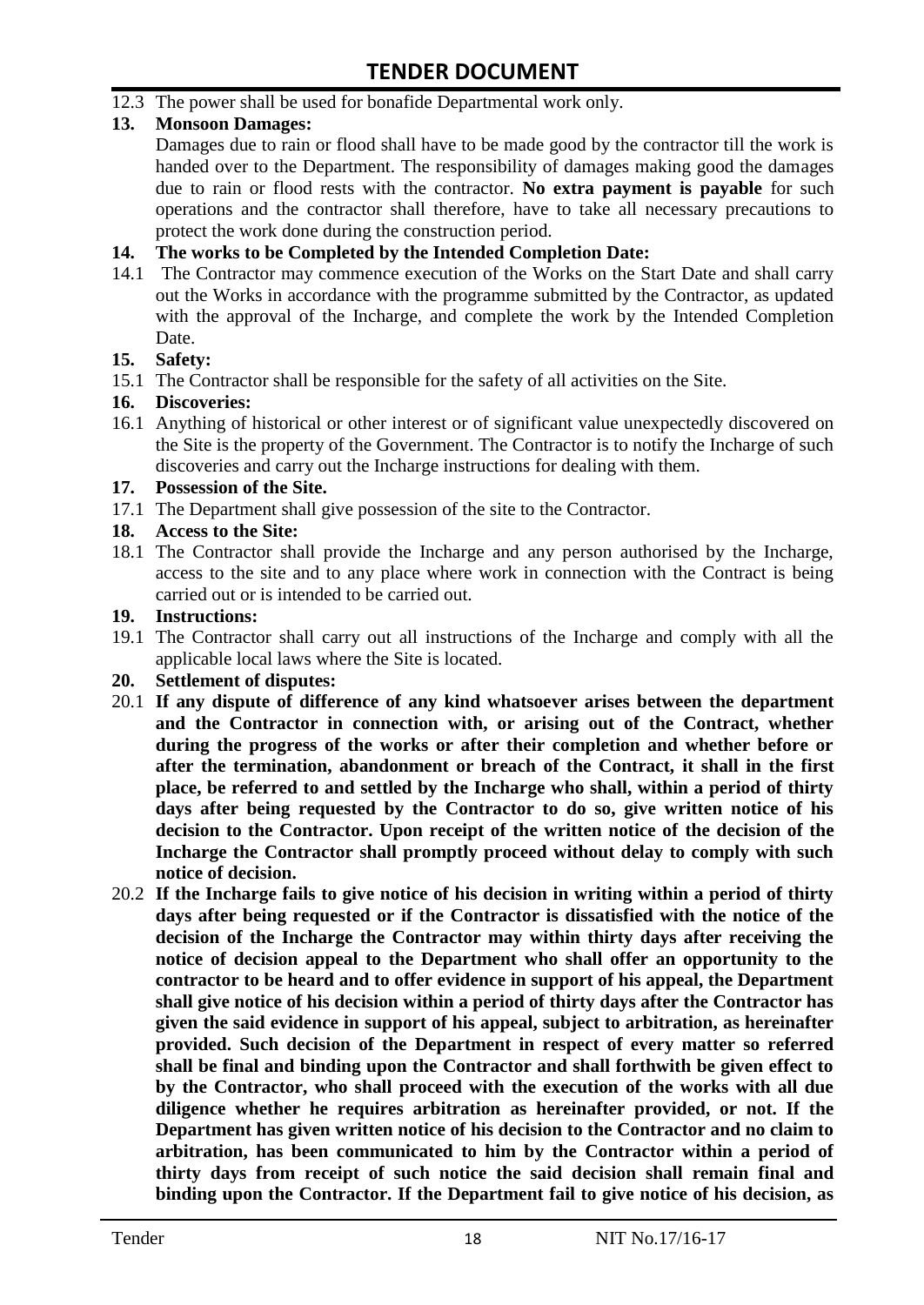12.3 The power shall be used for bonafide Departmental work only.

**13. Monsoon Damages:**

Damages due to rain or flood shall have to be made good by the contractor till the work is handed over to the Department. The responsibility of damages making good the damages due to rain or flood rests with the contractor. **No extra payment is payable** for such operations and the contractor shall therefore, have to take all necessary precautions to protect the work done during the construction period.

**14. The works to be Completed by the Intended Completion Date:**

14.1 The Contractor may commence execution of the Works on the Start Date and shall carry out the Works in accordance with the programme submitted by the Contractor, as updated with the approval of the Incharge, and complete the work by the Intended Completion Date.

**15. Safety:**

15.1 The Contractor shall be responsible for the safety of all activities on the Site.

**16. Discoveries:**

16.1 Anything of historical or other interest or of significant value unexpectedly discovered on the Site is the property of the Government. The Contractor is to notify the Incharge of such discoveries and carry out the Incharge instructions for dealing with them.

**17. Possession of the Site.**

17.1 The Department shall give possession of the site to the Contractor.

**18. Access to the Site:**

18.1 The Contractor shall provide the Incharge and any person authorised by the Incharge, access to the site and to any place where work in connection with the Contract is being carried out or is intended to be carried out.

**19. Instructions:**

19.1 The Contractor shall carry out all instructions of the Incharge and comply with all the applicable local laws where the Site is located.

**20. Settlement of disputes:**

20.1 **If any dispute of difference of any kind whatsoever arises between the department and the Contractor in connection with, or arising out of the Contract, whether during the progress of the works or after their completion and whether before or after the termination, abandonment or breach of the Contract, it shall in the first place, be referred to and settled by the Incharge who shall, within a period of thirty days after being requested by the Contractor to do so, give written notice of his decision to the Contractor. Upon receipt of the written notice of the decision of the Incharge the Contractor shall promptly proceed without delay to comply with such notice of decision.**

20.2 **If the Incharge fails to give notice of his decision in writing within a period of thirty days after being requested or if the Contractor is dissatisfied with the notice of the decision of the Incharge the Contractor may within thirty days after receiving the notice of decision appeal to the Department who shall offer an opportunity to the contractor to be heard and to offer evidence in support of his appeal, the Department shall give notice of his decision within a period of thirty days after the Contractor has given the said evidence in support of his appeal, subject to arbitration, as hereinafter provided. Such decision of the Department in respect of every matter so referred shall be final and binding upon the Contractor and shall forthwith be given effect to by the Contractor, who shall proceed with the execution of the works with all due diligence whether he requires arbitration as hereinafter provided, or not. If the Department has given written notice of his decision to the Contractor and no claim to arbitration, has been communicated to him by the Contractor within a period of thirty days from receipt of such notice the said decision shall remain final and binding upon the Contractor. If the Department fail to give notice of his decision, as**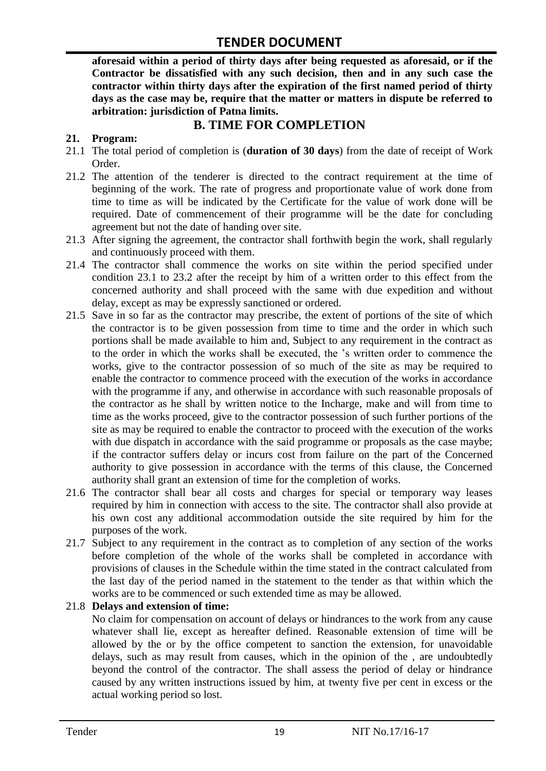**aforesaid within a period of thirty days after being requested as aforesaid, or if the Contractor be dissatisfied with any such decision, then and in any such case the contractor within thirty days after the expiration of the first named period of thirty days as the case may be, require that the matter or matters in dispute be referred to arbitration: jurisdiction of Patna limits.**

## B. TIME FOR COMPLETION

**21. Program:**

21.1 The total period of completion is (**duration of 30 days**) from the date of receipt of Work Order.

21.2 The attention of the tenderer is directed to the contract requirement at the time of beginning of the work. The rate of progress and proportionate value of work done from time to time as will be indicated by the Certificate for the value of work done will be required. Date of commencement of their programme will be the date for concluding agreement but not the date of handing over site.

21.3 After signing the agreement, the contractor shall forthwith begin the work, shall regularly and continuously proceed with them.

21.4 The contractor shall commence the works on site within the period specified under condition 23.1 to 23.2 after the receipt by him of a written order to this effect from the concerned authority and shall proceed with the same with due expedition and without delay, except as may be expressly sanctioned or ordered.

21.5 Save in so far as the contractor may prescribe, the extent of portions of the site of which the contractor is to be given possession from time to time and the order in which such portions shall be made available to him and, Subject to any requirement in the contract as to the order in which the works shall be executed, the 's written order to commence the works, give to the contractor possession of so much of the site as may be required to enable the contractor to commence proceed with the execution of the works in accordance with the programme if any, and otherwise in accordance with such reasonable proposals of the contractor as he shall by written notice to the Incharge, make and will from time to time as the works proceed, give to the contractor possession of such further portions of the site as may be required to enable the contractor to proceed with the execution of the works with due dispatch in accordance with the said programme or proposals as the case maybe; if the contractor suffers delay or incurs cost from failure on the part of the Concerned authority to give possession in accordance with the terms of this clause, the Concerned authority shall grant an extension of time for the completion of works.

21.6 The contractor shall bear all costs and charges for special or temporary way leases required by him in connection with access to the site. The contractor shall also provide at his own cost any additional accommodation outside the site required by him for the purposes of the work.

21.7 Subject to any requirement in the contract as to completion of any section of the works before completion of the whole of the works shall be completed in accordance with provisions of clauses in the Schedule within the time stated in the contract calculated from the last day of the period named in the statement to the tender as that within which the works are to be commenced or such extended time as may be allowed.

21.8 **Delays and extension of time:**

No claim for compensation on account of delays or hindrances to the work from any cause whatever shall lie, except as hereafter defined. Reasonable extension of time will be allowed by the or by the office competent to sanction the extension, for unavoidable delays, such as may result from causes, which in the opinion of the , are undoubtedly beyond the control of the contractor. The shall assess the period of delay or hindrance caused by any written instructions issued by him, at twenty five per cent in excess or the actual working period so lost.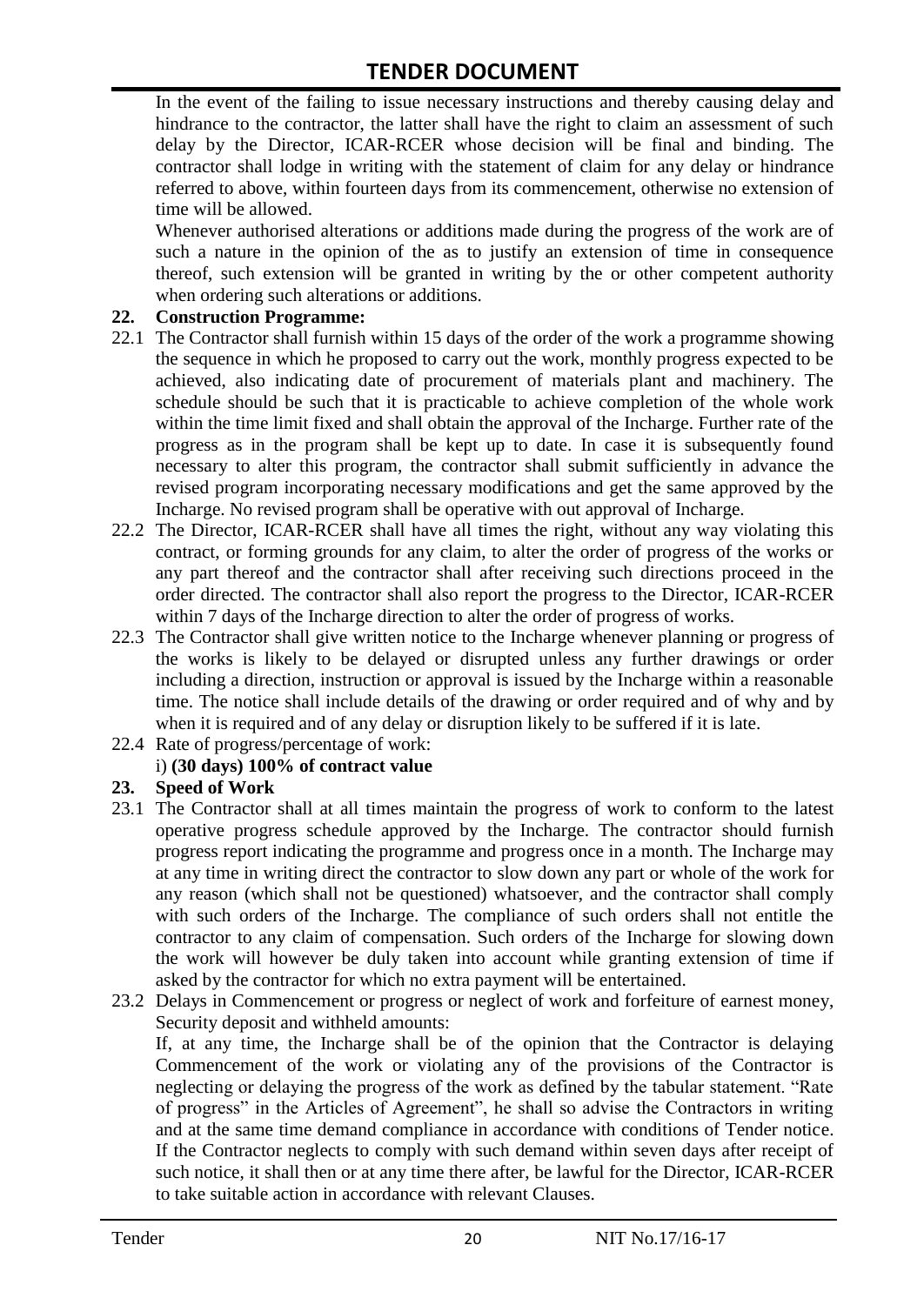In the event of the failing to issue necessary instructions and thereby causing delay and hindrance to the contractor, the latter shall have the right to claim an assessment of such delay by the Director, ICAR-RCER whose decision will be final and binding. The contractor shall lodge in writing with the statement of claim for any delay or hindrance referred to above, within fourteen days from its commencement, otherwise no extension of time will be allowed.

Whenever authorised alterations or additions made during the progress of the work are of such a nature in the opinion of the as to justify an extension of time in consequence thereof, such extension will be granted in writing by the or other competent authority when ordering such alterations or additions.

**22. Construction Programme:**

22.1 The Contractor shall furnish within 15 days of the order of the work a programme showing the sequence in which he proposed to carry out the work, monthly progress expected to be achieved, also indicating date of procurement of materials plant and machinery. The schedule should be such that it is practicable to achieve completion of the whole work within the time limit fixed and shall obtain the approval of the Incharge. Further rate of the progress as in the program shall be kept up to date. In case it is subsequently found necessary to alter this program, the contractor shall submit sufficiently in advance the revised program incorporating necessary modifications and get the same approved by the Incharge. No revised program shall be operative with out approval of Incharge.

22.2 The Director, ICAR-RCER shall have all times the right, without any way violating this contract, or forming grounds for any claim, to alter the order of progress of the works or any part thereof and the contractor shall after receiving such directions proceed in the order directed. The contractor shall also report the progress to the Director, ICAR-RCER within 7 days of the Incharge direction to alter the order of progress of works.

22.3 The Contractor shall give written notice to the Incharge whenever planning or progress of the works is likely to be delayed or disrupted unless any further drawings or order including a direction, instruction or approval is issued by the Incharge within a reasonable time. The notice shall include details of the drawing or order required and of why and by when it is required and of any delay or disruption likely to be suffered if it is late.

22.4 Rate of progress/percentage of work:

i) **(30 days) 100% of contract value**

**23. Speed of Work**

23.1 The Contractor shall at all times maintain the progress of work to conform to the latest operative progress schedule approved by the Incharge. The contractor should furnish progress report indicating the programme and progress once in a month. The Incharge may at any time in writing direct the contractor to slow down any part or whole of the work for any reason (which shall not be questioned) whatsoever, and the contractor shall comply with such orders of the Incharge. The compliance of such orders shall not entitle the contractor to any claim of compensation. Such orders of the Incharge for slowing down the work will however be duly taken into account while granting extension of time if asked by the contractor for which no extra payment will be entertained.

23.2 Delays in Commencement or progress or neglect of work and forfeiture of earnest money, Security deposit and withheld amounts:

If, at any time, the Incharge shall be of the opinion that the Contractor is delaying Commencement of the work or violating any of the provisions of the Contractor is neglecting or delaying the progress of the work as defined by the tabular statement. "Rate of progress" in the Articles of Agreement", he shall so advise the Contractors in writing and at the same time demand compliance in accordance with conditions of Tender notice. If the Contractor neglects to comply with such demand within seven days after receipt of such notice, it shall then or at any time there after, be lawful for the Director, ICAR-RCER to take suitable action in accordance with relevant Clauses.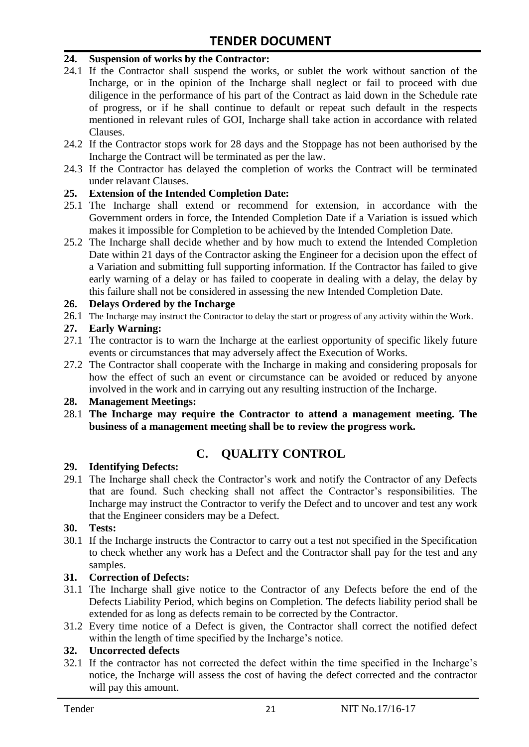**24. Suspension of works by the Contractor:**

24.1 If the Contractor shall suspend the works, or sublet the work without sanction of the Incharge, or in the opinion of the Incharge shall neglect or fail to proceed with due diligence in the performance of his part of the Contract as laid down in the Schedule rate of progress, or if he shall continue to default or repeat such default in the respects mentioned in relevant rules of GOI, Incharge shall take action in accordance with related Clauses.

24.2 If the Contractor stops work for 28 days and the Stoppage has not been authorised by the Incharge the Contract will be terminated as per the law.

24.3 If the Contractor has delayed the completion of works the Contract will be terminated under relavant Clauses.

**25. Extension of the Intended Completion Date:**

25.1 The Incharge shall extend or recommend for extension, in accordance with the Government orders in force, the Intended Completion Date if a Variation is issued which makes it impossible for Completion to be achieved by the Intended Completion Date.

25.2 The Incharge shall decide whether and by how much to extend the Intended Completion Date within 21 days of the Contractor asking the Engineer for a decision upon the effect of a Variation and submitting full supporting information. If the Contractor has failed to give early warning of a delay or has failed to cooperate in dealing with a delay, the delay by this failure shall not be considered in assessing the new Intended Completion Date.

**26. Delays Ordered by the Incharge**

26.1 The Incharge may instruct the Contractor to delay the start or progress of any activity within the Work.

**27. Early Warning:**

27.1 The contractor is to warn the Incharge at the earliest opportunity of specific likely future events or circumstances that may adversely affect the Execution of Works.

27.2 The Contractor shall cooperate with the Incharge in making and considering proposals for how the effect of such an event or circumstance can be avoided or reduced by anyone involved in the work and in carrying out any resulting instruction of the Incharge.

**28. Management Meetings:**

28.1 **The Incharge may require the Contractor to attend a management meeting. The business of a management meeting shall be to review the progress work.**

## C. QUALITY CONTROL

**29. Identifying Defects:**

29.1 The Incharge shall check the Contractor's work and notify the Contractor of any Defects that are found. Such checking shall not affect the Contractor's responsibilities. The Incharge may instruct the Contractor to verify the Defect and to uncover and test any work that the Engineer considers may be a Defect.

**30. Tests:**

30.1 If the Incharge instructs the Contractor to carry out a test not specified in the Specification to check whether any work has a Defect and the Contractor shall pay for the test and any samples.

**31. Correction of Defects:**

31.1 The Incharge shall give notice to the Contractor of any Defects before the end of the Defects Liability Period, which begins on Completion. The defects liability period shall be extended for as long as defects remain to be corrected by the Contractor.

31.2 Every time notice of a Defect is given, the Contractor shall correct the notified defect within the length of time specified by the Incharge's notice.

**32. Uncorrected defects**

32.1 If the contractor has not corrected the defect within the time specified in the Incharge's notice, the Incharge will assess the cost of having the defect corrected and the contractor will pay this amount.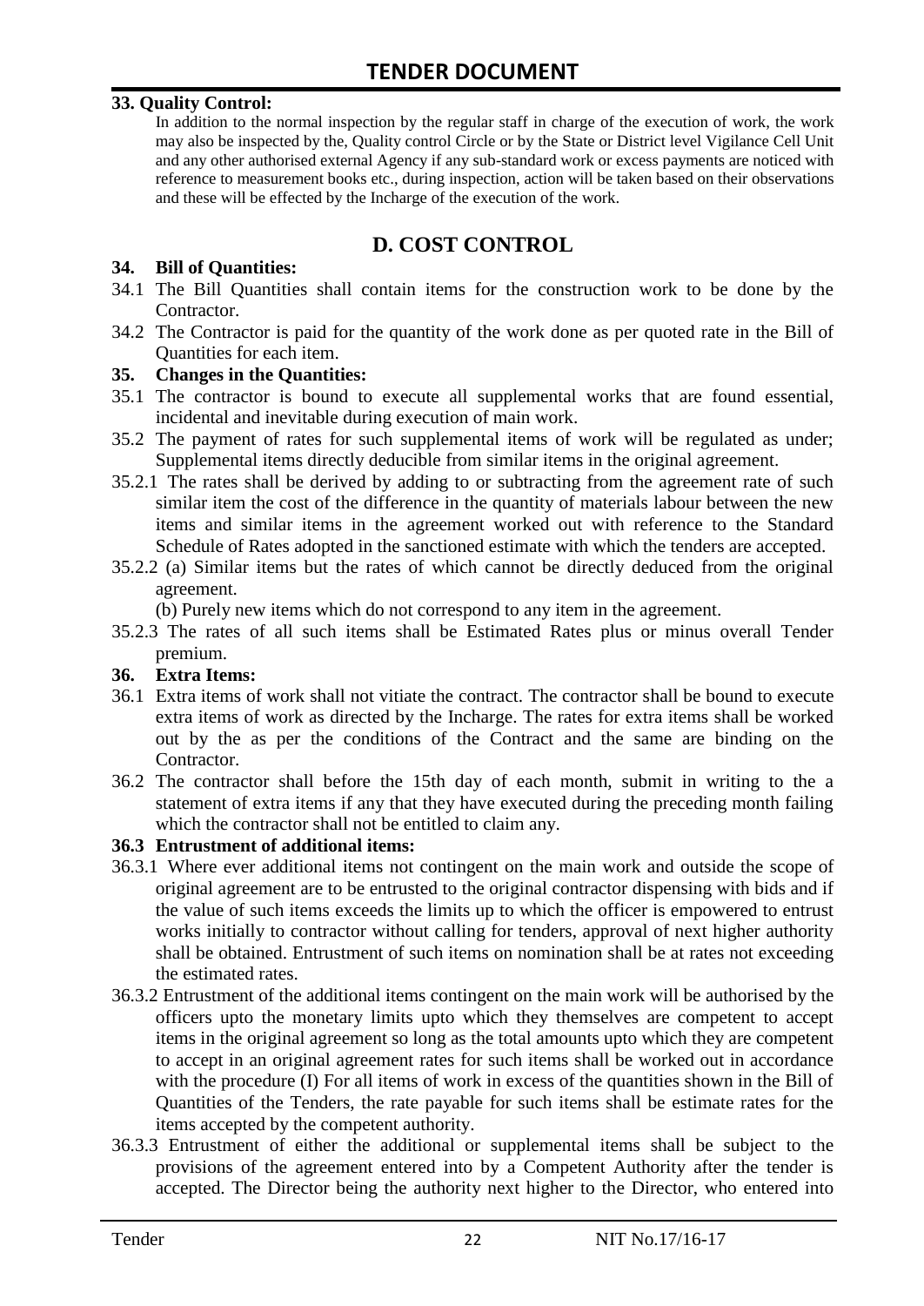**33. Quality Control:**

In addition to the normal inspection by the regular staff in charge of the execution of work, the work may also be inspected by the, Quality control Circle or by the State or District level Vigilance Cell Unit and any other authorised external Agency if any sub-standard work or excess payments are noticed with reference to measurement books etc., during inspection, action will be taken based on their observations and these will be effected by the Incharge of the execution of the work.

## D. COST CONTROL

**34. Bill of Quantities:**

34.1 The Bill Quantities shall contain items for the construction work to be done by the Contractor.

34.2 The Contractor is paid for the quantity of the work done as per quoted rate in the Bill of Quantities for each item.

**35. Changes in the Quantities:**

35.1 The contractor is bound to execute all supplemental works that are found essential, incidental and inevitable during execution of main work.

35.2 The payment of rates for such supplemental items of work will be regulated as under; Supplemental items directly deducible from similar items in the original agreement.

35.2.1 The rates shall be derived by adding to or subtracting from the agreement rate of such similar item the cost of the difference in the quantity of materials labour between the new items and similar items in the agreement worked out with reference to the Standard Schedule of Rates adopted in the sanctioned estimate with which the tenders are accepted.

35.2.2 (a) Similar items but the rates of which cannot be directly deduced from the original agreement.

(b) Purely new items which do not correspond to any item in the agreement.

35.2.3 The rates of all such items shall be Estimated Rates plus or minus overall Tender premium.

**36. Extra Items:**

36.1 Extra items of work shall not vitiate the contract. The contractor shall be bound to execute extra items of work as directed by the Incharge. The rates for extra items shall be worked out by the as per the conditions of the Contract and the same are binding on the Contractor.

36.2 The contractor shall before the 15th day of each month, submit in writing to the a statement of extra items if any that they have executed during the preceding month failing which the contractor shall not be entitled to claim any.

**36.3 Entrustment of additional items:**

36.3.1 Where ever additional items not contingent on the main work and outside the scope of original agreement are to be entrusted to the original contractor dispensing with bids and if the value of such items exceeds the limits up to which the officer is empowered to entrust works initially to contractor without calling for tenders, approval of next higher authority shall be obtained. Entrustment of such items on nomination shall be at rates not exceeding the estimated rates.

36.3.2 Entrustment of the additional items contingent on the main work will be authorised by the officers upto the monetary limits upto which they themselves are competent to accept items in the original agreement so long as the total amounts upto which they are competent to accept in an original agreement rates for such items shall be worked out in accordance with the procedure (I) For all items of work in excess of the quantities shown in the Bill of Quantities of the Tenders, the rate payable for such items shall be estimate rates for the items accepted by the competent authority.

36.3.3 Entrustment of either the additional or supplemental items shall be subject to the provisions of the agreement entered into by a Competent Authority after the tender is accepted. The Director being the authority next higher to the Director, who entered into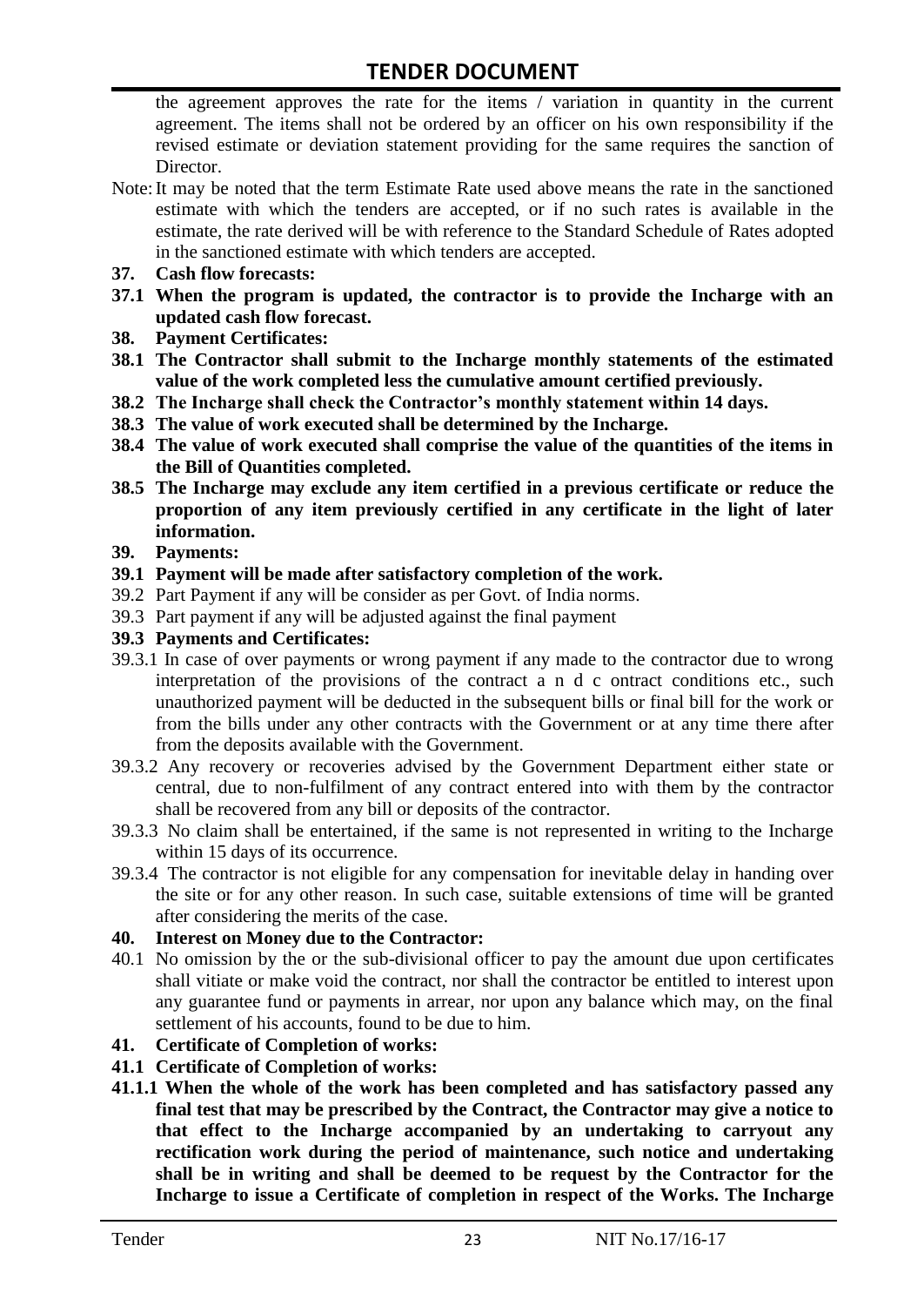the agreement approves the rate for the items / variation in quantity in the current agreement. The items shall not be ordered by an officer on his own responsibility if the revised estimate or deviation statement providing for the same requires the sanction of Director.

Note: It may be noted that the term Estimate Rate used above means the rate in the sanctioned estimate with which the tenders are accepted, or if no such rates is available in the estimate, the rate derived will be with reference to the Standard Schedule of Rates adopted in the sanctioned estimate with which tenders are accepted.

**37. Cash flow forecasts:**

**37.1 When the program is updated, the contractor is to provide the Incharge with an updated cash flow forecast.**

**38. Payment Certificates:**

**38.1 The Contractor shall submit to the Incharge monthly statements of the estimated value of the work completed less the cumulative amount certified previously.**

**38.2 The Incharge shall check the Contractor's monthly statement within 14 days.**

**38.3 The value of work executed shall be determined by the Incharge.**

**38.4 The value of work executed shall comprise the value of the quantities of the items in the Bill of Quantities completed.**

**38.5 The Incharge may exclude any item certified in a previous certificate or reduce the proportion of any item previously certified in any certificate in the light of later information.**

**39. Payments:**

**39.1 Payment will be made after satisfactory completion of the work.**

39.2 Part Payment if any will be consider as per Govt. of India norms.

39.3 Part payment if any will be adjusted against the final payment

**39.3 Payments and Certificates:**

39.3.1 In case of over payments or wrong payment if any made to the contractor due to wrong interpretation of the provisions of the contract a n d c ontract conditions etc., such unauthorized payment will be deducted in the subsequent bills or final bill for the work or from the bills under any other contracts with the Government or at any time there after from the deposits available with the Government.

39.3.2 Any recovery or recoveries advised by the Government Department either state or central, due to non-fulfilment of any contract entered into with them by the contractor shall be recovered from any bill or deposits of the contractor.

39.3.3 No claim shall be entertained, if the same is not represented in writing to the Incharge within 15 days of its occurrence.

39.3.4 The contractor is not eligible for any compensation for inevitable delay in handing over the site or for any other reason. In such case, suitable extensions of time will be granted after considering the merits of the case.

**40. Interest on Money due to the Contractor:**

40.1 No omission by the or the sub-divisional officer to pay the amount due upon certificates shall vitiate or make void the contract, nor shall the contractor be entitled to interest upon any guarantee fund or payments in arrear, nor upon any balance which may, on the final settlement of his accounts, found to be due to him.

**41. Certificate of Completion of works:**

**41.1 Certificate of Completion of works:**

**41.1.1 When the whole of the work has been completed and has satisfactory passed any final test that may be prescribed by the Contract, the Contractor may give a notice to that effect to the Incharge accompanied by an undertaking to carryout any rectification work during the period of maintenance, such notice and undertaking shall be in writing and shall be deemed to be request by the Contractor for the Incharge to issue a Certificate of completion in respect of the Works. The Incharge**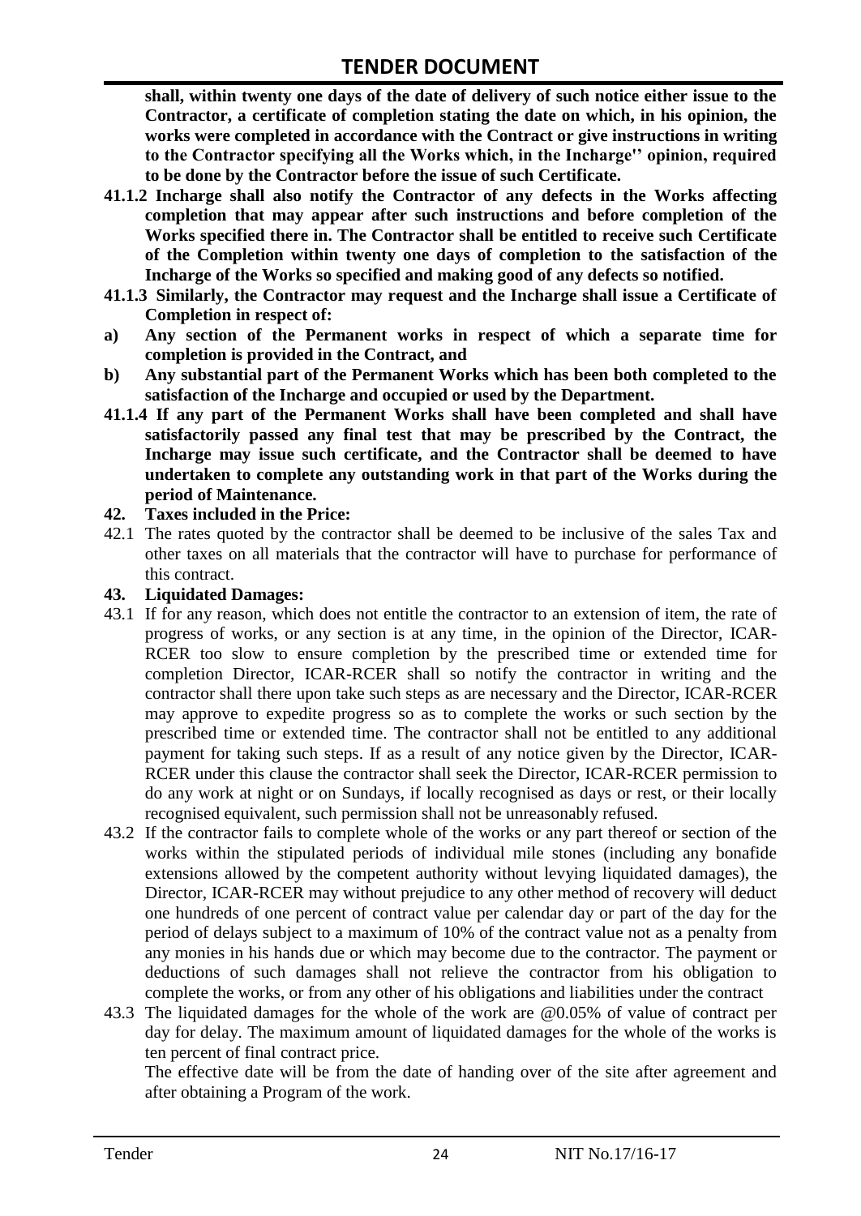**shall, within twenty one days of the date of delivery of such notice either issue to the Contractor, a certificate of completion stating the date on which, in his opinion, the works were completed in accordance with the Contract or give instructions in writing to the Contractor specifying all the Works which, in the Incharge'' opinion, required to be done by the Contractor before the issue of such Certificate.**

**41.1.2 Incharge shall also notify the Contractor of any defects in the Works affecting completion that may appear after such instructions and before completion of the Works specified there in. The Contractor shall be entitled to receive such Certificate of the Completion within twenty one days of completion to the satisfaction of the Incharge of the Works so specified and making good of any defects so notified.**

**41.1.3 Similarly, the Contractor may request and the Incharge shall issue a Certificate of Completion in respect of:**

**a) Any section of the Permanent works in respect of which a separate time for completion is provided in the Contract, and**

**b) Any substantial part of the Permanent Works which has been both completed to the satisfaction of the Incharge and occupied or used by the Department.**

**41.1.4 If any part of the Permanent Works shall have been completed and shall have satisfactorily passed any final test that may be prescribed by the Contract, the Incharge may issue such certificate, and the Contractor shall be deemed to have undertaken to complete any outstanding work in that part of the Works during the period of Maintenance.**

**42. Taxes included in the Price:**

42.1 The rates quoted by the contractor shall be deemed to be inclusive of the sales Tax and other taxes on all materials that the contractor will have to purchase for performance of this contract.

**43. Liquidated Damages:**

43.1 If for any reason, which does not entitle the contractor to an extension of item, the rate of progress of works, or any section is at any time, in the opinion of the Director, ICAR-RCER too slow to ensure completion by the prescribed time or extended time for completion Director, ICAR-RCER shall so notify the contractor in writing and the contractor shall there upon take such steps as are necessary and the Director, ICAR-RCER may approve to expedite progress so as to complete the works or such section by the prescribed time or extended time. The contractor shall not be entitled to any additional payment for taking such steps. If as a result of any notice given by the Director, ICAR-RCER under this clause the contractor shall seek the Director, ICAR-RCER permission to do any work at night or on Sundays, if locally recognised as days or rest, or their locally recognised equivalent, such permission shall not be unreasonably refused.

43.2 If the contractor fails to complete whole of the works or any part thereof or section of the works within the stipulated periods of individual mile stones (including any bonafide extensions allowed by the competent authority without levying liquidated damages), the Director, ICAR-RCER may without prejudice to any other method of recovery will deduct one hundreds of one percent of contract value per calendar day or part of the day for the period of delays subject to a maximum of 10% of the contract value not as a penalty from any monies in his hands due or which may become due to the contractor. The payment or deductions of such damages shall not relieve the contractor from his obligation to complete the works, or from any other of his obligations and liabilities under the contract

43.3 The liquidated damages for the whole of the work are @0.05% of value of contract per day for delay. The maximum amount of liquidated damages for the whole of the works is ten percent of final contract price.

The effective date will be from the date of handing over of the site after agreement and after obtaining a Program of the work.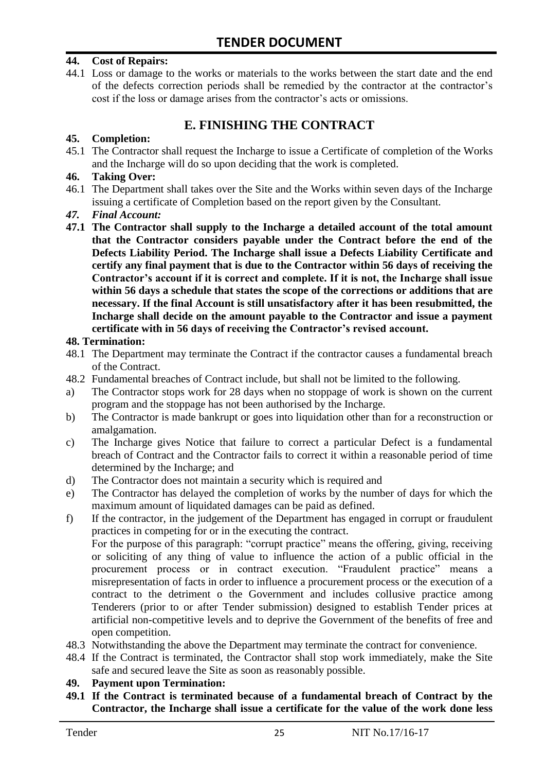### 44. Cost of Repairs:

44.1 Loss or damage to the works or materials to the works between the start date and the end of the defects correction periods shall be remedied by the contractor at the contractor's cost if the loss or damage arises from the contractor's acts or omissions.

## E. FINISHING THE CONTRACT

### 45. Completion:

45.1 The Contractor shall request the Incharge to issue a Certificate of completion of the Works and the Incharge will do so upon deciding that the work is completed.

### 46. Taking Over:

46.1 The Department shall takes over the Site and the Works within seven days of the Incharge issuing a certificate of Completion based on the report given by the Consultant.

### *47. Final Account:*

**47.1 The Contractor shall supply to the Incharge a detailed account of the total amount that the Contractor considers payable under the Contract before the end of the Defects Liability Period. The Incharge shall issue a Defects Liability Certificate and certify any final payment that is due to the Contractor within 56 days of receiving the Contractor's account if it is correct and complete. If it is not, the Incharge shall issue within 56 days a schedule that states the scope of the corrections or additions that are necessary. If the final Account is still unsatisfactory after it has been resubmitted, the Incharge shall decide on the amount payable to the Contractor and issue a payment certificate with in 56 days of receiving the Contractor's revised account.**

### 48. Termination:

48.1 The Department may terminate the Contract if the contractor causes a fundamental breach of the Contract.

48.2 Fundamental breaches of Contract include, but shall not be limited to the following.

a) The Contractor stops work for 28 days when no stoppage of work is shown on the current program and the stoppage has not been authorised by the Incharge.

b) The Contractor is made bankrupt or goes into liquidation other than for a reconstruction or amalgamation.

c) The Incharge gives Notice that failure to correct a particular Defect is a fundamental breach of Contract and the Contractor fails to correct it within a reasonable period of time determined by the Incharge; and

d) The Contractor does not maintain a security which is required and

e) The Contractor has delayed the completion of works by the number of days for which the maximum amount of liquidated damages can be paid as defined.

f) If the contractor, in the judgement of the Department has engaged in corrupt or fraudulent practices in competing for or in the executing the contract.
For the purpose of this paragraph: "corrupt practice" means the offering, giving, receiving or soliciting of any thing of value to influence the action of a public official in the procurement process or in contract execution. "Fraudulent practice" means a misrepresentation of facts in order to influence a procurement process or the execution of a contract to the detriment o the Government and includes collusive practice among Tenderers (prior to or after Tender submission) designed to establish Tender prices at artificial non-competitive levels and to deprive the Government of the benefits of free and open competition.

48.3 Notwithstanding the above the Department may terminate the contract for convenience.

48.4 If the Contract is terminated, the Contractor shall stop work immediately, make the Site safe and secured leave the Site as soon as reasonably possible.

### 49. Payment upon Termination:

**49.1 If the Contract is terminated because of a fundamental breach of Contract by the Contractor, the Incharge shall issue a certificate for the value of the work done less**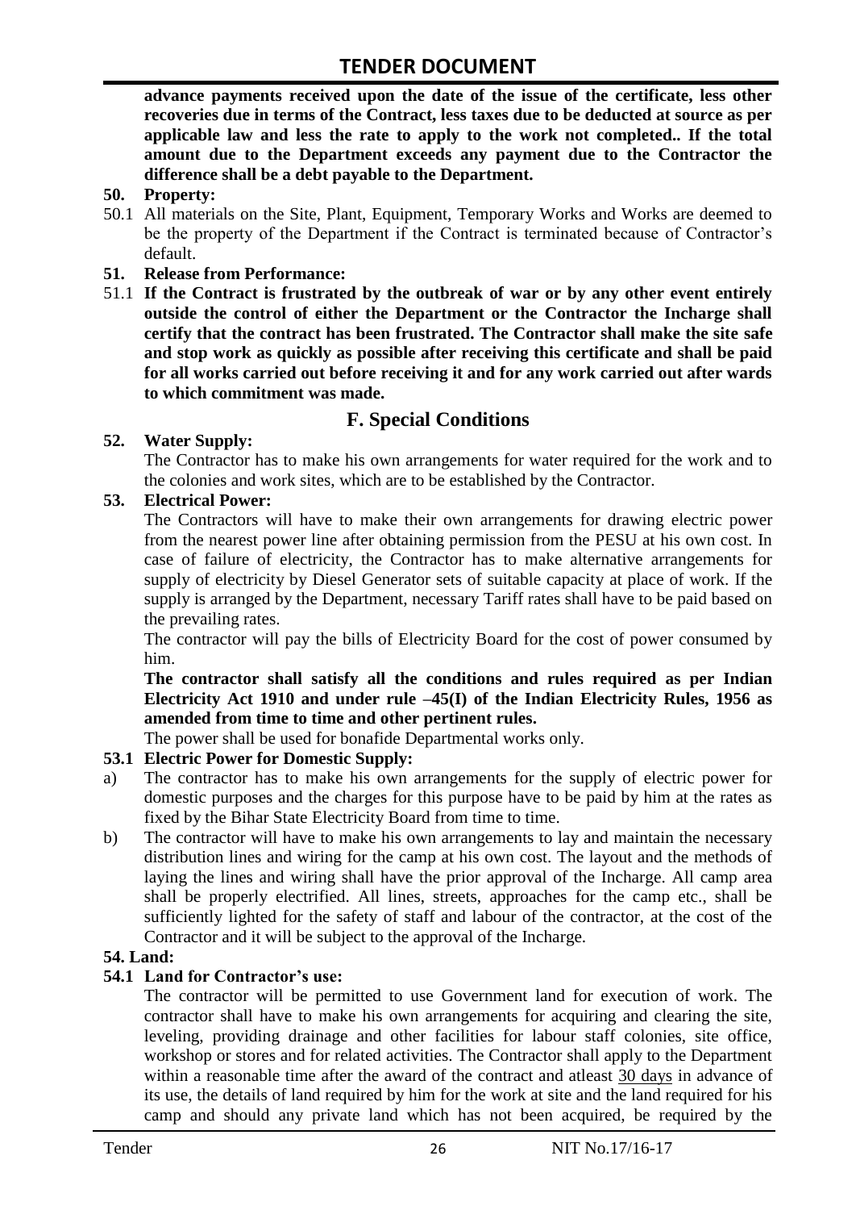**advance payments received upon the date of the issue of the certificate, less other recoveries due in terms of the Contract, less taxes due to be deducted at source as per applicable law and less the rate to apply to the work not completed.. If the total amount due to the Department exceeds any payment due to the Contractor the difference shall be a debt payable to the Department.**

**50. Property:**

50.1 All materials on the Site, Plant, Equipment, Temporary Works and Works are deemed to be the property of the Department if the Contract is terminated because of Contractor's default.

**51. Release from Performance:**

51.1 **If the Contract is frustrated by the outbreak of war or by any other event entirely outside the control of either the Department or the Contractor the Incharge shall certify that the contract has been frustrated. The Contractor shall make the site safe and stop work as quickly as possible after receiving this certificate and shall be paid for all works carried out before receiving it and for any work carried out after wards to which commitment was made.**

## F. Special Conditions

**52. Water Supply:**

The Contractor has to make his own arrangements for water required for the work and to the colonies and work sites, which are to be established by the Contractor.

**53. Electrical Power:**

The Contractors will have to make their own arrangements for drawing electric power from the nearest power line after obtaining permission from the PESU at his own cost. In case of failure of electricity, the Contractor has to make alternative arrangements for supply of electricity by Diesel Generator sets of suitable capacity at place of work. If the supply is arranged by the Department, necessary Tariff rates shall have to be paid based on the prevailing rates.

The contractor will pay the bills of Electricity Board for the cost of power consumed by him.

**The contractor shall satisfy all the conditions and rules required as per Indian Electricity Act 1910 and under rule –45(I) of the Indian Electricity Rules, 1956 as amended from time to time and other pertinent rules.**

The power shall be used for bonafide Departmental works only.

**53.1 Electric Power for Domestic Supply:**

a) The contractor has to make his own arrangements for the supply of electric power for domestic purposes and the charges for this purpose have to be paid by him at the rates as fixed by the Bihar State Electricity Board from time to time.

b) The contractor will have to make his own arrangements to lay and maintain the necessary distribution lines and wiring for the camp at his own cost. The layout and the methods of laying the lines and wiring shall have the prior approval of the Incharge. All camp area shall be properly electrified. All lines, streets, approaches for the camp etc., shall be sufficiently lighted for the safety of staff and labour of the contractor, at the cost of the Contractor and it will be subject to the approval of the Incharge.

**54. Land:**

**54.1 Land for Contractor's use:**

The contractor will be permitted to use Government land for execution of work. The contractor shall have to make his own arrangements for acquiring and clearing the site, leveling, providing drainage and other facilities for labour staff colonies, site office, workshop or stores and for related activities. The Contractor shall apply to the Department within a reasonable time after the award of the contract and atleast 30 days in advance of its use, the details of land required by him for the work at site and the land required for his camp and should any private land which has not been acquired, be required by the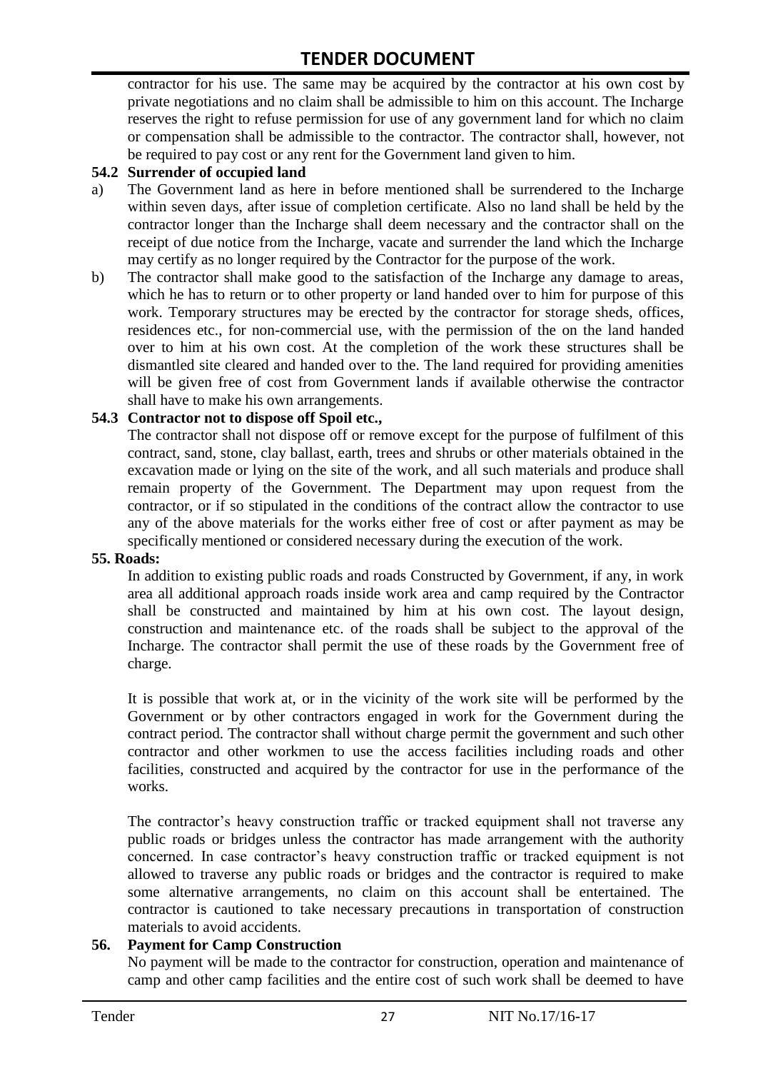contractor for his use. The same may be acquired by the contractor at his own cost by private negotiations and no claim shall be admissible to him on this account. The Incharge reserves the right to refuse permission for use of any government land for which no claim or compensation shall be admissible to the contractor. The contractor shall, however, not be required to pay cost or any rent for the Government land given to him.

**54.2 Surrender of occupied land**

a) The Government land as here in before mentioned shall be surrendered to the Incharge within seven days, after issue of completion certificate. Also no land shall be held by the contractor longer than the Incharge shall deem necessary and the contractor shall on the receipt of due notice from the Incharge, vacate and surrender the land which the Incharge may certify as no longer required by the Contractor for the purpose of the work.

b) The contractor shall make good to the satisfaction of the Incharge any damage to areas, which he has to return or to other property or land handed over to him for purpose of this work. Temporary structures may be erected by the contractor for storage sheds, offices, residences etc., for non-commercial use, with the permission of the on the land handed over to him at his own cost. At the completion of the work these structures shall be dismantled site cleared and handed over to the. The land required for providing amenities will be given free of cost from Government lands if available otherwise the contractor shall have to make his own arrangements.

**54.3 Contractor not to dispose off Spoil etc.,**

The contractor shall not dispose off or remove except for the purpose of fulfilment of this contract, sand, stone, clay ballast, earth, trees and shrubs or other materials obtained in the excavation made or lying on the site of the work, and all such materials and produce shall remain property of the Government. The Department may upon request from the contractor, or if so stipulated in the conditions of the contract allow the contractor to use any of the above materials for the works either free of cost or after payment as may be specifically mentioned or considered necessary during the execution of the work.

**55. Roads:**

In addition to existing public roads and roads Constructed by Government, if any, in work area all additional approach roads inside work area and camp required by the Contractor shall be constructed and maintained by him at his own cost. The layout design, construction and maintenance etc. of the roads shall be subject to the approval of the Incharge. The contractor shall permit the use of these roads by the Government free of charge.

It is possible that work at, or in the vicinity of the work site will be performed by the Government or by other contractors engaged in work for the Government during the contract period. The contractor shall without charge permit the government and such other contractor and other workmen to use the access facilities including roads and other facilities, constructed and acquired by the contractor for use in the performance of the works.

The contractor's heavy construction traffic or tracked equipment shall not traverse any public roads or bridges unless the contractor has made arrangement with the authority concerned. In case contractor's heavy construction traffic or tracked equipment is not allowed to traverse any public roads or bridges and the contractor is required to make some alternative arrangements, no claim on this account shall be entertained. The contractor is cautioned to take necessary precautions in transportation of construction materials to avoid accidents.

**56. Payment for Camp Construction**

No payment will be made to the contractor for construction, operation and maintenance of camp and other camp facilities and the entire cost of such work shall be deemed to have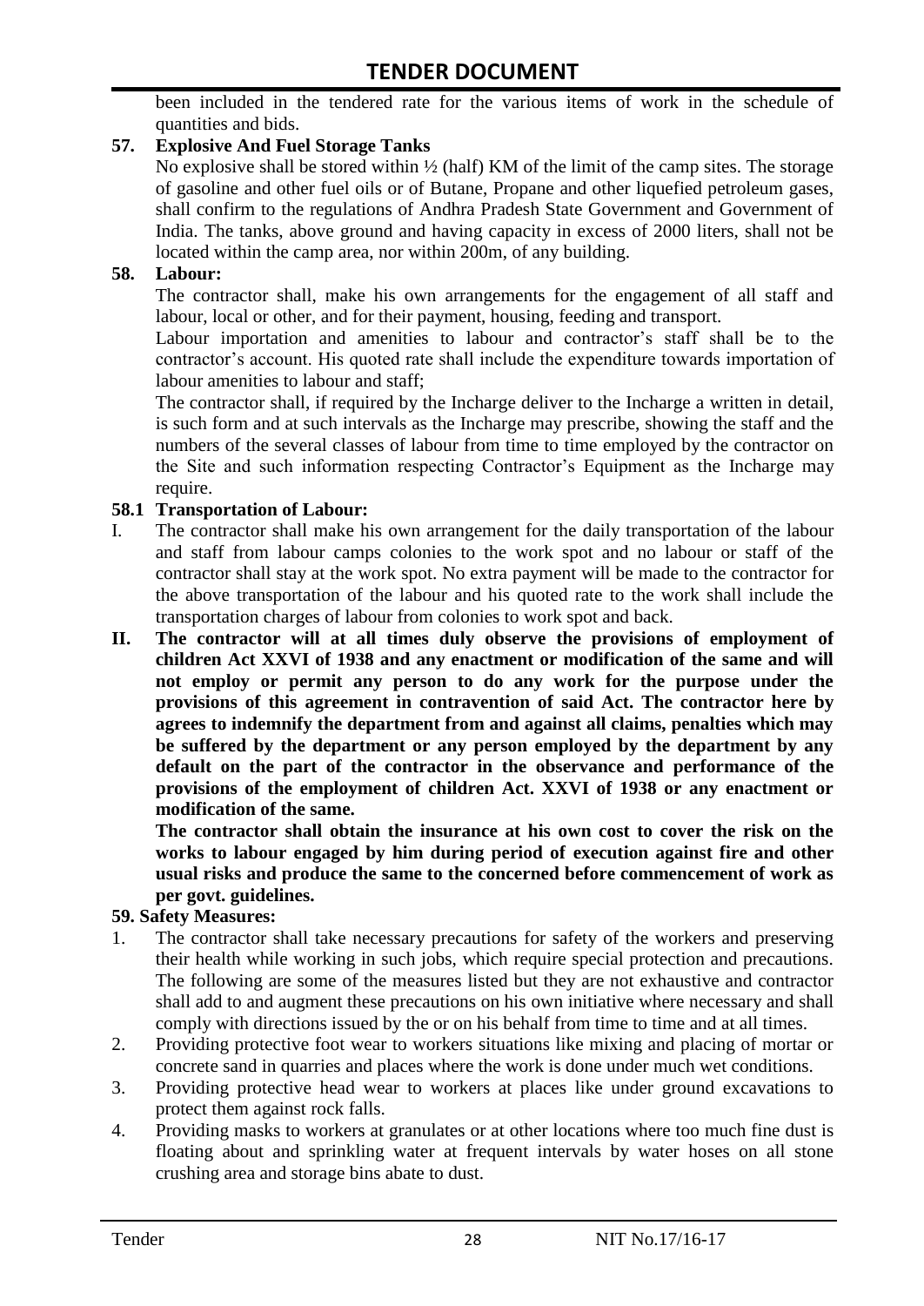been included in the tendered rate for the various items of work in the schedule of quantities and bids.

**57. Explosive And Fuel Storage Tanks**

No explosive shall be stored within ½ (half) KM of the limit of the camp sites. The storage of gasoline and other fuel oils or of Butane, Propane and other liquefied petroleum gases, shall confirm to the regulations of Andhra Pradesh State Government and Government of India. The tanks, above ground and having capacity in excess of 2000 liters, shall not be located within the camp area, nor within 200m, of any building.

**58. Labour:**

The contractor shall, make his own arrangements for the engagement of all staff and labour, local or other, and for their payment, housing, feeding and transport.

Labour importation and amenities to labour and contractor's staff shall be to the contractor's account. His quoted rate shall include the expenditure towards importation of labour amenities to labour and staff;

The contractor shall, if required by the Incharge deliver to the Incharge a written in detail, is such form and at such intervals as the Incharge may prescribe, showing the staff and the numbers of the several classes of labour from time to time employed by the contractor on the Site and such information respecting Contractor's Equipment as the Incharge may require.

**58.1 Transportation of Labour:**

I. The contractor shall make his own arrangement for the daily transportation of the labour and staff from labour camps colonies to the work spot and no labour or staff of the contractor shall stay at the work spot. No extra payment will be made to the contractor for the above transportation of the labour and his quoted rate to the work shall include the transportation charges of labour from colonies to work spot and back.

**II. The contractor will at all times duly observe the provisions of employment of children Act XXVI of 1938 and any enactment or modification of the same and will not employ or permit any person to do any work for the purpose under the provisions of this agreement in contravention of said Act. The contractor here by agrees to indemnify the department from and against all claims, penalties which may be suffered by the department or any person employed by the department by any default on the part of the contractor in the observance and performance of the provisions of the employment of children Act. XXVI of 1938 or any enactment or modification of the same.**

**The contractor shall obtain the insurance at his own cost to cover the risk on the works to labour engaged by him during period of execution against fire and other usual risks and produce the same to the concerned before commencement of work as per govt. guidelines.**

**59. Safety Measures:**

1. The contractor shall take necessary precautions for safety of the workers and preserving their health while working in such jobs, which require special protection and precautions. The following are some of the measures listed but they are not exhaustive and contractor shall add to and augment these precautions on his own initiative where necessary and shall comply with directions issued by the or on his behalf from time to time and at all times.
2. Providing protective foot wear to workers situations like mixing and placing of mortar or concrete sand in quarries and places where the work is done under much wet conditions.
3. Providing protective head wear to workers at places like under ground excavations to protect them against rock falls.
4. Providing masks to workers at granulates or at other locations where too much fine dust is floating about and sprinkling water at frequent intervals by water hoses on all stone crushing area and storage bins abate to dust.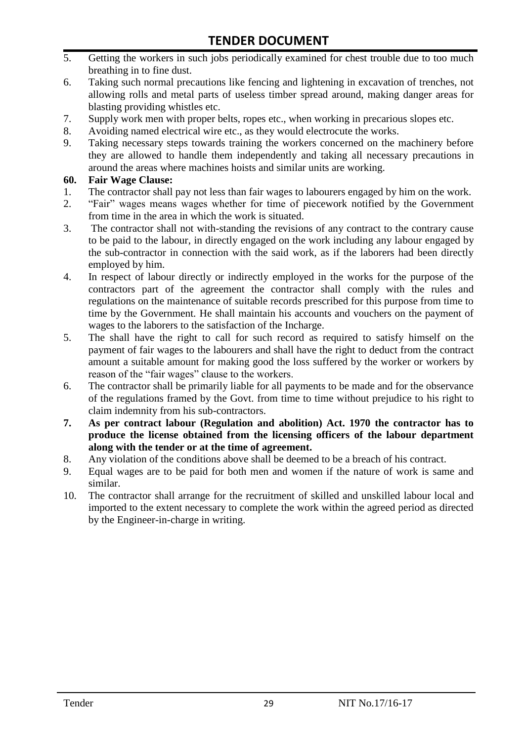5. Getting the workers in such jobs periodically examined for chest trouble due to too much breathing in to fine dust.
6. Taking such normal precautions like fencing and lightening in excavation of trenches, not allowing rolls and metal parts of useless timber spread around, making danger areas for blasting providing whistles etc.
7. Supply work men with proper belts, ropes etc., when working in precarious slopes etc.
8. Avoiding named electrical wire etc., as they would electrocute the works.
9. Taking necessary steps towards training the workers concerned on the machinery before they are allowed to handle them independently and taking all necessary precautions in around the areas where machines hoists and similar units are working.

**60. Fair Wage Clause:**

1. The contractor shall pay not less than fair wages to labourers engaged by him on the work.
2. "Fair" wages means wages whether for time of piecework notified by the Government from time in the area in which the work is situated.
3. The contractor shall not with-standing the revisions of any contract to the contrary cause to be paid to the labour, in directly engaged on the work including any labour engaged by the sub-contractor in connection with the said work, as if the laborers had been directly employed by him.
4. In respect of labour directly or indirectly employed in the works for the purpose of the contractors part of the agreement the contractor shall comply with the rules and regulations on the maintenance of suitable records prescribed for this purpose from time to time by the Government. He shall maintain his accounts and vouchers on the payment of wages to the laborers to the satisfaction of the Incharge.
5. The shall have the right to call for such record as required to satisfy himself on the payment of fair wages to the labourers and shall have the right to deduct from the contract amount a suitable amount for making good the loss suffered by the worker or workers by reason of the "fair wages" clause to the workers.
6. The contractor shall be primarily liable for all payments to be made and for the observance of the regulations framed by the Govt. from time to time without prejudice to his right to claim indemnity from his sub-contractors.
7. **As per contract labour (Regulation and abolition) Act. 1970 the contractor has to produce the license obtained from the licensing officers of the labour department along with the tender or at the time of agreement.**
8. Any violation of the conditions above shall be deemed to be a breach of his contract.
9. Equal wages are to be paid for both men and women if the nature of work is same and similar.
10. The contractor shall arrange for the recruitment of skilled and unskilled labour local and imported to the extent necessary to complete the work within the agreed period as directed by the Engineer-in-charge in writing.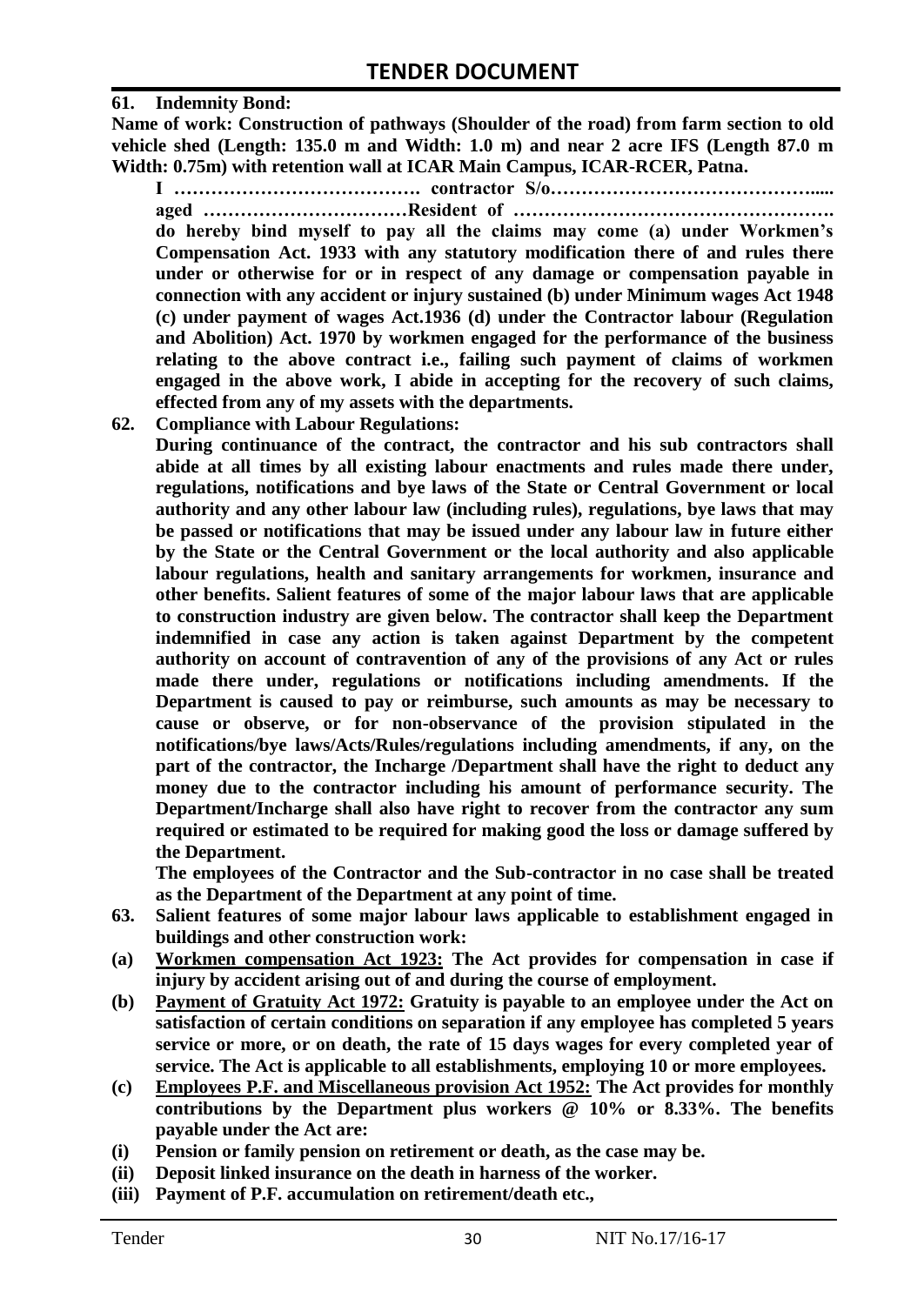**61. Indemnity Bond:**

**Name of work: Construction of pathways (Shoulder of the road) from farm section to old vehicle shed (Length: 135.0 m and Width: 1.0 m) and near 2 acre IFS (Length 87.0 m Width: 0.75m) with retention wall at ICAR Main Campus, ICAR-RCER, Patna.**

**I …………………………………. contractor S/o……………………………………..... aged ……………………………Resident of ……………………………………………. do hereby bind myself to pay all the claims may come (a) under Workmen's Compensation Act. 1933 with any statutory modification there of and rules there under or otherwise for or in respect of any damage or compensation payable in connection with any accident or injury sustained (b) under Minimum wages Act 1948 (c) under payment of wages Act.1936 (d) under the Contractor labour (Regulation and Abolition) Act. 1970 by workmen engaged for the performance of the business relating to the above contract i.e., failing such payment of claims of workmen engaged in the above work, I abide in accepting for the recovery of such claims, effected from any of my assets with the departments.**

**62. Compliance with Labour Regulations:**

**During continuance of the contract, the contractor and his sub contractors shall abide at all times by all existing labour enactments and rules made there under, regulations, notifications and bye laws of the State or Central Government or local authority and any other labour law (including rules), regulations, bye laws that may be passed or notifications that may be issued under any labour law in future either by the State or the Central Government or the local authority and also applicable labour regulations, health and sanitary arrangements for workmen, insurance and other benefits. Salient features of some of the major labour laws that are applicable to construction industry are given below. The contractor shall keep the Department indemnified in case any action is taken against Department by the competent authority on account of contravention of any of the provisions of any Act or rules made there under, regulations or notifications including amendments. If the Department is caused to pay or reimburse, such amounts as may be necessary to cause or observe, or for non-observance of the provision stipulated in the notifications/bye laws/Acts/Rules/regulations including amendments, if any, on the part of the contractor, the Incharge /Department shall have the right to deduct any money due to the contractor including his amount of performance security. The Department/Incharge shall also have right to recover from the contractor any sum required or estimated to be required for making good the loss or damage suffered by the Department.**

**The employees of the Contractor and the Sub-contractor in no case shall be treated as the Department of the Department at any point of time.**

**63. Salient features of some major labour laws applicable to establishment engaged in buildings and other construction work:**

**(a) <u>Workmen compensation Act 1923:</u> The Act provides for compensation in case if injury by accident arising out of and during the course of employment.**

**(b) <u>Payment of Gratuity Act 1972:</u> Gratuity is payable to an employee under the Act on satisfaction of certain conditions on separation if any employee has completed 5 years service or more, or on death, the rate of 15 days wages for every completed year of service. The Act is applicable to all establishments, employing 10 or more employees.**

**(c) <u>Employees P.F. and Miscellaneous provision Act 1952:</u> The Act provides for monthly contributions by the Department plus workers @ 10% or 8.33%. The benefits payable under the Act are:**

**(i) Pension or family pension on retirement or death, as the case may be.**

**(ii) Deposit linked insurance on the death in harness of the worker.**

**(iii) Payment of P.F. accumulation on retirement/death etc.,**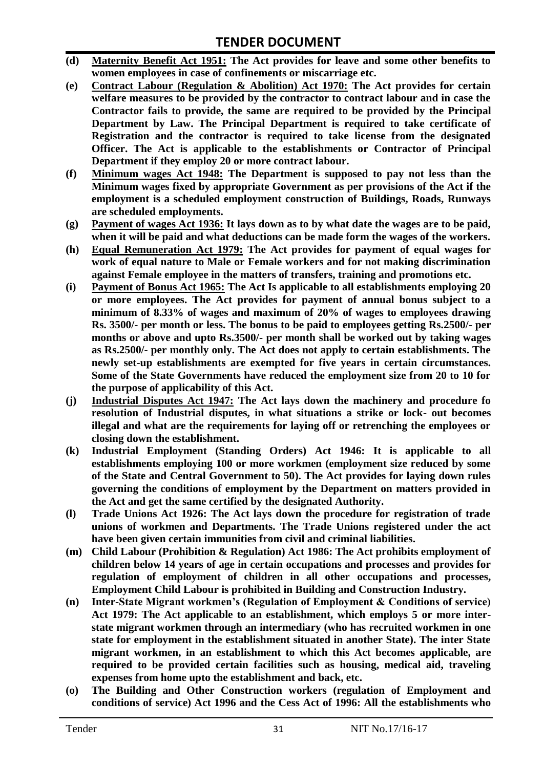**(d) Maternity Benefit Act 1951: The Act provides for leave and some other benefits to women employees in case of confinements or miscarriage etc.**

**(e) Contract Labour (Regulation & Abolition) Act 1970: The Act provides for certain welfare measures to be provided by the contractor to contract labour and in case the Contractor fails to provide, the same are required to be provided by the Principal Department by Law. The Principal Department is required to take certificate of Registration and the contractor is required to take license from the designated Officer. The Act is applicable to the establishments or Contractor of Principal Department if they employ 20 or more contract labour.**

**(f) Minimum wages Act 1948: The Department is supposed to pay not less than the Minimum wages fixed by appropriate Government as per provisions of the Act if the employment is a scheduled employment construction of Buildings, Roads, Runways are scheduled employments.**

**(g) Payment of wages Act 1936: It lays down as to by what date the wages are to be paid, when it will be paid and what deductions can be made form the wages of the workers.**

**(h) Equal Remuneration Act 1979: The Act provides for payment of equal wages for work of equal nature to Male or Female workers and for not making discrimination against Female employee in the matters of transfers, training and promotions etc.**

**(i) Payment of Bonus Act 1965: The Act Is applicable to all establishments employing 20 or more employees. The Act provides for payment of annual bonus subject to a minimum of 8.33% of wages and maximum of 20% of wages to employees drawing Rs. 3500/- per month or less. The bonus to be paid to employees getting Rs.2500/- per months or above and upto Rs.3500/- per month shall be worked out by taking wages as Rs.2500/- per monthly only. The Act does not apply to certain establishments. The newly set-up establishments are exempted for five years in certain circumstances. Some of the State Governments have reduced the employment size from 20 to 10 for the purpose of applicability of this Act.**

**(j) Industrial Disputes Act 1947: The Act lays down the machinery and procedure fo resolution of Industrial disputes, in what situations a strike or lock- out becomes illegal and what are the requirements for laying off or retrenching the employees or closing down the establishment.**

**(k) Industrial Employment (Standing Orders) Act 1946: It is applicable to all establishments employing 100 or more workmen (employment size reduced by some of the State and Central Government to 50). The Act provides for laying down rules governing the conditions of employment by the Department on matters provided in the Act and get the same certified by the designated Authority.**

**(l) Trade Unions Act 1926: The Act lays down the procedure for registration of trade unions of workmen and Departments. The Trade Unions registered under the act have been given certain immunities from civil and criminal liabilities.**

**(m) Child Labour (Prohibition & Regulation) Act 1986: The Act prohibits employment of children below 14 years of age in certain occupations and processes and provides for regulation of employment of children in all other occupations and processes, Employment Child Labour is prohibited in Building and Construction Industry.**

**(n) Inter-State Migrant workmen's (Regulation of Employment & Conditions of service) Act 1979: The Act applicable to an establishment, which employs 5 or more inter-state migrant workmen through an intermediary (who has recruited workmen in one state for employment in the establishment situated in another State). The inter State migrant workmen, in an establishment to which this Act becomes applicable, are required to be provided certain facilities such as housing, medical aid, traveling expenses from home upto the establishment and back, etc.**

**(o) The Building and Other Construction workers (regulation of Employment and conditions of service) Act 1996 and the Cess Act of 1996: All the establishments who**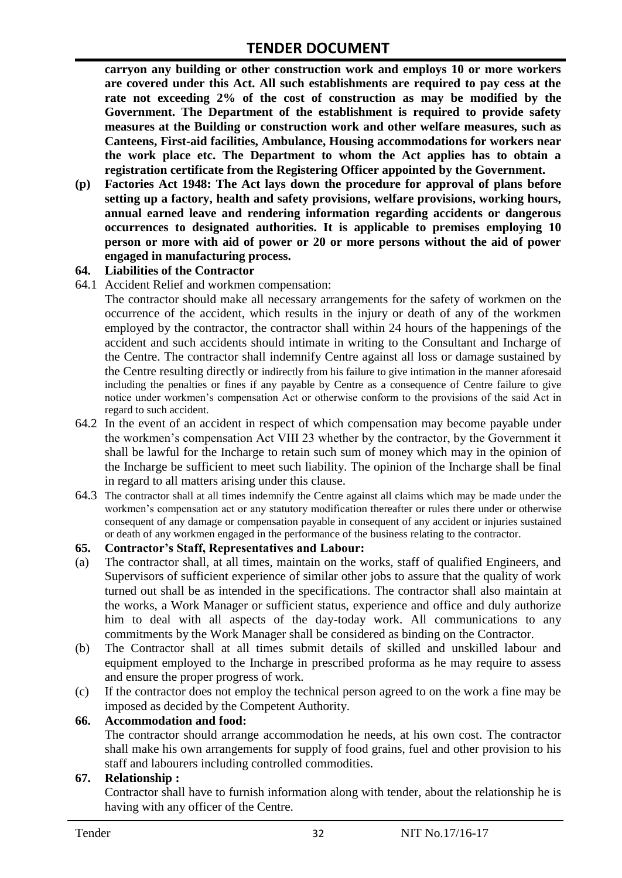**carryon any building or other construction work and employs 10 or more workers are covered under this Act. All such establishments are required to pay cess at the rate not exceeding 2% of the cost of construction as may be modified by the Government. The Department of the establishment is required to provide safety measures at the Building or construction work and other welfare measures, such as Canteens, First-aid facilities, Ambulance, Housing accommodations for workers near the work place etc. The Department to whom the Act applies has to obtain a registration certificate from the Registering Officer appointed by the Government.**

**(p) Factories Act 1948: The Act lays down the procedure for approval of plans before setting up a factory, health and safety provisions, welfare provisions, working hours, annual earned leave and rendering information regarding accidents or dangerous occurrences to designated authorities. It is applicable to premises employing 10 person or more with aid of power or 20 or more persons without the aid of power engaged in manufacturing process.**

**64. Liabilities of the Contractor**

64.1 Accident Relief and workmen compensation:

The contractor should make all necessary arrangements for the safety of workmen on the occurrence of the accident, which results in the injury or death of any of the workmen employed by the contractor, the contractor shall within 24 hours of the happenings of the accident and such accidents should intimate in writing to the Consultant and Incharge of the Centre. The contractor shall indemnify Centre against all loss or damage sustained by the Centre resulting directly or indirectly from his failure to give intimation in the manner aforesaid including the penalties or fines if any payable by Centre as a consequence of Centre failure to give notice under workmen's compensation Act or otherwise conform to the provisions of the said Act in regard to such accident.

64.2 In the event of an accident in respect of which compensation may become payable under the workmen's compensation Act VIII 23 whether by the contractor, by the Government it shall be lawful for the Incharge to retain such sum of money which may in the opinion of the Incharge be sufficient to meet such liability. The opinion of the Incharge shall be final in regard to all matters arising under this clause.

64.3 The contractor shall at all times indemnify the Centre against all claims which may be made under the workmen's compensation act or any statutory modification thereafter or rules there under or otherwise consequent of any damage or compensation payable in consequent of any accident or injuries sustained or death of any workmen engaged in the performance of the business relating to the contractor.

**65. Contractor's Staff, Representatives and Labour:**

(a) The contractor shall, at all times, maintain on the works, staff of qualified Engineers, and Supervisors of sufficient experience of similar other jobs to assure that the quality of work turned out shall be as intended in the specifications. The contractor shall also maintain at the works, a Work Manager or sufficient status, experience and office and duly authorize him to deal with all aspects of the day-today work. All communications to any commitments by the Work Manager shall be considered as binding on the Contractor.

(b) The Contractor shall at all times submit details of skilled and unskilled labour and equipment employed to the Incharge in prescribed proforma as he may require to assess and ensure the proper progress of work.

(c) If the contractor does not employ the technical person agreed to on the work a fine may be imposed as decided by the Competent Authority.

**66. Accommodation and food:**

The contractor should arrange accommodation he needs, at his own cost. The contractor shall make his own arrangements for supply of food grains, fuel and other provision to his staff and labourers including controlled commodities.

**67. Relationship :**

Contractor shall have to furnish information along with tender, about the relationship he is having with any officer of the Centre.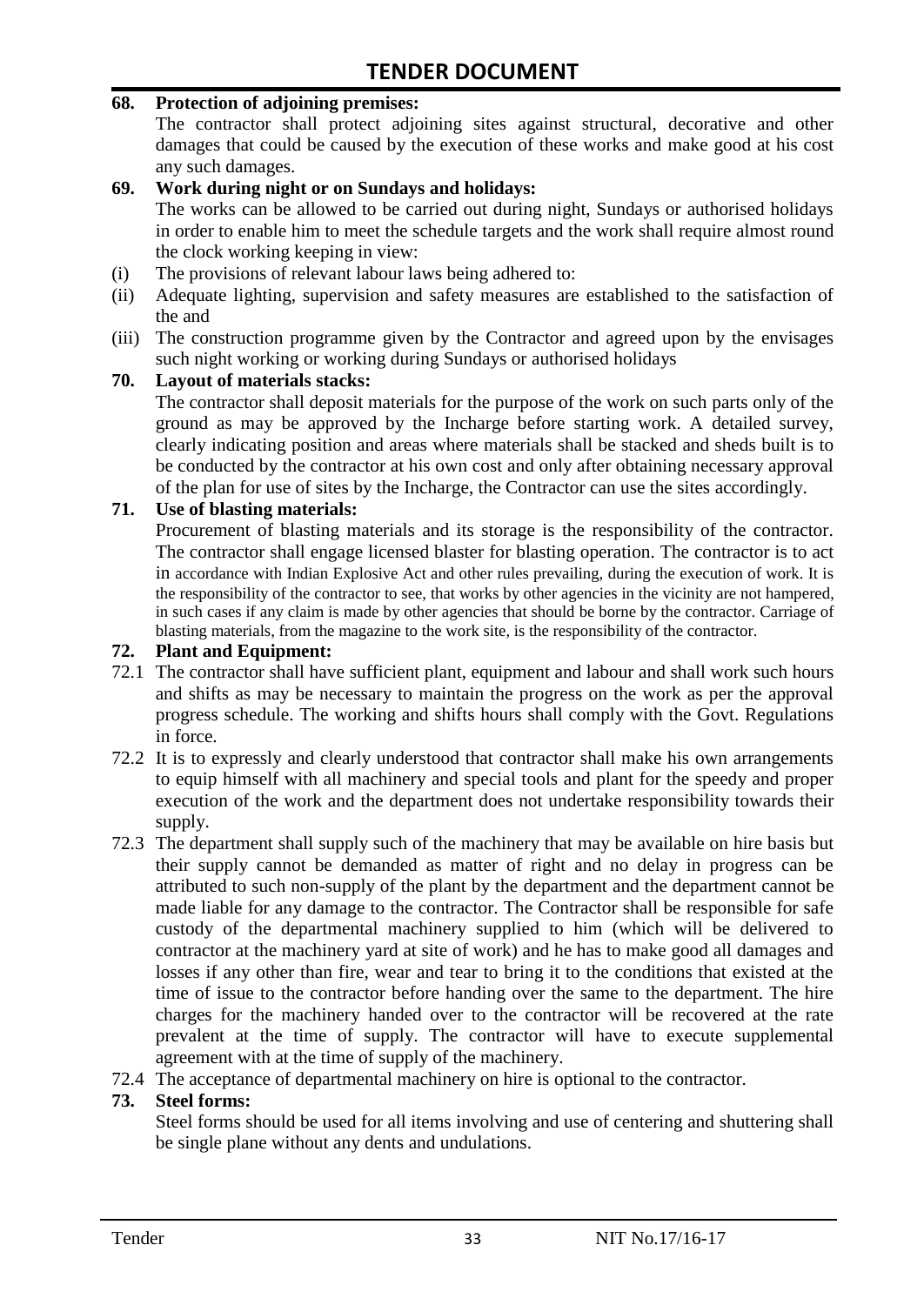**68. Protection of adjoining premises:**

The contractor shall protect adjoining sites against structural, decorative and other damages that could be caused by the execution of these works and make good at his cost any such damages.

**69. Work during night or on Sundays and holidays:**

The works can be allowed to be carried out during night, Sundays or authorised holidays in order to enable him to meet the schedule targets and the work shall require almost round the clock working keeping in view:

(i) The provisions of relevant labour laws being adhered to:

(ii) Adequate lighting, supervision and safety measures are established to the satisfaction of the and

(iii) The construction programme given by the Contractor and agreed upon by the envisages such night working or working during Sundays or authorised holidays

**70. Layout of materials stacks:**

The contractor shall deposit materials for the purpose of the work on such parts only of the ground as may be approved by the Incharge before starting work. A detailed survey, clearly indicating position and areas where materials shall be stacked and sheds built is to be conducted by the contractor at his own cost and only after obtaining necessary approval of the plan for use of sites by the Incharge, the Contractor can use the sites accordingly.

**71. Use of blasting materials:**

Procurement of blasting materials and its storage is the responsibility of the contractor. The contractor shall engage licensed blaster for blasting operation. The contractor is to act in accordance with Indian Explosive Act and other rules prevailing, during the execution of work. It is the responsibility of the contractor to see, that works by other agencies in the vicinity are not hampered, in such cases if any claim is made by other agencies that should be borne by the contractor. Carriage of blasting materials, from the magazine to the work site, is the responsibility of the contractor.

**72. Plant and Equipment:**

72.1 The contractor shall have sufficient plant, equipment and labour and shall work such hours and shifts as may be necessary to maintain the progress on the work as per the approval progress schedule. The working and shifts hours shall comply with the Govt. Regulations in force.

72.2 It is to expressly and clearly understood that contractor shall make his own arrangements to equip himself with all machinery and special tools and plant for the speedy and proper execution of the work and the department does not undertake responsibility towards their supply.

72.3 The department shall supply such of the machinery that may be available on hire basis but their supply cannot be demanded as matter of right and no delay in progress can be attributed to such non-supply of the plant by the department and the department cannot be made liable for any damage to the contractor. The Contractor shall be responsible for safe custody of the departmental machinery supplied to him (which will be delivered to contractor at the machinery yard at site of work) and he has to make good all damages and losses if any other than fire, wear and tear to bring it to the conditions that existed at the time of issue to the contractor before handing over the same to the department. The hire charges for the machinery handed over to the contractor will be recovered at the rate prevalent at the time of supply. The contractor will have to execute supplemental agreement with at the time of supply of the machinery.

72.4 The acceptance of departmental machinery on hire is optional to the contractor.

**73. Steel forms:**

Steel forms should be used for all items involving and use of centering and shuttering shall be single plane without any dents and undulations.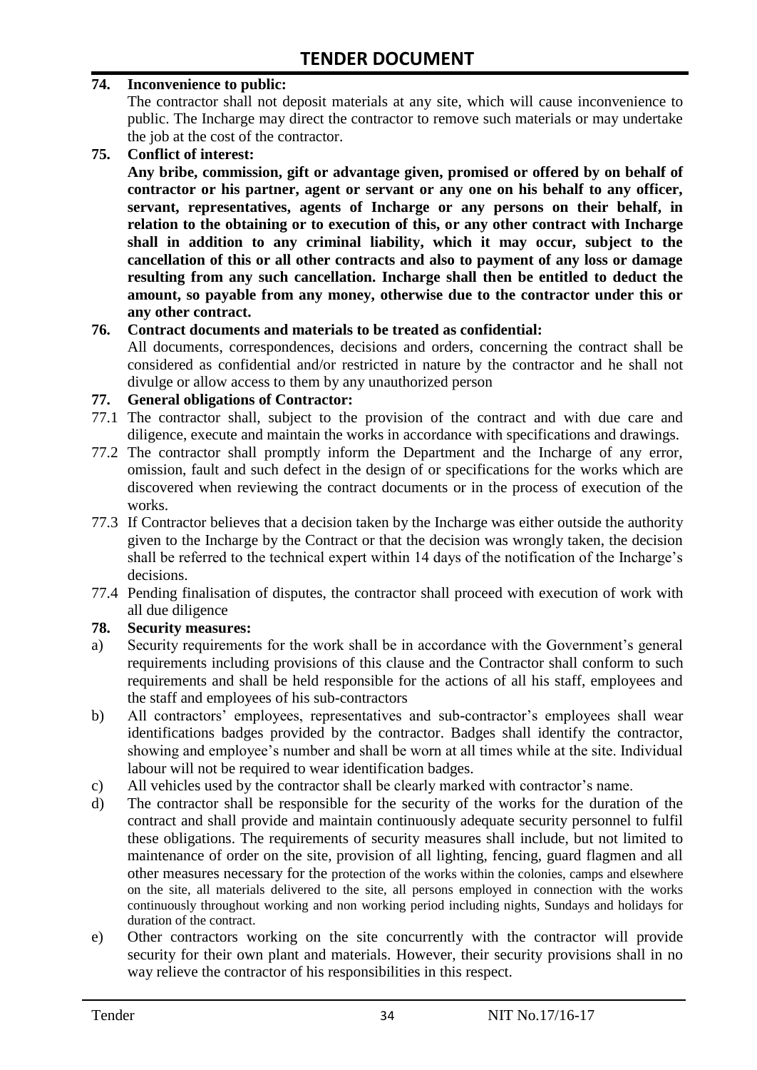**74. Inconvenience to public:**

The contractor shall not deposit materials at any site, which will cause inconvenience to public. The Incharge may direct the contractor to remove such materials or may undertake the job at the cost of the contractor.

**75. Conflict of interest:**

**Any bribe, commission, gift or advantage given, promised or offered by on behalf of contractor or his partner, agent or servant or any one on his behalf to any officer, servant, representatives, agents of Incharge or any persons on their behalf, in relation to the obtaining or to execution of this, or any other contract with Incharge shall in addition to any criminal liability, which it may occur, subject to the cancellation of this or all other contracts and also to payment of any loss or damage resulting from any such cancellation. Incharge shall then be entitled to deduct the amount, so payable from any money, otherwise due to the contractor under this or any other contract.**

**76. Contract documents and materials to be treated as confidential:**

All documents, correspondences, decisions and orders, concerning the contract shall be considered as confidential and/or restricted in nature by the contractor and he shall not divulge or allow access to them by any unauthorized person

**77. General obligations of Contractor:**

77.1 The contractor shall, subject to the provision of the contract and with due care and diligence, execute and maintain the works in accordance with specifications and drawings.

77.2 The contractor shall promptly inform the Department and the Incharge of any error, omission, fault and such defect in the design of or specifications for the works which are discovered when reviewing the contract documents or in the process of execution of the works.

77.3 If Contractor believes that a decision taken by the Incharge was either outside the authority given to the Incharge by the Contract or that the decision was wrongly taken, the decision shall be referred to the technical expert within 14 days of the notification of the Incharge's decisions.

77.4 Pending finalisation of disputes, the contractor shall proceed with execution of work with all due diligence

**78. Security measures:**

a) Security requirements for the work shall be in accordance with the Government's general requirements including provisions of this clause and the Contractor shall conform to such requirements and shall be held responsible for the actions of all his staff, employees and the staff and employees of his sub-contractors

b) All contractors' employees, representatives and sub-contractor's employees shall wear identifications badges provided by the contractor. Badges shall identify the contractor, showing and employee's number and shall be worn at all times while at the site. Individual labour will not be required to wear identification badges.

c) All vehicles used by the contractor shall be clearly marked with contractor's name.

d) The contractor shall be responsible for the security of the works for the duration of the contract and shall provide and maintain continuously adequate security personnel to fulfil these obligations. The requirements of security measures shall include, but not limited to maintenance of order on the site, provision of all lighting, fencing, guard flagmen and all other measures necessary for the protection of the works within the colonies, camps and elsewhere on the site, all materials delivered to the site, all persons employed in connection with the works continuously throughout working and non working period including nights, Sundays and holidays for duration of the contract.

e) Other contractors working on the site concurrently with the contractor will provide security for their own plant and materials. However, their security provisions shall in no way relieve the contractor of his responsibilities in this respect.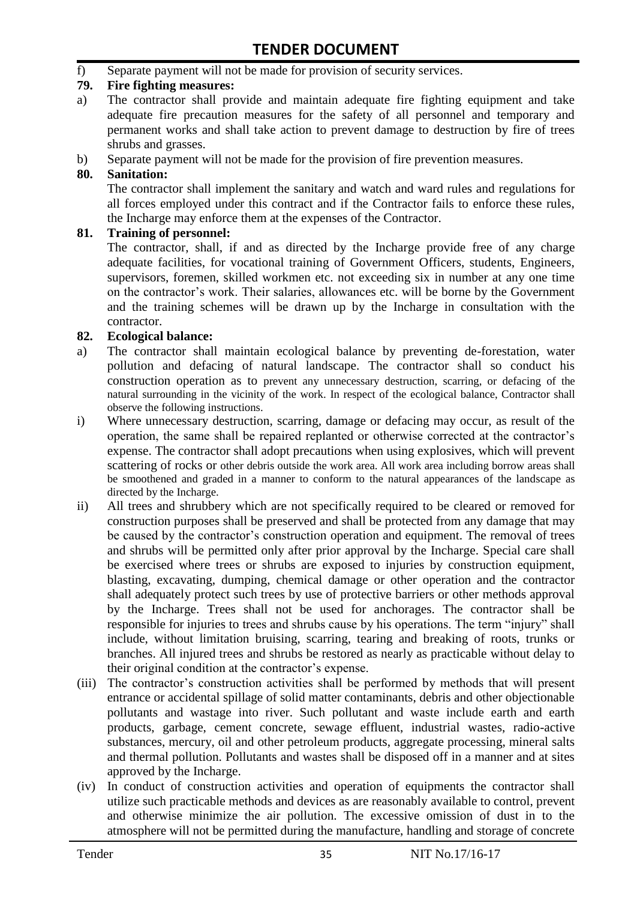f) Separate payment will not be made for provision of security services.

**79. Fire fighting measures:**

a) The contractor shall provide and maintain adequate fire fighting equipment and take adequate fire precaution measures for the safety of all personnel and temporary and permanent works and shall take action to prevent damage to destruction by fire of trees shrubs and grasses.

b) Separate payment will not be made for the provision of fire prevention measures.

**80. Sanitation:**

The contractor shall implement the sanitary and watch and ward rules and regulations for all forces employed under this contract and if the Contractor fails to enforce these rules, the Incharge may enforce them at the expenses of the Contractor.

**81. Training of personnel:**

The contractor, shall, if and as directed by the Incharge provide free of any charge adequate facilities, for vocational training of Government Officers, students, Engineers, supervisors, foremen, skilled workmen etc. not exceeding six in number at any one time on the contractor's work. Their salaries, allowances etc. will be borne by the Government and the training schemes will be drawn up by the Incharge in consultation with the contractor.

**82. Ecological balance:**

a) The contractor shall maintain ecological balance by preventing de-forestation, water pollution and defacing of natural landscape. The contractor shall so conduct his construction operation as to prevent any unnecessary destruction, scarring, or defacing of the natural surrounding in the vicinity of the work. In respect of the ecological balance, Contractor shall observe the following instructions.

i) Where unnecessary destruction, scarring, damage or defacing may occur, as result of the operation, the same shall be repaired replanted or otherwise corrected at the contractor's expense. The contractor shall adopt precautions when using explosives, which will prevent scattering of rocks or other debris outside the work area. All work area including borrow areas shall be smoothened and graded in a manner to conform to the natural appearances of the landscape as directed by the Incharge.

ii) All trees and shrubbery which are not specifically required to be cleared or removed for construction purposes shall be preserved and shall be protected from any damage that may be caused by the contractor's construction operation and equipment. The removal of trees and shrubs will be permitted only after prior approval by the Incharge. Special care shall be exercised where trees or shrubs are exposed to injuries by construction equipment, blasting, excavating, dumping, chemical damage or other operation and the contractor shall adequately protect such trees by use of protective barriers or other methods approval by the Incharge. Trees shall not be used for anchorages. The contractor shall be responsible for injuries to trees and shrubs cause by his operations. The term "injury" shall include, without limitation bruising, scarring, tearing and breaking of roots, trunks or branches. All injured trees and shrubs be restored as nearly as practicable without delay to their original condition at the contractor's expense.

(iii) The contractor's construction activities shall be performed by methods that will present entrance or accidental spillage of solid matter contaminants, debris and other objectionable pollutants and wastage into river. Such pollutant and waste include earth and earth products, garbage, cement concrete, sewage effluent, industrial wastes, radio-active substances, mercury, oil and other petroleum products, aggregate processing, mineral salts and thermal pollution. Pollutants and wastes shall be disposed off in a manner and at sites approved by the Incharge.

(iv) In conduct of construction activities and operation of equipments the contractor shall utilize such practicable methods and devices as are reasonably available to control, prevent and otherwise minimize the air pollution. The excessive omission of dust in to the atmosphere will not be permitted during the manufacture, handling and storage of concrete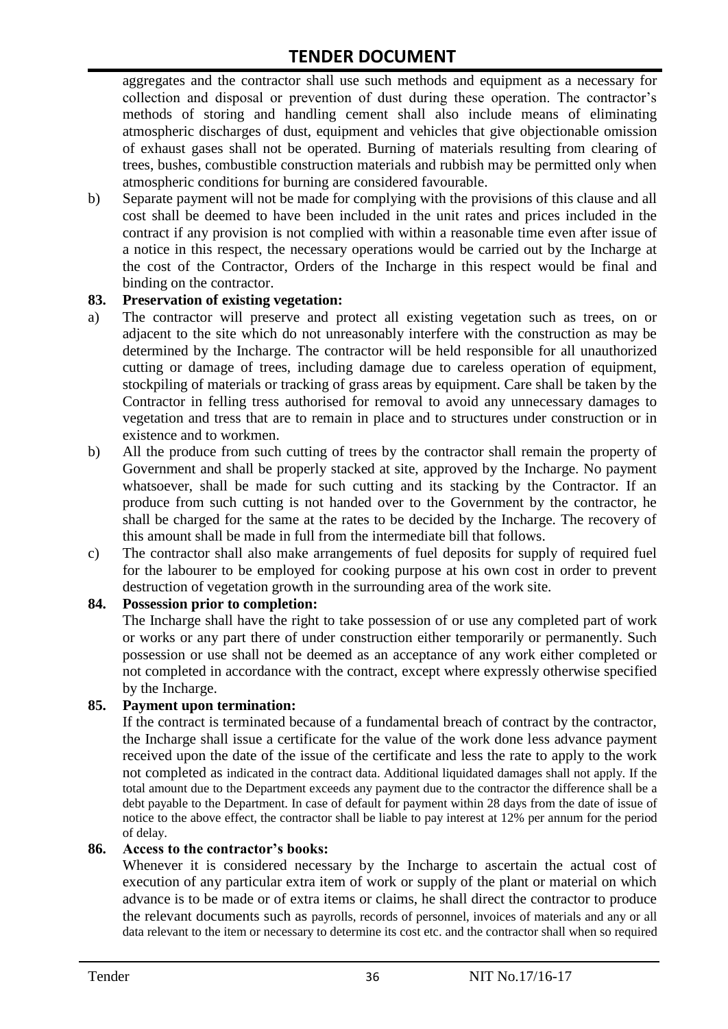aggregates and the contractor shall use such methods and equipment as a necessary for collection and disposal or prevention of dust during these operation. The contractor's methods of storing and handling cement shall also include means of eliminating atmospheric discharges of dust, equipment and vehicles that give objectionable omission of exhaust gases shall not be operated. Burning of materials resulting from clearing of trees, bushes, combustible construction materials and rubbish may be permitted only when atmospheric conditions for burning are considered favourable.

b) Separate payment will not be made for complying with the provisions of this clause and all cost shall be deemed to have been included in the unit rates and prices included in the contract if any provision is not complied with within a reasonable time even after issue of a notice in this respect, the necessary operations would be carried out by the Incharge at the cost of the Contractor, Orders of the Incharge in this respect would be final and binding on the contractor.

**83. Preservation of existing vegetation:**

a) The contractor will preserve and protect all existing vegetation such as trees, on or adjacent to the site which do not unreasonably interfere with the construction as may be determined by the Incharge. The contractor will be held responsible for all unauthorized cutting or damage of trees, including damage due to careless operation of equipment, stockpiling of materials or tracking of grass areas by equipment. Care shall be taken by the Contractor in felling tress authorised for removal to avoid any unnecessary damages to vegetation and tress that are to remain in place and to structures under construction or in existence and to workmen.

b) All the produce from such cutting of trees by the contractor shall remain the property of Government and shall be properly stacked at site, approved by the Incharge. No payment whatsoever, shall be made for such cutting and its stacking by the Contractor. If an produce from such cutting is not handed over to the Government by the contractor, he shall be charged for the same at the rates to be decided by the Incharge. The recovery of this amount shall be made in full from the intermediate bill that follows.

c) The contractor shall also make arrangements of fuel deposits for supply of required fuel for the labourer to be employed for cooking purpose at his own cost in order to prevent destruction of vegetation growth in the surrounding area of the work site.

**84. Possession prior to completion:**

The Incharge shall have the right to take possession of or use any completed part of work or works or any part there of under construction either temporarily or permanently. Such possession or use shall not be deemed as an acceptance of any work either completed or not completed in accordance with the contract, except where expressly otherwise specified by the Incharge.

**85. Payment upon termination:**

If the contract is terminated because of a fundamental breach of contract by the contractor, the Incharge shall issue a certificate for the value of the work done less advance payment received upon the date of the issue of the certificate and less the rate to apply to the work not completed as indicated in the contract data. Additional liquidated damages shall not apply. If the total amount due to the Department exceeds any payment due to the contractor the difference shall be a debt payable to the Department. In case of default for payment within 28 days from the date of issue of notice to the above effect, the contractor shall be liable to pay interest at 12% per annum for the period of delay.

**86. Access to the contractor's books:**

Whenever it is considered necessary by the Incharge to ascertain the actual cost of execution of any particular extra item of work or supply of the plant or material on which advance is to be made or of extra items or claims, he shall direct the contractor to produce the relevant documents such as payrolls, records of personnel, invoices of materials and any or all data relevant to the item or necessary to determine its cost etc. and the contractor shall when so required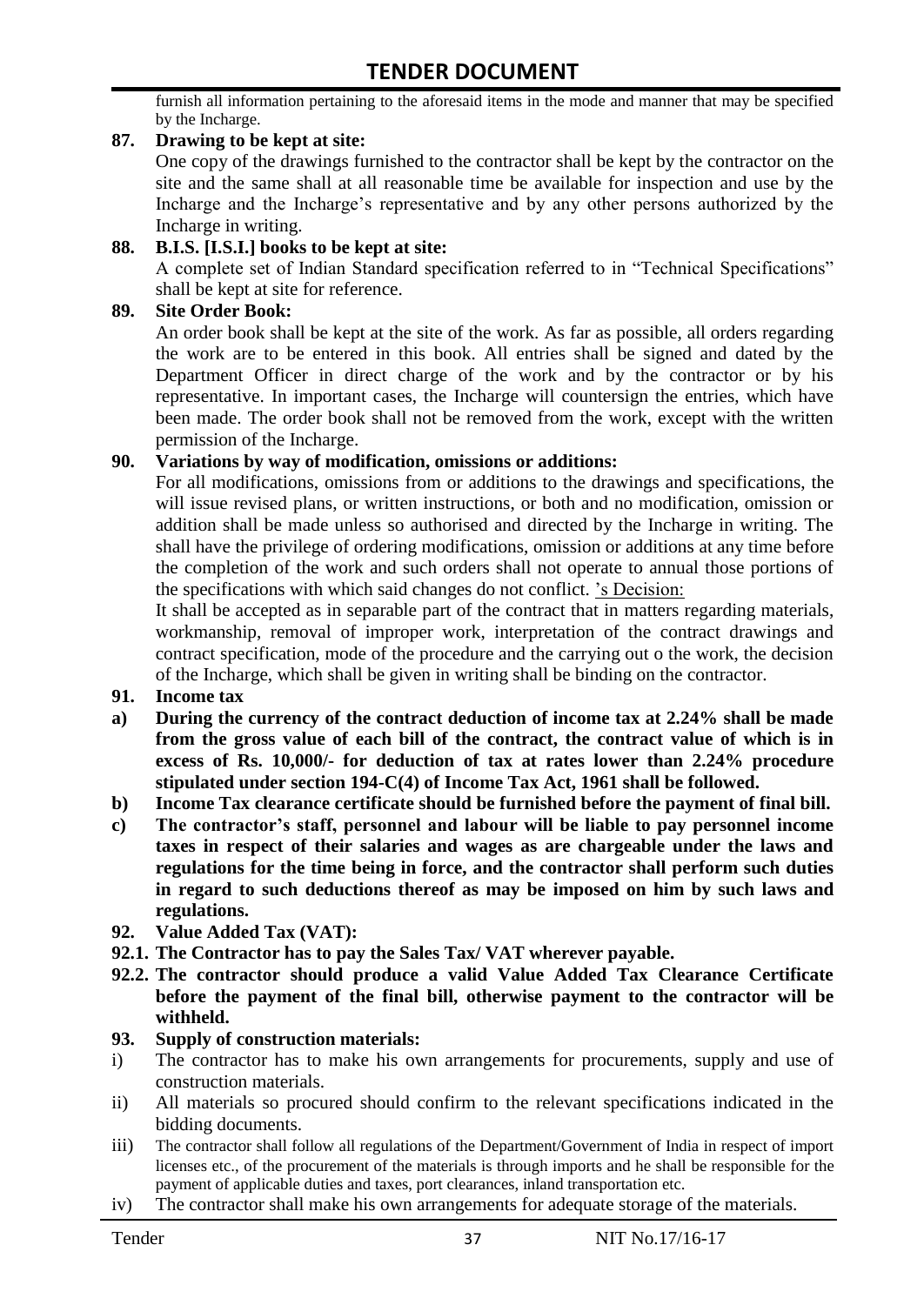furnish all information pertaining to the aforesaid items in the mode and manner that may be specified by the Incharge.

**87. Drawing to be kept at site:**

One copy of the drawings furnished to the contractor shall be kept by the contractor on the site and the same shall at all reasonable time be available for inspection and use by the Incharge and the Incharge's representative and by any other persons authorized by the Incharge in writing.

**88. B.I.S. [I.S.I.] books to be kept at site:**

A complete set of Indian Standard specification referred to in "Technical Specifications" shall be kept at site for reference.

**89. Site Order Book:**

An order book shall be kept at the site of the work. As far as possible, all orders regarding the work are to be entered in this book. All entries shall be signed and dated by the Department Officer in direct charge of the work and by the contractor or by his representative. In important cases, the Incharge will countersign the entries, which have been made. The order book shall not be removed from the work, except with the written permission of the Incharge.

**90. Variations by way of modification, omissions or additions:**

For all modifications, omissions from or additions to the drawings and specifications, the will issue revised plans, or written instructions, or both and no modification, omission or addition shall be made unless so authorised and directed by the Incharge in writing. The shall have the privilege of ordering modifications, omission or additions at any time before the completion of the work and such orders shall not operate to annual those portions of the specifications with which said changes do not conflict. 's Decision:

It shall be accepted as in separable part of the contract that in matters regarding materials, workmanship, removal of improper work, interpretation of the contract drawings and contract specification, mode of the procedure and the carrying out o the work, the decision of the Incharge, which shall be given in writing shall be binding on the contractor.

**91. Income tax**

**a) During the currency of the contract deduction of income tax at 2.24% shall be made from the gross value of each bill of the contract, the contract value of which is in excess of Rs. 10,000/- for deduction of tax at rates lower than 2.24% procedure stipulated under section 194-C(4) of Income Tax Act, 1961 shall be followed.**

**b) Income Tax clearance certificate should be furnished before the payment of final bill.**

**c) The contractor's staff, personnel and labour will be liable to pay personnel income taxes in respect of their salaries and wages as are chargeable under the laws and regulations for the time being in force, and the contractor shall perform such duties in regard to such deductions thereof as may be imposed on him by such laws and regulations.**

**92. Value Added Tax (VAT):**

**92.1. The Contractor has to pay the Sales Tax/ VAT wherever payable.**

**92.2. The contractor should produce a valid Value Added Tax Clearance Certificate before the payment of the final bill, otherwise payment to the contractor will be withheld.**

**93. Supply of construction materials:**

i) The contractor has to make his own arrangements for procurements, supply and use of construction materials.

ii) All materials so procured should confirm to the relevant specifications indicated in the bidding documents.

iii) The contractor shall follow all regulations of the Department/Government of India in respect of import licenses etc., of the procurement of the materials is through imports and he shall be responsible for the payment of applicable duties and taxes, port clearances, inland transportation etc.

iv) The contractor shall make his own arrangements for adequate storage of the materials.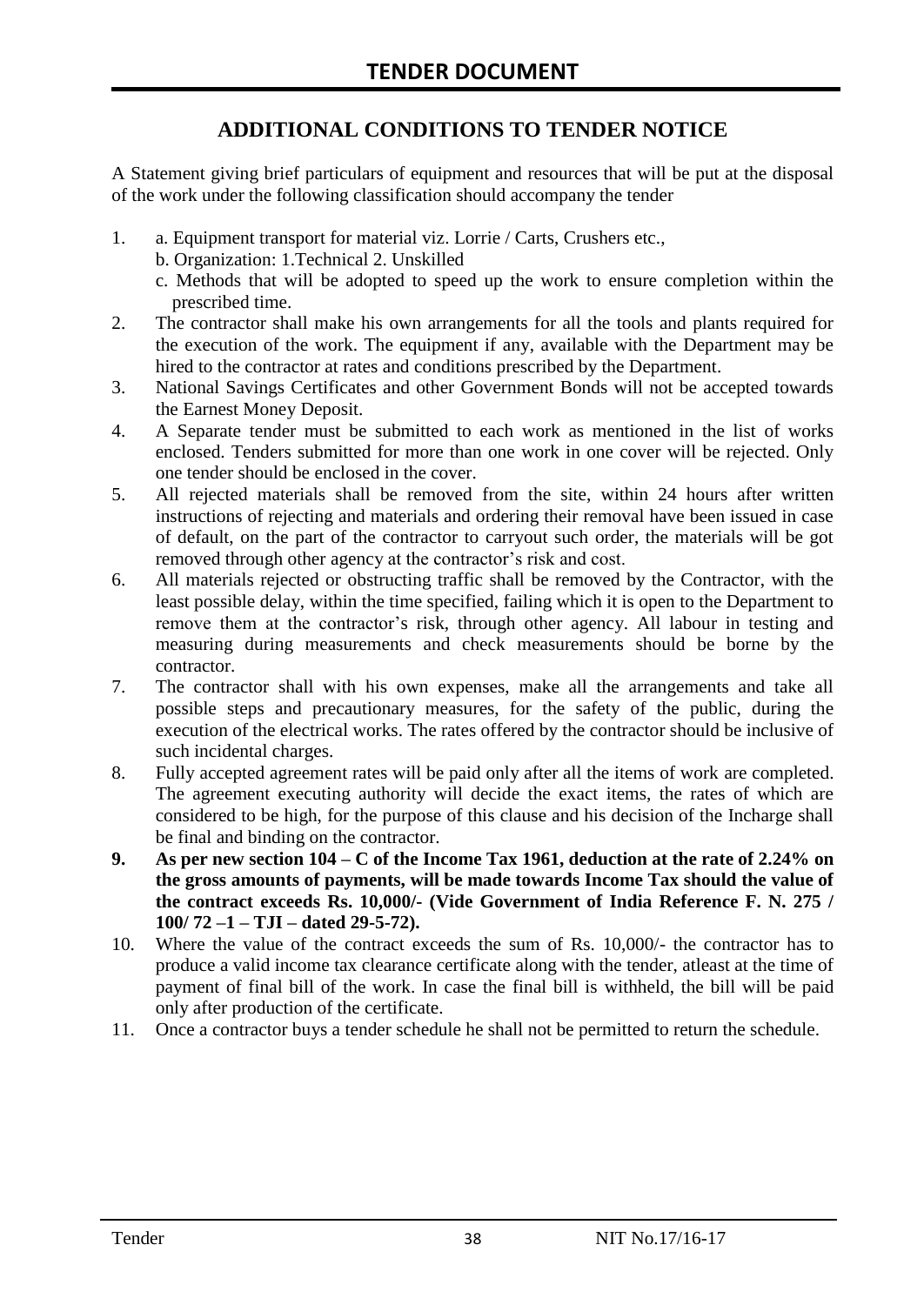# TENDER DOCUMENT

## ADDITIONAL CONDITIONS TO TENDER NOTICE

A Statement giving brief particulars of equipment and resources that will be put at the disposal of the work under the following classification should accompany the tender

1. a. Equipment transport for material viz. Lorrie / Carts, Crushers etc.,
   b. Organization: 1.Technical 2. Unskilled
   c. Methods that will be adopted to speed up the work to ensure completion within the prescribed time.
2. The contractor shall make his own arrangements for all the tools and plants required for the execution of the work. The equipment if any, available with the Department may be hired to the contractor at rates and conditions prescribed by the Department.
3. National Savings Certificates and other Government Bonds will not be accepted towards the Earnest Money Deposit.
4. A Separate tender must be submitted to each work as mentioned in the list of works enclosed. Tenders submitted for more than one work in one cover will be rejected. Only one tender should be enclosed in the cover.
5. All rejected materials shall be removed from the site, within 24 hours after written instructions of rejecting and materials and ordering their removal have been issued in case of default, on the part of the contractor to carryout such order, the materials will be got removed through other agency at the contractor's risk and cost.
6. All materials rejected or obstructing traffic shall be removed by the Contractor, with the least possible delay, within the time specified, failing which it is open to the Department to remove them at the contractor's risk, through other agency. All labour in testing and measuring during measurements and check measurements should be borne by the contractor.
7. The contractor shall with his own expenses, make all the arrangements and take all possible steps and precautionary measures, for the safety of the public, during the execution of the electrical works. The rates offered by the contractor should be inclusive of such incidental charges.
8. Fully accepted agreement rates will be paid only after all the items of work are completed. The agreement executing authority will decide the exact items, the rates of which are considered to be high, for the purpose of this clause and his decision of the Incharge shall be final and binding on the contractor.
9. **As per new section 104 – C of the Income Tax 1961, deduction at the rate of 2.24% on the gross amounts of payments, will be made towards Income Tax should the value of the contract exceeds Rs. 10,000/- (Vide Government of India Reference F. N. 275 / 100/ 72 –1 – TJI – dated 29-5-72).**
10. Where the value of the contract exceeds the sum of Rs. 10,000/- the contractor has to produce a valid income tax clearance certificate along with the tender, atleast at the time of payment of final bill of the work. In case the final bill is withheld, the bill will be paid only after production of the certificate.
11. Once a contractor buys a tender schedule he shall not be permitted to return the schedule.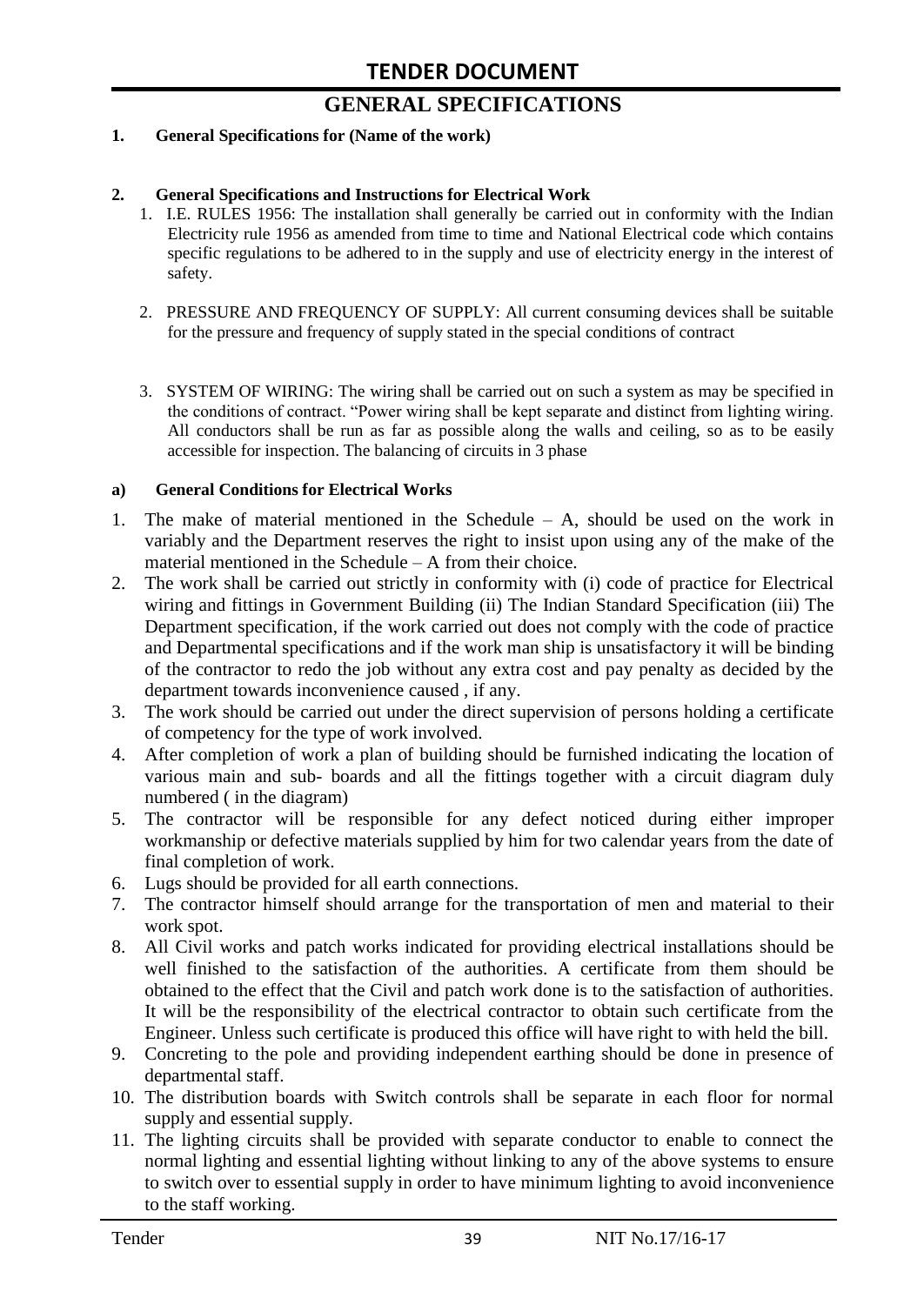# TENDER DOCUMENT

## GENERAL SPECIFICATIONS

**1. General Specifications for (Name of the work)**

**2. General Specifications and Instructions for Electrical Work**

1. I.E. RULES 1956: The installation shall generally be carried out in conformity with the Indian Electricity rule 1956 as amended from time to time and National Electrical code which contains specific regulations to be adhered to in the supply and use of electricity energy in the interest of safety.

2. PRESSURE AND FREQUENCY OF SUPPLY: All current consuming devices shall be suitable for the pressure and frequency of supply stated in the special conditions of contract

3. SYSTEM OF WIRING: The wiring shall be carried out on such a system as may be specified in the conditions of contract. "Power wiring shall be kept separate and distinct from lighting wiring. All conductors shall be run as far as possible along the walls and ceiling, so as to be easily accessible for inspection. The balancing of circuits in 3 phase

**a) General Conditions for Electrical Works**

1. The make of material mentioned in the Schedule – A, should be used on the work in variably and the Department reserves the right to insist upon using any of the make of the material mentioned in the Schedule – A from their choice.
2. The work shall be carried out strictly in conformity with (i) code of practice for Electrical wiring and fittings in Government Building (ii) The Indian Standard Specification (iii) The Department specification, if the work carried out does not comply with the code of practice and Departmental specifications and if the work man ship is unsatisfactory it will be binding of the contractor to redo the job without any extra cost and pay penalty as decided by the department towards inconvenience caused , if any.
3. The work should be carried out under the direct supervision of persons holding a certificate of competency for the type of work involved.
4. After completion of work a plan of building should be furnished indicating the location of various main and sub- boards and all the fittings together with a circuit diagram duly numbered ( in the diagram)
5. The contractor will be responsible for any defect noticed during either improper workmanship or defective materials supplied by him for two calendar years from the date of final completion of work.
6. Lugs should be provided for all earth connections.
7. The contractor himself should arrange for the transportation of men and material to their work spot.
8. All Civil works and patch works indicated for providing electrical installations should be well finished to the satisfaction of the authorities. A certificate from them should be obtained to the effect that the Civil and patch work done is to the satisfaction of authorities. It will be the responsibility of the electrical contractor to obtain such certificate from the Engineer. Unless such certificate is produced this office will have right to with held the bill.
9. Concreting to the pole and providing independent earthing should be done in presence of departmental staff.
10. The distribution boards with Switch controls shall be separate in each floor for normal supply and essential supply.
11. The lighting circuits shall be provided with separate conductor to enable to connect the normal lighting and essential lighting without linking to any of the above systems to ensure to switch over to essential supply in order to have minimum lighting to avoid inconvenience to the staff working.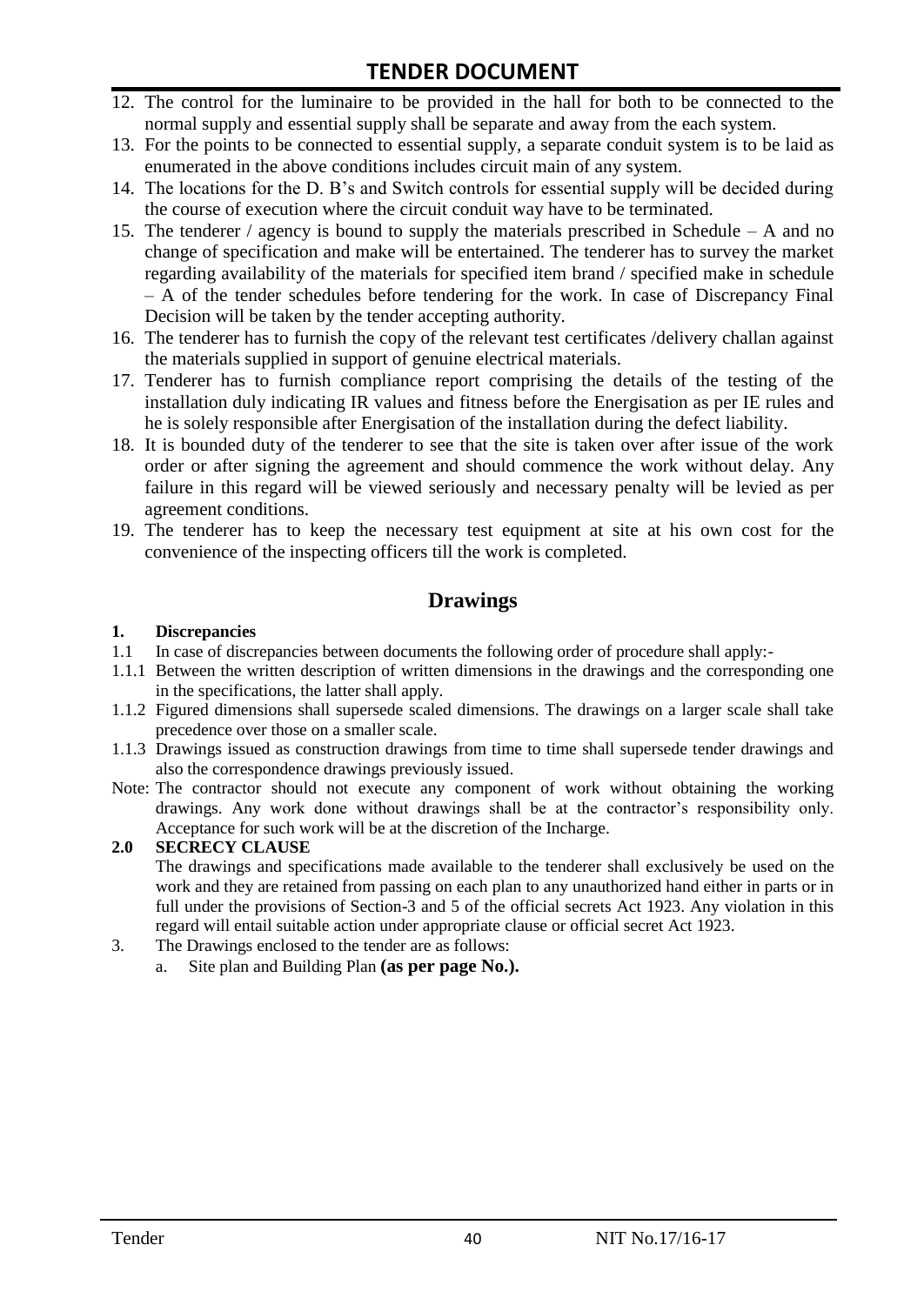12. The control for the luminaire to be provided in the hall for both to be connected to the normal supply and essential supply shall be separate and away from the each system.
13. For the points to be connected to essential supply, a separate conduit system is to be laid as enumerated in the above conditions includes circuit main of any system.
14. The locations for the D. B's and Switch controls for essential supply will be decided during the course of execution where the circuit conduit way have to be terminated.
15. The tenderer / agency is bound to supply the materials prescribed in Schedule – A and no change of specification and make will be entertained. The tenderer has to survey the market regarding availability of the materials for specified item brand / specified make in schedule – A of the tender schedules before tendering for the work. In case of Discrepancy Final Decision will be taken by the tender accepting authority.
16. The tenderer has to furnish the copy of the relevant test certificates /delivery challan against the materials supplied in support of genuine electrical materials.
17. Tenderer has to furnish compliance report comprising the details of the testing of the installation duly indicating IR values and fitness before the Energisation as per IE rules and he is solely responsible after Energisation of the installation during the defect liability.
18. It is bounded duty of the tenderer to see that the site is taken over after issue of the work order or after signing the agreement and should commence the work without delay. Any failure in this regard will be viewed seriously and necessary penalty will be levied as per agreement conditions.
19. The tenderer has to keep the necessary test equipment at site at his own cost for the convenience of the inspecting officers till the work is completed.

## Drawings

**1. Discrepancies**

1.1 In case of discrepancies between documents the following order of procedure shall apply:-

1.1.1 Between the written description of written dimensions in the drawings and the corresponding one in the specifications, the latter shall apply.

1.1.2 Figured dimensions shall supersede scaled dimensions. The drawings on a larger scale shall take precedence over those on a smaller scale.

1.1.3 Drawings issued as construction drawings from time to time shall supersede tender drawings and also the correspondence drawings previously issued.

Note: The contractor should not execute any component of work without obtaining the working drawings. Any work done without drawings shall be at the contractor's responsibility only. Acceptance for such work will be at the discretion of the Incharge.

**2.0 SECRECY CLAUSE**

The drawings and specifications made available to the tenderer shall exclusively be used on the work and they are retained from passing on each plan to any unauthorized hand either in parts or in full under the provisions of Section-3 and 5 of the official secrets Act 1923. Any violation in this regard will entail suitable action under appropriate clause or official secret Act 1923.

3. The Drawings enclosed to the tender are as follows:
   a. Site plan and Building Plan **(as per page No.).**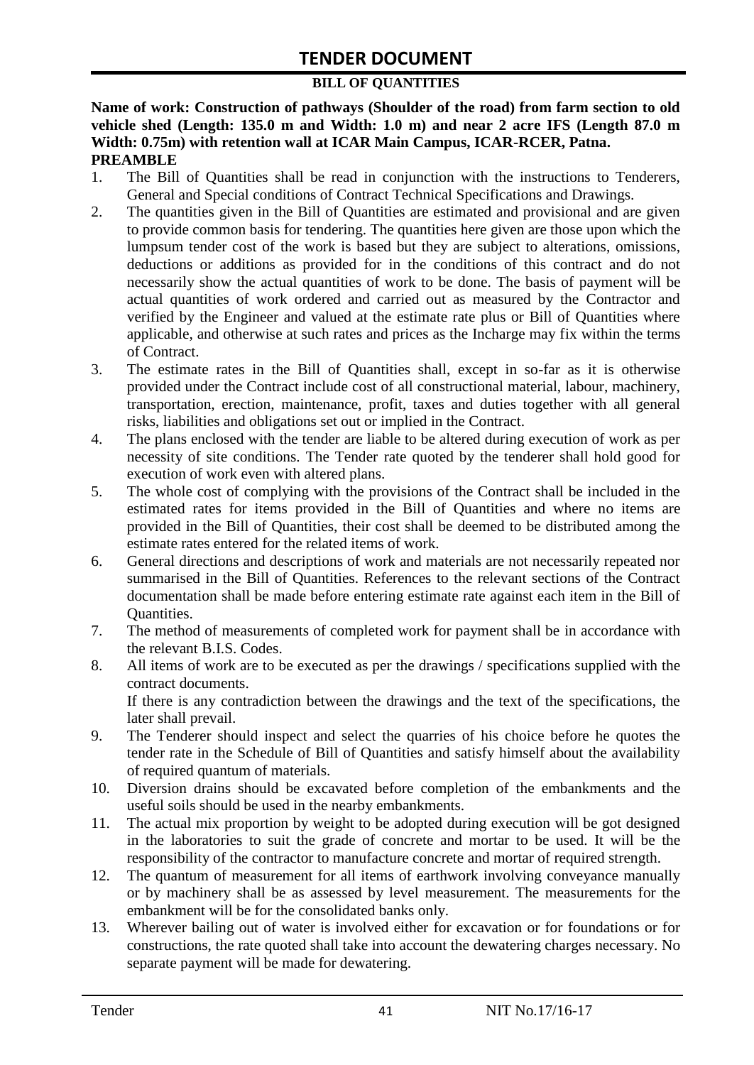# TENDER DOCUMENT

## BILL OF QUANTITIES

**Name of work: Construction of pathways (Shoulder of the road) from farm section to old vehicle shed (Length: 135.0 m and Width: 1.0 m) and near 2 acre IFS (Length 87.0 m Width: 0.75m) with retention wall at ICAR Main Campus, ICAR-RCER, Patna.**

**PREAMBLE**

1. The Bill of Quantities shall be read in conjunction with the instructions to Tenderers, General and Special conditions of Contract Technical Specifications and Drawings.
2. The quantities given in the Bill of Quantities are estimated and provisional and are given to provide common basis for tendering. The quantities here given are those upon which the lumpsum tender cost of the work is based but they are subject to alterations, omissions, deductions or additions as provided for in the conditions of this contract and do not necessarily show the actual quantities of work to be done. The basis of payment will be actual quantities of work ordered and carried out as measured by the Contractor and verified by the Engineer and valued at the estimate rate plus or Bill of Quantities where applicable, and otherwise at such rates and prices as the Incharge may fix within the terms of Contract.
3. The estimate rates in the Bill of Quantities shall, except in so-far as it is otherwise provided under the Contract include cost of all constructional material, labour, machinery, transportation, erection, maintenance, profit, taxes and duties together with all general risks, liabilities and obligations set out or implied in the Contract.
4. The plans enclosed with the tender are liable to be altered during execution of work as per necessity of site conditions. The Tender rate quoted by the tenderer shall hold good for execution of work even with altered plans.
5. The whole cost of complying with the provisions of the Contract shall be included in the estimated rates for items provided in the Bill of Quantities and where no items are provided in the Bill of Quantities, their cost shall be deemed to be distributed among the estimate rates entered for the related items of work.
6. General directions and descriptions of work and materials are not necessarily repeated nor summarised in the Bill of Quantities. References to the relevant sections of the Contract documentation shall be made before entering estimate rate against each item in the Bill of Quantities.
7. The method of measurements of completed work for payment shall be in accordance with the relevant B.I.S. Codes.
8. All items of work are to be executed as per the drawings / specifications supplied with the contract documents.
   If there is any contradiction between the drawings and the text of the specifications, the later shall prevail.
9. The Tenderer should inspect and select the quarries of his choice before he quotes the tender rate in the Schedule of Bill of Quantities and satisfy himself about the availability of required quantum of materials.
10. Diversion drains should be excavated before completion of the embankments and the useful soils should be used in the nearby embankments.
11. The actual mix proportion by weight to be adopted during execution will be got designed in the laboratories to suit the grade of concrete and mortar to be used. It will be the responsibility of the contractor to manufacture concrete and mortar of required strength.
12. The quantum of measurement for all items of earthwork involving conveyance manually or by machinery shall be as assessed by level measurement. The measurements for the embankment will be for the consolidated banks only.
13. Wherever bailing out of water is involved either for excavation or for foundations or for constructions, the rate quoted shall take into account the dewatering charges necessary. No separate payment will be made for dewatering.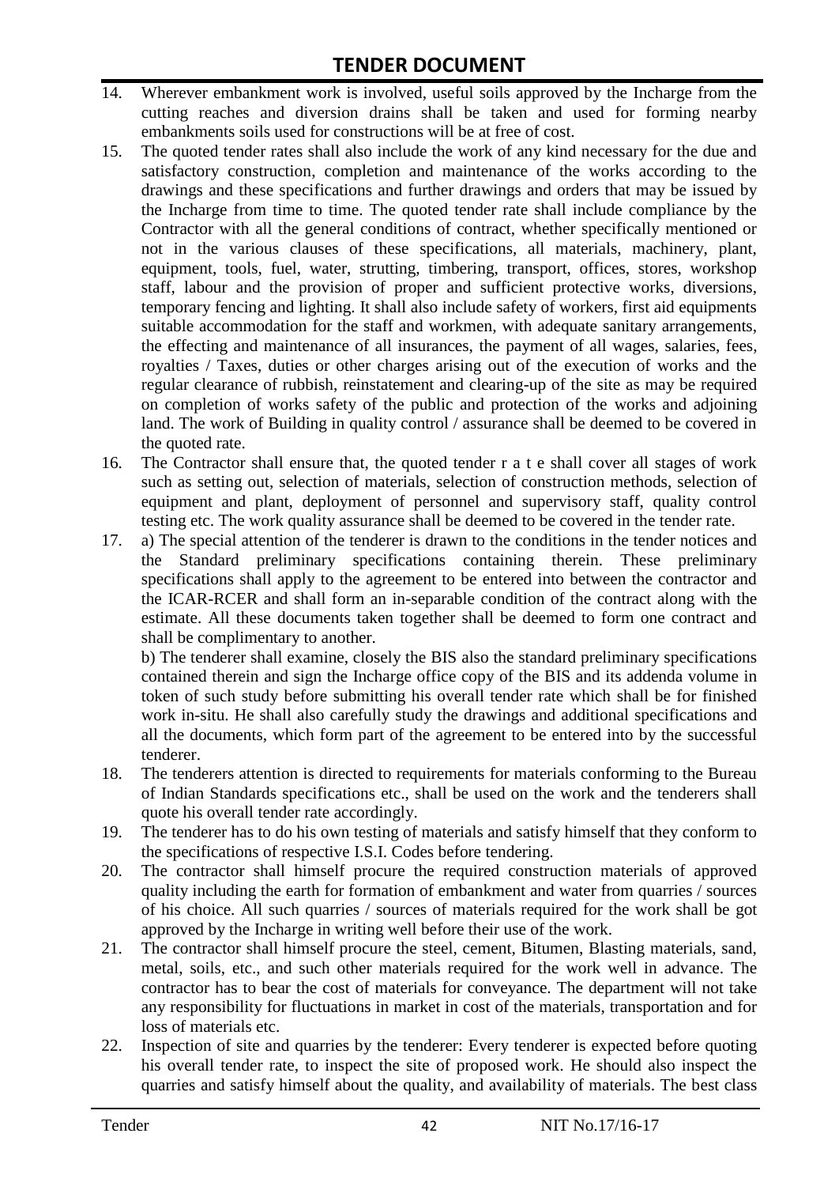14. Wherever embankment work is involved, useful soils approved by the Incharge from the cutting reaches and diversion drains shall be taken and used for forming nearby embankments soils used for constructions will be at free of cost.
15. The quoted tender rates shall also include the work of any kind necessary for the due and satisfactory construction, completion and maintenance of the works according to the drawings and these specifications and further drawings and orders that may be issued by the Incharge from time to time. The quoted tender rate shall include compliance by the Contractor with all the general conditions of contract, whether specifically mentioned or not in the various clauses of these specifications, all materials, machinery, plant, equipment, tools, fuel, water, strutting, timbering, transport, offices, stores, workshop staff, labour and the provision of proper and sufficient protective works, diversions, temporary fencing and lighting. It shall also include safety of workers, first aid equipments suitable accommodation for the staff and workmen, with adequate sanitary arrangements, the effecting and maintenance of all insurances, the payment of all wages, salaries, fees, royalties / Taxes, duties or other charges arising out of the execution of works and the regular clearance of rubbish, reinstatement and clearing-up of the site as may be required on completion of works safety of the public and protection of the works and adjoining land. The work of Building in quality control / assurance shall be deemed to be covered in the quoted rate.
16. The Contractor shall ensure that, the quoted tender r a t e shall cover all stages of work such as setting out, selection of materials, selection of construction methods, selection of equipment and plant, deployment of personnel and supervisory staff, quality control testing etc. The work quality assurance shall be deemed to be covered in the tender rate.
17. a) The special attention of the tenderer is drawn to the conditions in the tender notices and the Standard preliminary specifications containing therein. These preliminary specifications shall apply to the agreement to be entered into between the contractor and the ICAR-RCER and shall form an in-separable condition of the contract along with the estimate. All these documents taken together shall be deemed to form one contract and shall be complimentary to another.

    b) The tenderer shall examine, closely the BIS also the standard preliminary specifications contained therein and sign the Incharge office copy of the BIS and its addenda volume in token of such study before submitting his overall tender rate which shall be for finished work in-situ. He shall also carefully study the drawings and additional specifications and all the documents, which form part of the agreement to be entered into by the successful tenderer.
18. The tenderers attention is directed to requirements for materials conforming to the Bureau of Indian Standards specifications etc., shall be used on the work and the tenderers shall quote his overall tender rate accordingly.
19. The tenderer has to do his own testing of materials and satisfy himself that they conform to the specifications of respective I.S.I. Codes before tendering.
20. The contractor shall himself procure the required construction materials of approved quality including the earth for formation of embankment and water from quarries / sources of his choice. All such quarries / sources of materials required for the work shall be got approved by the Incharge in writing well before their use of the work.
21. The contractor shall himself procure the steel, cement, Bitumen, Blasting materials, sand, metal, soils, etc., and such other materials required for the work well in advance. The contractor has to bear the cost of materials for conveyance. The department will not take any responsibility for fluctuations in market in cost of the materials, transportation and for loss of materials etc.
22. Inspection of site and quarries by the tenderer: Every tenderer is expected before quoting his overall tender rate, to inspect the site of proposed work. He should also inspect the quarries and satisfy himself about the quality, and availability of materials. The best class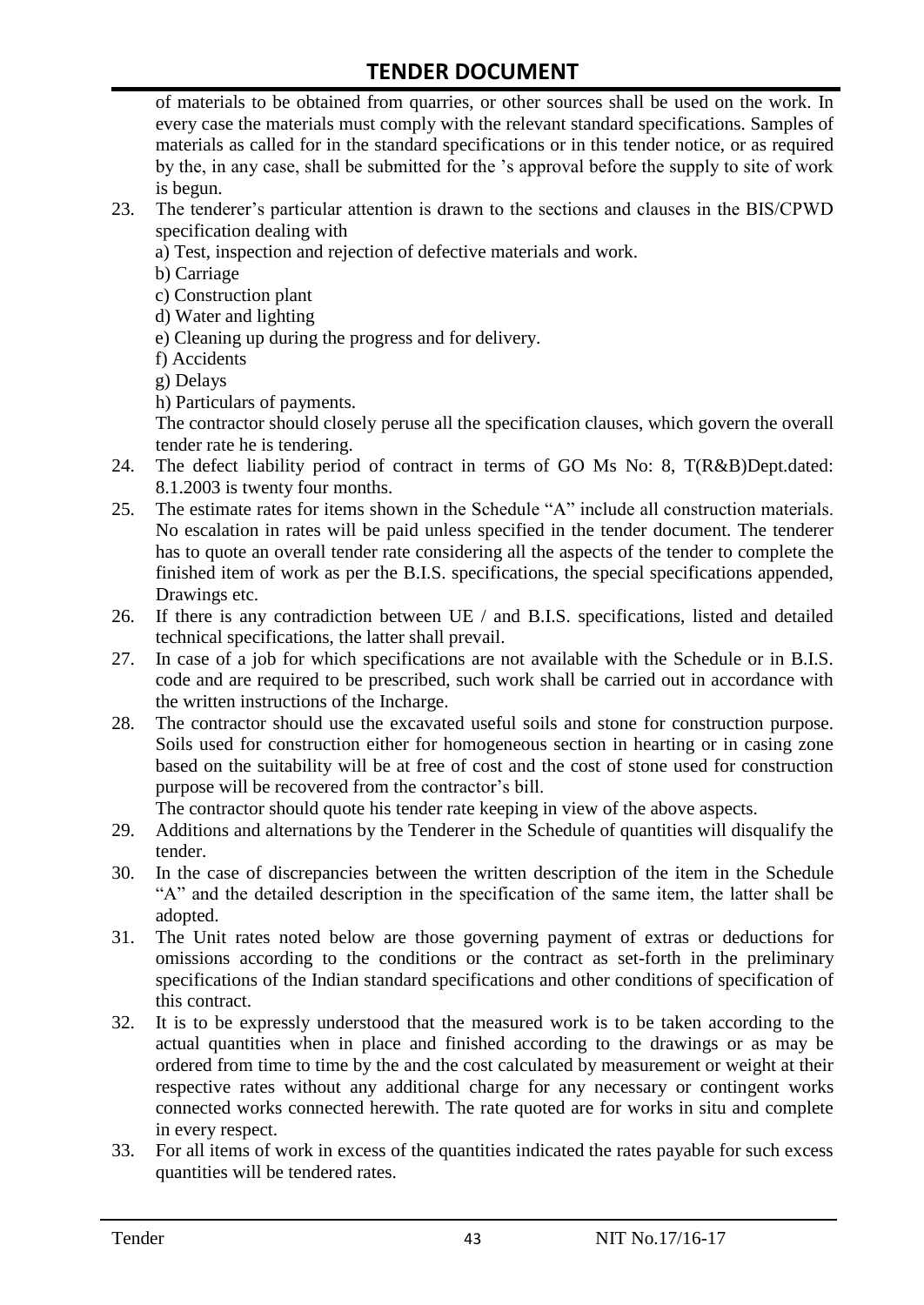of materials to be obtained from quarries, or other sources shall be used on the work. In every case the materials must comply with the relevant standard specifications. Samples of materials as called for in the standard specifications or in this tender notice, or as required by the, in any case, shall be submitted for the 's approval before the supply to site of work is begun.

23. The tenderer's particular attention is drawn to the sections and clauses in the BIS/CPWD specification dealing with
    a) Test, inspection and rejection of defective materials and work.
    b) Carriage
    c) Construction plant
    d) Water and lighting
    e) Cleaning up during the progress and for delivery.
    f) Accidents
    g) Delays
    h) Particulars of payments.

    The contractor should closely peruse all the specification clauses, which govern the overall tender rate he is tendering.
24. The defect liability period of contract in terms of GO Ms No: 8, T(R&B)Dept.dated: 8.1.2003 is twenty four months.
25. The estimate rates for items shown in the Schedule "A" include all construction materials. No escalation in rates will be paid unless specified in the tender document. The tenderer has to quote an overall tender rate considering all the aspects of the tender to complete the finished item of work as per the B.I.S. specifications, the special specifications appended, Drawings etc.
26. If there is any contradiction between UE / and B.I.S. specifications, listed and detailed technical specifications, the latter shall prevail.
27. In case of a job for which specifications are not available with the Schedule or in B.I.S. code and are required to be prescribed, such work shall be carried out in accordance with the written instructions of the Incharge.
28. The contractor should use the excavated useful soils and stone for construction purpose. Soils used for construction either for homogeneous section in hearting or in casing zone based on the suitability will be at free of cost and the cost of stone used for construction purpose will be recovered from the contractor's bill.

    The contractor should quote his tender rate keeping in view of the above aspects.
29. Additions and alternations by the Tenderer in the Schedule of quantities will disqualify the tender.
30. In the case of discrepancies between the written description of the item in the Schedule "A" and the detailed description in the specification of the same item, the latter shall be adopted.
31. The Unit rates noted below are those governing payment of extras or deductions for omissions according to the conditions or the contract as set-forth in the preliminary specifications of the Indian standard specifications and other conditions of specification of this contract.
32. It is to be expressly understood that the measured work is to be taken according to the actual quantities when in place and finished according to the drawings or as may be ordered from time to time by the and the cost calculated by measurement or weight at their respective rates without any additional charge for any necessary or contingent works connected works connected herewith. The rate quoted are for works in situ and complete in every respect.
33. For all items of work in excess of the quantities indicated the rates payable for such excess quantities will be tendered rates.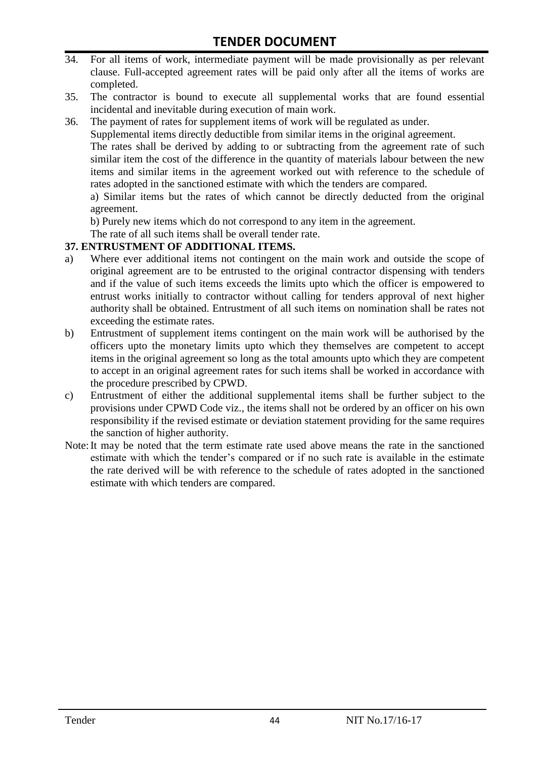34. For all items of work, intermediate payment will be made provisionally as per relevant clause. Full-accepted agreement rates will be paid only after all the items of works are completed.
35. The contractor is bound to execute all supplemental works that are found essential incidental and inevitable during execution of main work.
36. The payment of rates for supplement items of work will be regulated as under.
    Supplemental items directly deductible from similar items in the original agreement.
    The rates shall be derived by adding to or subtracting from the agreement rate of such similar item the cost of the difference in the quantity of materials labour between the new items and similar items in the agreement worked out with reference to the schedule of rates adopted in the sanctioned estimate with which the tenders are compared.
    a) Similar items but the rates of which cannot be directly deducted from the original agreement.
    b) Purely new items which do not correspond to any item in the agreement.
    The rate of all such items shall be overall tender rate.

**37. ENTRUSTMENT OF ADDITIONAL ITEMS.**

a) Where ever additional items not contingent on the main work and outside the scope of original agreement are to be entrusted to the original contractor dispensing with tenders and if the value of such items exceeds the limits upto which the officer is empowered to entrust works initially to contractor without calling for tenders approval of next higher authority shall be obtained. Entrustment of all such items on nomination shall be rates not exceeding the estimate rates.
b) Entrustment of supplement items contingent on the main work will be authorised by the officers upto the monetary limits upto which they themselves are competent to accept items in the original agreement so long as the total amounts upto which they are competent to accept in an original agreement rates for such items shall be worked in accordance with the procedure prescribed by CPWD.
c) Entrustment of either the additional supplemental items shall be further subject to the provisions under CPWD Code viz., the items shall not be ordered by an officer on his own responsibility if the revised estimate or deviation statement providing for the same requires the sanction of higher authority.

Note: It may be noted that the term estimate rate used above means the rate in the sanctioned estimate with which the tender's compared or if no such rate is available in the estimate the rate derived will be with reference to the schedule of rates adopted in the sanctioned estimate with which tenders are compared.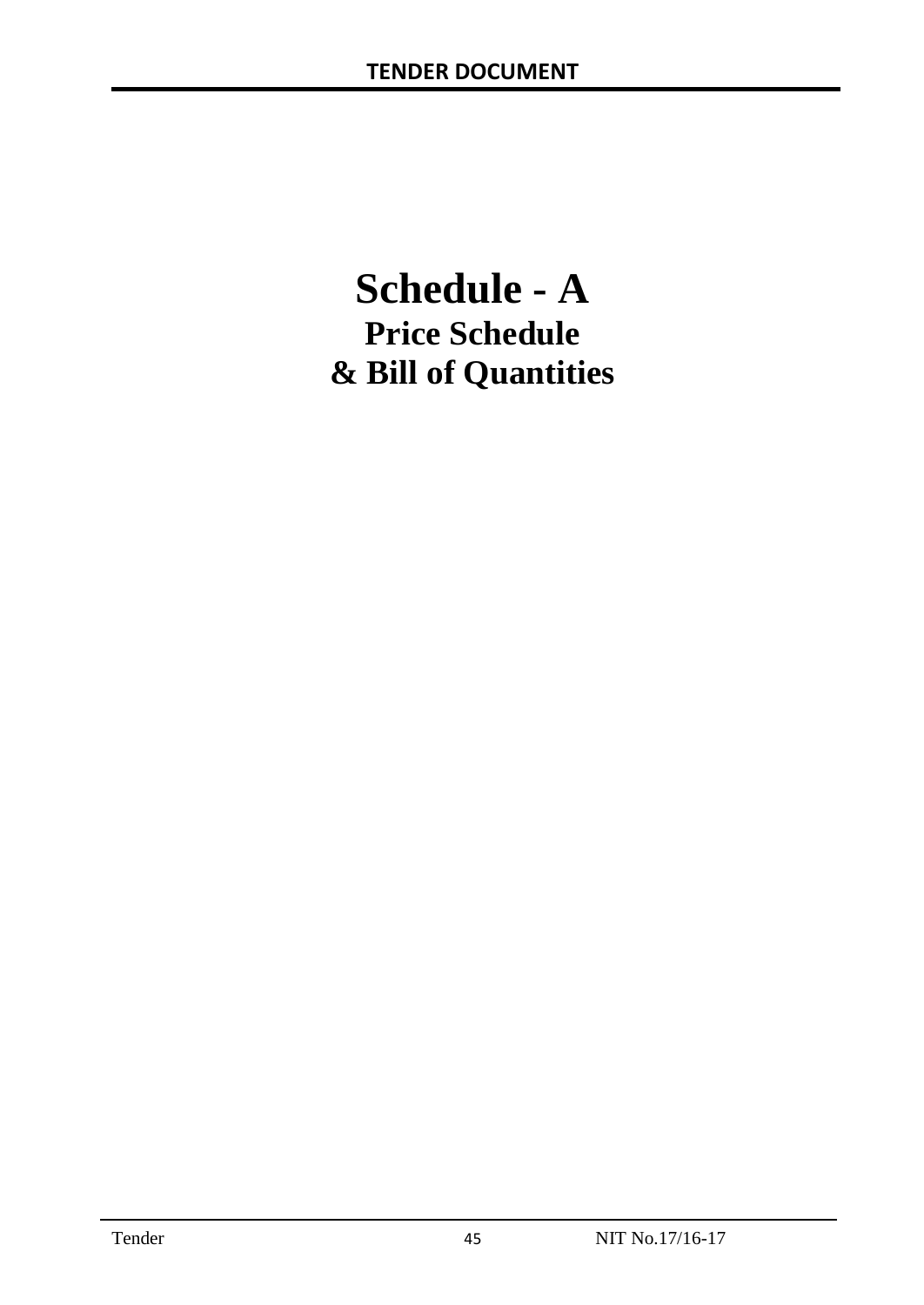# Schedule - A

## Price Schedule

## & Bill of Quantities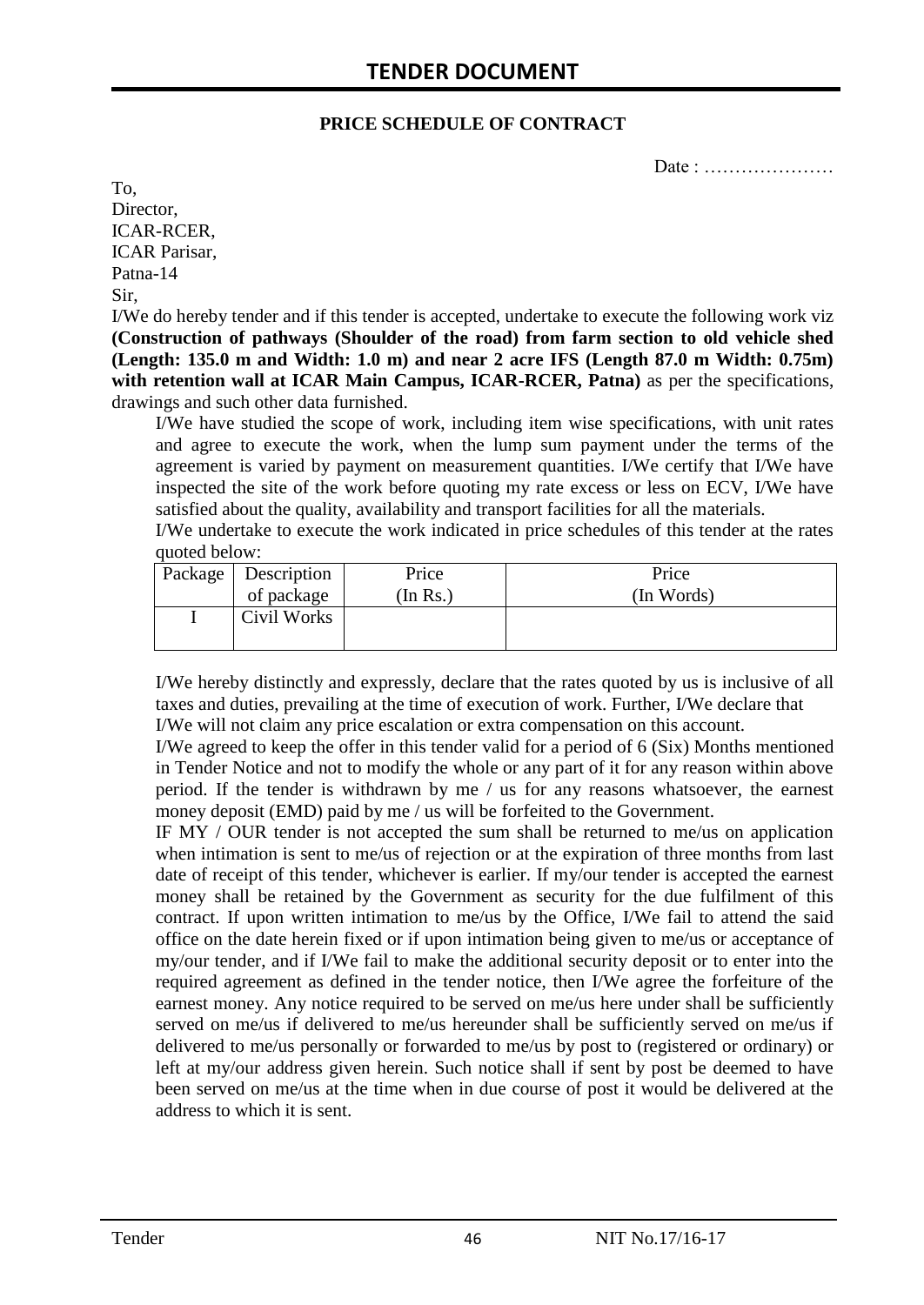# TENDER DOCUMENT

**PRICE SCHEDULE OF CONTRACT**

Date : …………………

To,
Director,
ICAR-RCER,
ICAR Parisar,
Patna-14
Sir,

I/We do hereby tender and if this tender is accepted, undertake to execute the following work viz **(Construction of pathways (Shoulder of the road) from farm section to old vehicle shed (Length: 135.0 m and Width: 1.0 m) and near 2 acre IFS (Length 87.0 m Width: 0.75m) with retention wall at ICAR Main Campus, ICAR-RCER, Patna)** as per the specifications, drawings and such other data furnished.

I/We have studied the scope of work, including item wise specifications, with unit rates and agree to execute the work, when the lump sum payment under the terms of the agreement is varied by payment on measurement quantities. I/We certify that I/We have inspected the site of the work before quoting my rate excess or less on ECV, I/We have satisfied about the quality, availability and transport facilities for all the materials.

I/We undertake to execute the work indicated in price schedules of this tender at the rates quoted below:

| Package | Description of package | Price (In Rs.) | Price (In Words) |
|---|---|---|---|
| I | Civil Works | | |

I/We hereby distinctly and expressly, declare that the rates quoted by us is inclusive of all taxes and duties, prevailing at the time of execution of work. Further, I/We declare that I/We will not claim any price escalation or extra compensation on this account.

I/We agreed to keep the offer in this tender valid for a period of 6 (Six) Months mentioned in Tender Notice and not to modify the whole or any part of it for any reason within above period. If the tender is withdrawn by me / us for any reasons whatsoever, the earnest money deposit (EMD) paid by me / us will be forfeited to the Government.

IF MY / OUR tender is not accepted the sum shall be returned to me/us on application when intimation is sent to me/us of rejection or at the expiration of three months from last date of receipt of this tender, whichever is earlier. If my/our tender is accepted the earnest money shall be retained by the Government as security for the due fulfilment of this contract. If upon written intimation to me/us by the Office, I/We fail to attend the said office on the date herein fixed or if upon intimation being given to me/us or acceptance of my/our tender, and if I/We fail to make the additional security deposit or to enter into the required agreement as defined in the tender notice, then I/We agree the forfeiture of the earnest money. Any notice required to be served on me/us here under shall be sufficiently served on me/us if delivered to me/us hereunder shall be sufficiently served on me/us if delivered to me/us personally or forwarded to me/us by post to (registered or ordinary) or left at my/our address given herein. Such notice shall if sent by post be deemed to have been served on me/us at the time when in due course of post it would be delivered at the address to which it is sent.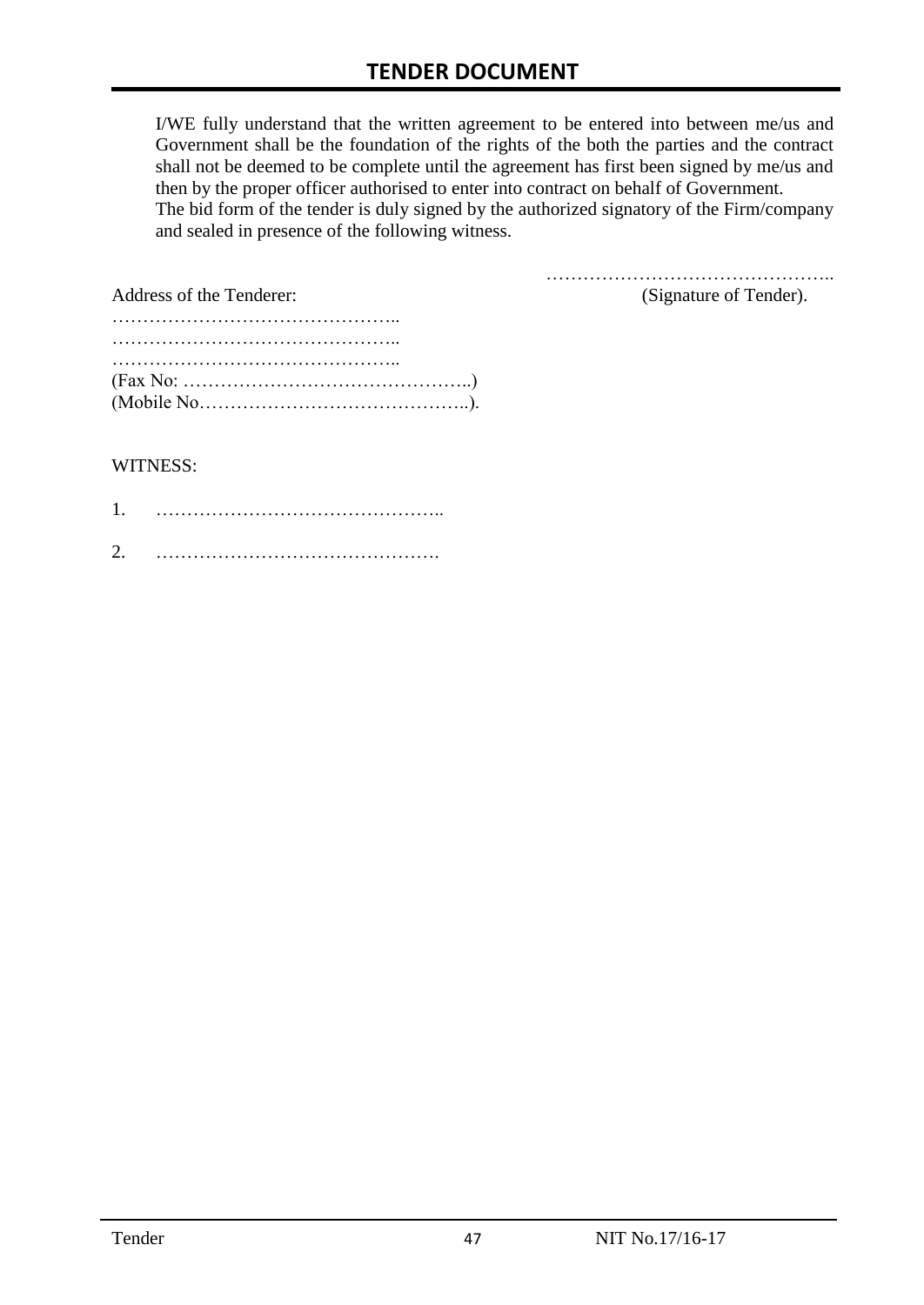I/WE fully understand that the written agreement to be entered into between me/us and Government shall be the foundation of the rights of the both the parties and the contract shall not be deemed to be complete until the agreement has first been signed by me/us and then by the proper officer authorised to enter into contract on behalf of Government.
The bid form of the tender is duly signed by the authorized signatory of the Firm/company and sealed in presence of the following witness.

………………………………………..
(Signature of Tender).

Address of the Tenderer:
………………………………………..
………………………………………..
………………………………………..
(Fax No: ………………………………………..)
(Mobile No……………………………………..).

WITNESS:

1. ………………………………………..

2. ……………………………………….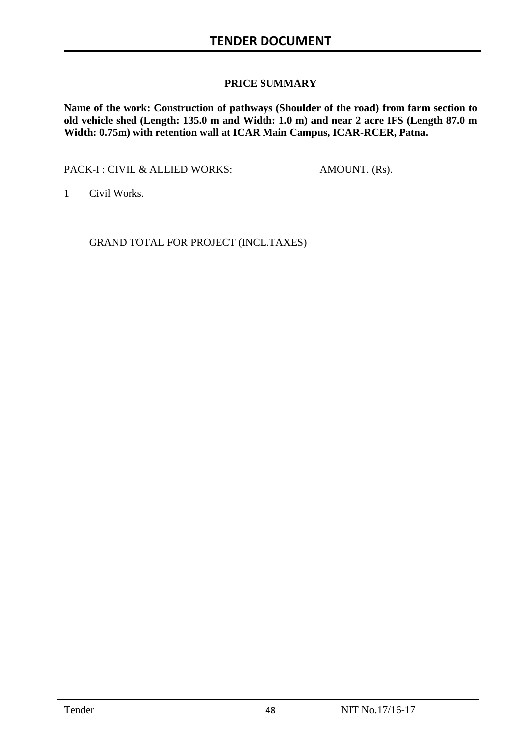## PRICE SUMMARY

**Name of the work: Construction of pathways (Shoulder of the road) from farm section to old vehicle shed (Length: 135.0 m and Width: 1.0 m) and near 2 acre IFS (Length 87.0 m Width: 0.75m) with retention wall at ICAR Main Campus, ICAR-RCER, Patna.**

| PACK-I : CIVIL & ALLIED WORKS: | AMOUNT. (Rs). |
|---|---|
| 1 Civil Works. | |
| GRAND TOTAL FOR PROJECT (INCL.TAXES) | |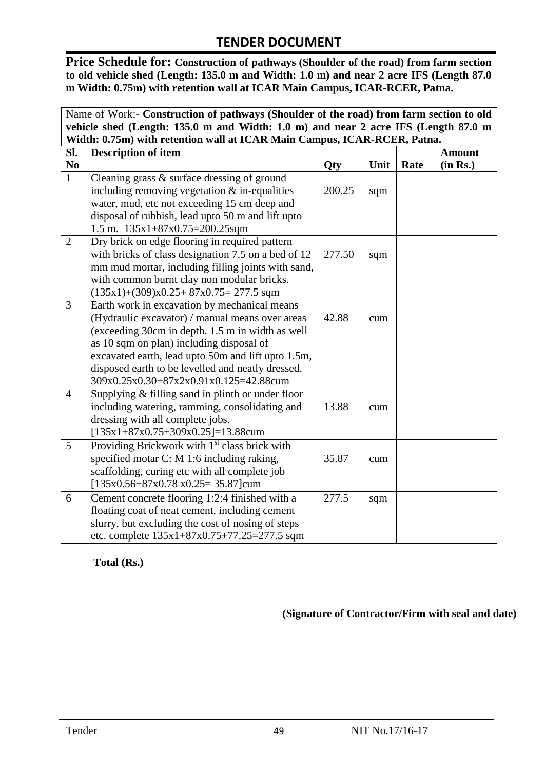# TENDER DOCUMENT

**Price Schedule for: Construction of pathways (Shoulder of the road) from farm section to old vehicle shed (Length: 135.0 m and Width: 1.0 m) and near 2 acre IFS (Length 87.0 m Width: 0.75m) with retention wall at ICAR Main Campus, ICAR-RCER, Patna.**

Name of Work:- **Construction of pathways (Shoulder of the road) from farm section to old vehicle shed (Length: 135.0 m and Width: 1.0 m) and near 2 acre IFS (Length 87.0 m Width: 0.75m) with retention wall at ICAR Main Campus, ICAR-RCER, Patna.**

| Sl. No | Description of item | Qty | Unit | Rate | Amount (in Rs.) |
|---|---|---|---|---|---|
| 1 | Cleaning grass & surface dressing of ground including removing vegetation & in-equalities water, mud, etc not exceeding 15 cm deep and disposal of rubbish, lead upto 50 m and lift upto 1.5 m. 135x1+87x0.75=200.25sqm | 200.25 | sqm | | |
| 2 | Dry brick on edge flooring in required pattern with bricks of class designation 7.5 on a bed of 12 mm mud mortar, including filling joints with sand, with common burnt clay non modular bricks. (135x1)+(309)x0.25+ 87x0.75= 277.5 sqm | 277.50 | sqm | | |
| 3 | Earth work in excavation by mechanical means (Hydraulic excavator) / manual means over areas (exceeding 30cm in depth. 1.5 m in width as well as 10 sqm on plan) including disposal of excavated earth, lead upto 50m and lift upto 1.5m, disposed earth to be levelled and neatly dressed. 309x0.25x0.30+87x2x0.91x0.125=42.88cum | 42.88 | cum | | |
| 4 | Supplying & filling sand in plinth or under floor including watering, ramming, consolidating and dressing with all complete jobs. [135x1+87x0.75+309x0.25]=13.88cum | 13.88 | cum | | |
| 5 | Providing Brickwork with 1st class brick with specified motar C: M 1:6 including raking, scaffolding, curing etc with all complete job [135x0.56+87x0.78 x0.25= 35.87]cum | 35.87 | cum | | |
| 6 | Cement concrete flooring 1:2:4 finished with a floating coat of neat cement, including cement slurry, but excluding the cost of nosing of steps etc. complete 135x1+87x0.75+77.25=277.5 sqm | 277.5 | sqm | | |
| | **Total (Rs.)** | | | | |

**(Signature of Contractor/Firm with seal and date)**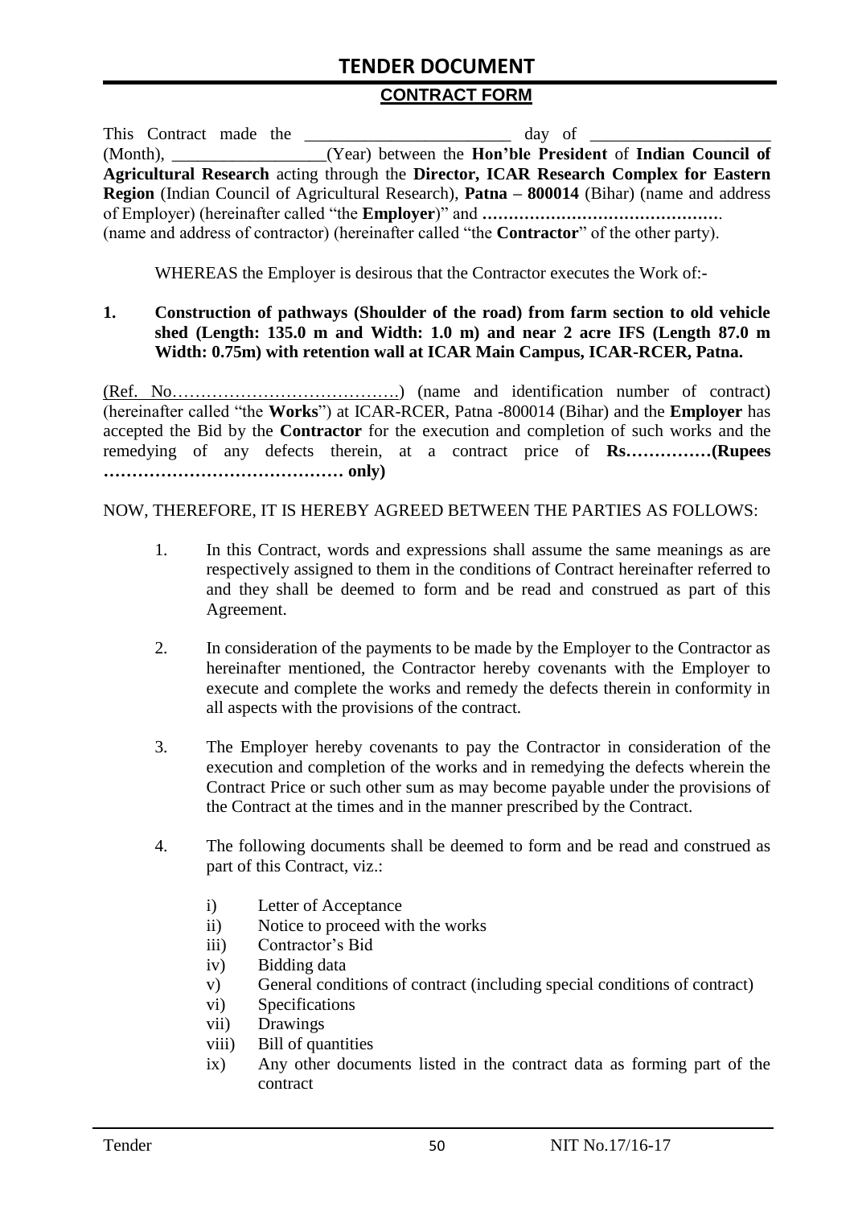## CONTRACT FORM

This Contract made the ________________________ day of _____________________ (Month), __________________(Year) between the **Hon'ble President** of **Indian Council of Agricultural Research** acting through the **Director, ICAR Research Complex for Eastern Region** (Indian Council of Agricultural Research), **Patna – 800014** (Bihar) (name and address of Employer) (hereinafter called "the **Employer**)" and **………………………………………**. (name and address of contractor) (hereinafter called "the **Contractor**" of the other party).

WHEREAS the Employer is desirous that the Contractor executes the Work of:-

**1. Construction of pathways (Shoulder of the road) from farm section to old vehicle shed (Length: 135.0 m and Width: 1.0 m) and near 2 acre IFS (Length 87.0 m Width: 0.75m) with retention wall at ICAR Main Campus, ICAR-RCER, Patna.**

(Ref. No………………………………….) (name and identification number of contract) (hereinafter called "the **Works**") at ICAR-RCER, Patna -800014 (Bihar) and the **Employer** has accepted the Bid by the **Contractor** for the execution and completion of such works and the remedying of any defects therein, at a contract price of **Rs……………(Rupees …………………………………… only)**

NOW, THEREFORE, IT IS HEREBY AGREED BETWEEN THE PARTIES AS FOLLOWS:

1. In this Contract, words and expressions shall assume the same meanings as are respectively assigned to them in the conditions of Contract hereinafter referred to and they shall be deemed to form and be read and construed as part of this Agreement.

2. In consideration of the payments to be made by the Employer to the Contractor as hereinafter mentioned, the Contractor hereby covenants with the Employer to execute and complete the works and remedy the defects therein in conformity in all aspects with the provisions of the contract.

3. The Employer hereby covenants to pay the Contractor in consideration of the execution and completion of the works and in remedying the defects wherein the Contract Price or such other sum as may become payable under the provisions of the Contract at the times and in the manner prescribed by the Contract.

4. The following documents shall be deemed to form and be read and construed as part of this Contract, viz.:

   i) Letter of Acceptance
   ii) Notice to proceed with the works
   iii) Contractor's Bid
   iv) Bidding data
   v) General conditions of contract (including special conditions of contract)
   vi) Specifications
   vii) Drawings
   viii) Bill of quantities
   ix) Any other documents listed in the contract data as forming part of the contract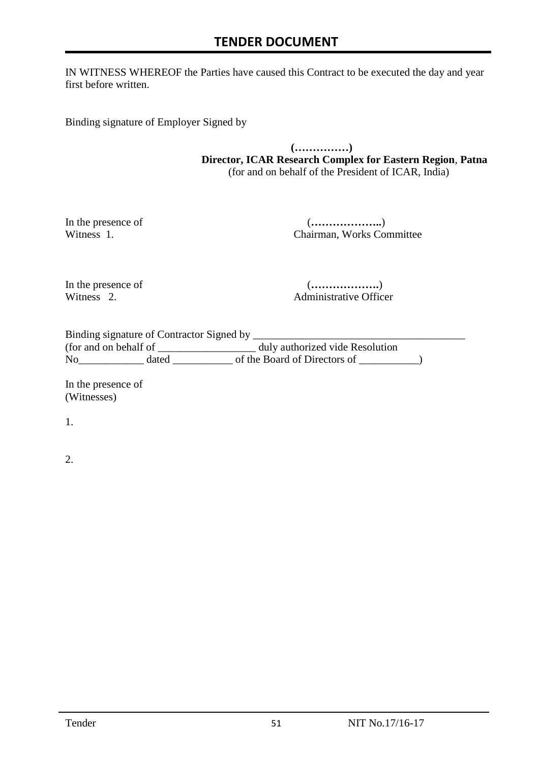IN WITNESS WHEREOF the Parties have caused this Contract to be executed the day and year first before written.

Binding signature of Employer Signed by

**(……………)**
**Director, ICAR Research Complex for Eastern Region**, **Patna**
(for and on behalf of the President of ICAR, India)

In the presence of
Witness 1.

(**………………..**)
Chairman, Works Committee

In the presence of
Witness 2.

(**……………….**)
Administrative Officer

Binding signature of Contractor Signed by _______________________________________
(for and on behalf of _________________ duly authorized vide Resolution No____________ dated ___________ of the Board of Directors of ___________)

In the presence of
(Witnesses)

1.

2.